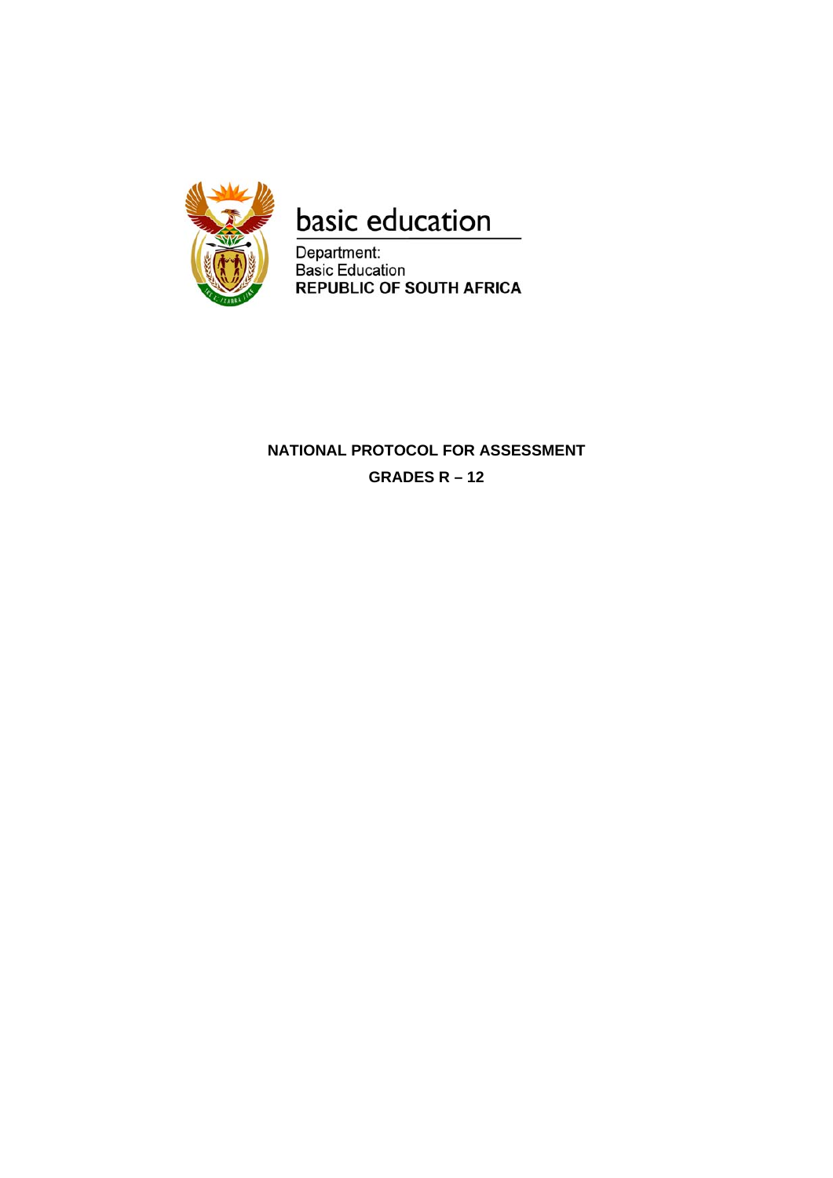basic education

Department:
Basic Education
**REPUBLIC OF SOUTH AFRICA**

# NATIONAL PROTOCOL FOR ASSESSMENT

## GRADES R – 12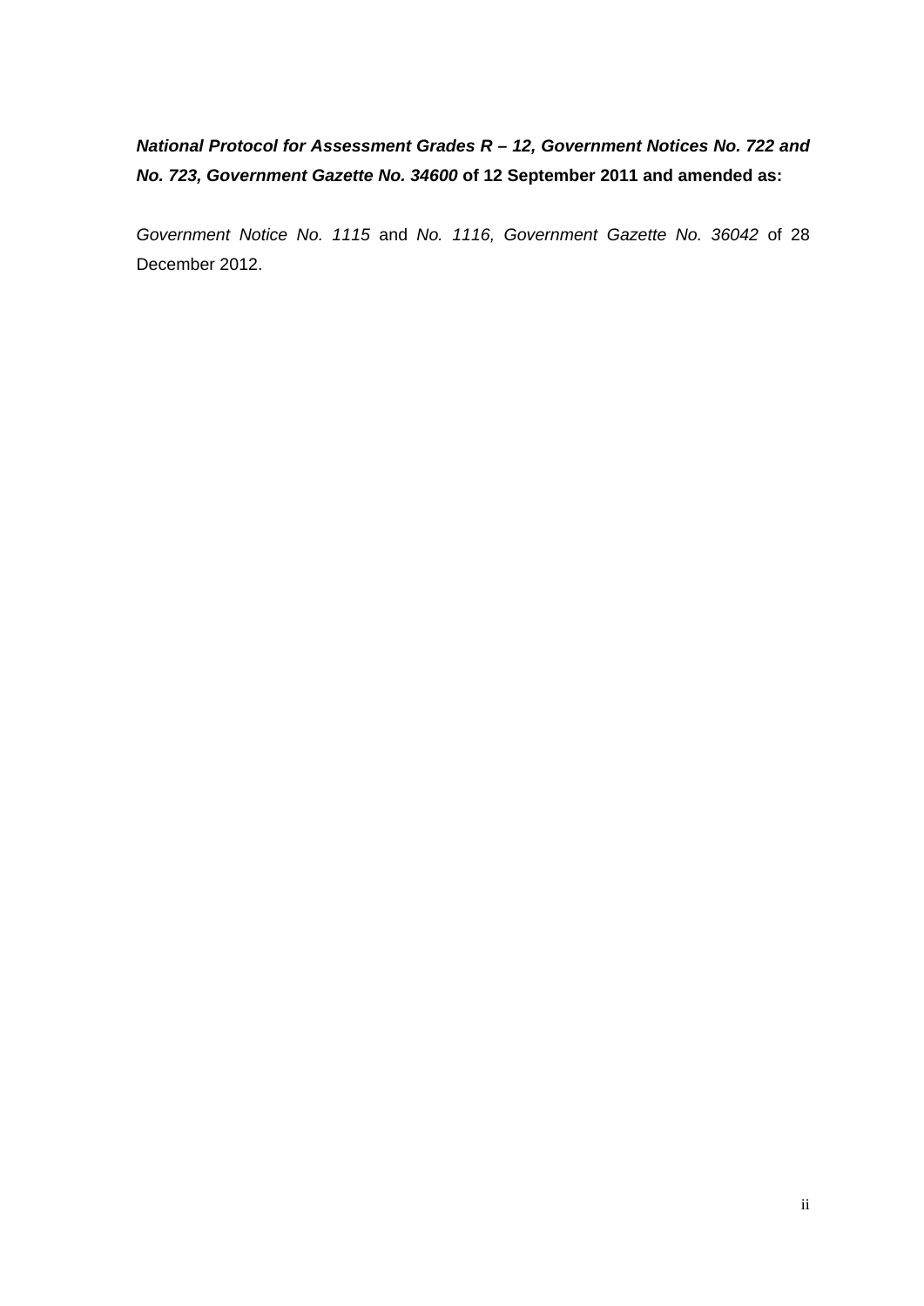***National Protocol for Assessment Grades R – 12, Government Notices No. 722 and No. 723, Government Gazette No. 34600*** **of 12 September 2011 and amended as:**

*Government Notice No. 1115* and *No. 1116, Government Gazette No. 36042* of 28 December 2012.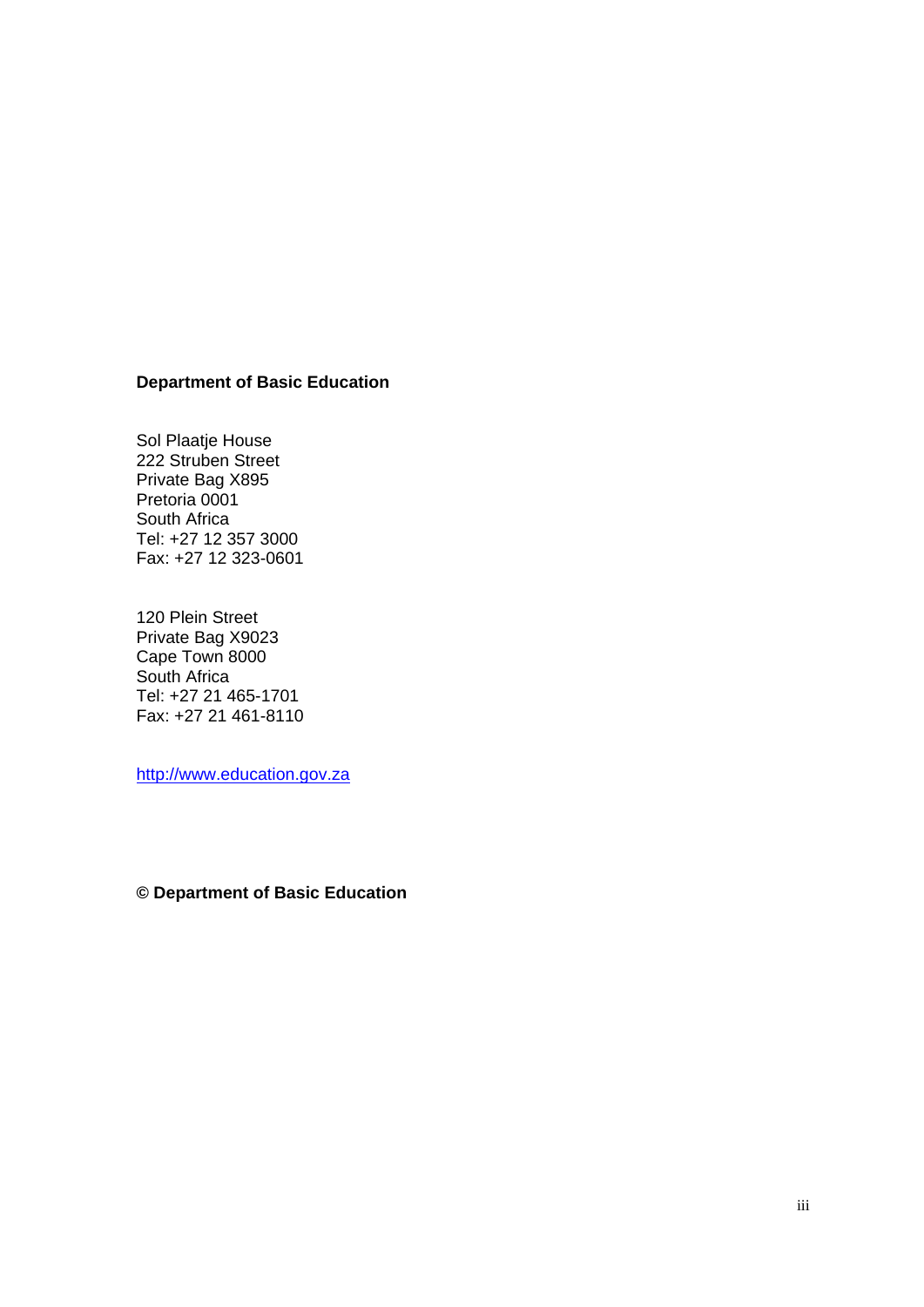**Department of Basic Education**

Sol Plaatje House
222 Struben Street
Private Bag X895
Pretoria 0001
South Africa
Tel: +27 12 357 3000
Fax: +27 12 323-0601

120 Plein Street
Private Bag X9023
Cape Town 8000
South Africa
Tel: +27 21 465-1701
Fax: +27 21 461-8110

http://www.education.gov.za

**© Department of Basic Education**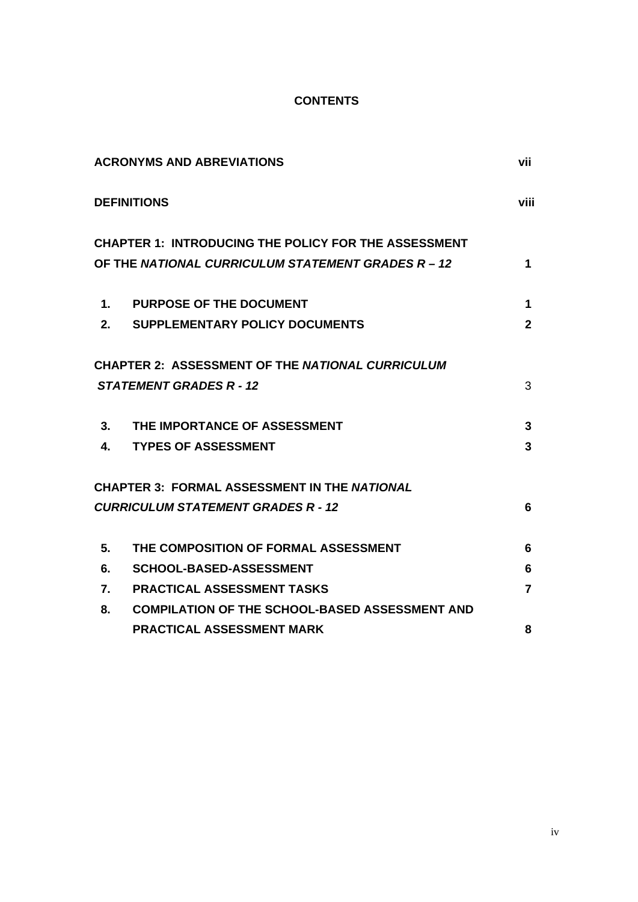# CONTENTS

| | | |
|---|---|---|
| **ACRONYMS AND ABREVIATIONS** | | **vii** |
| **DEFINITIONS** | | **viii** |
| **CHAPTER 1: INTRODUCING THE POLICY FOR THE ASSESSMENT OF THE *NATIONAL CURRICULUM STATEMENT GRADES R – 12*** | | **1** |
| **1.** | **PURPOSE OF THE DOCUMENT** | **1** |
| **2.** | **SUPPLEMENTARY POLICY DOCUMENTS** | **2** |
| **CHAPTER 2: ASSESSMENT OF THE *NATIONAL CURRICULUM STATEMENT GRADES R - 12*** | | 3 |
| **3.** | **THE IMPORTANCE OF ASSESSMENT** | **3** |
| **4.** | **TYPES OF ASSESSMENT** | **3** |
| **CHAPTER 3: FORMAL ASSESSMENT IN THE *NATIONAL CURRICULUM STATEMENT GRADES R - 12*** | | **6** |
| **5.** | **THE COMPOSITION OF FORMAL ASSESSMENT** | **6** |
| **6.** | **SCHOOL-BASED-ASSESSMENT** | **6** |
| **7.** | **PRACTICAL ASSESSMENT TASKS** | **7** |
| **8.** | **COMPILATION OF THE SCHOOL-BASED ASSESSMENT AND PRACTICAL ASSESSMENT MARK** | **8** |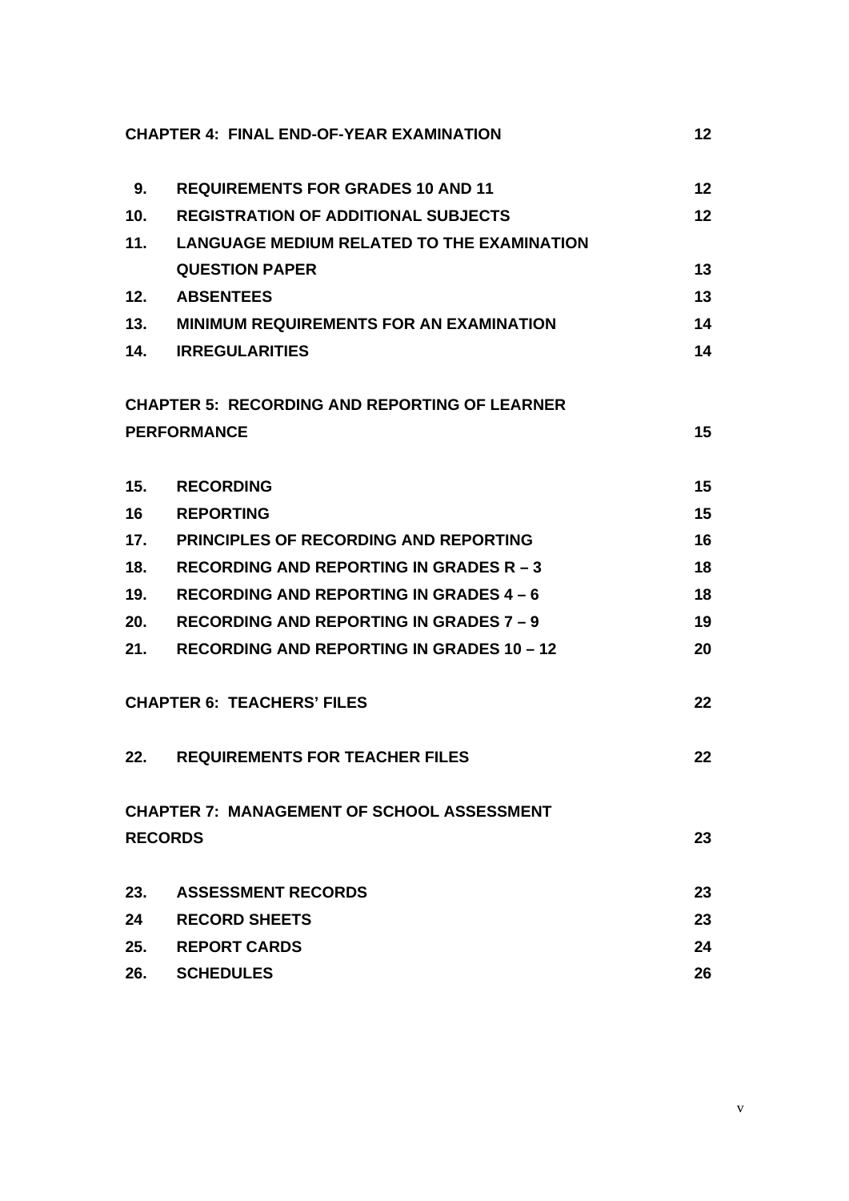| | | |
|---|---|---|
| **CHAPTER 4: FINAL END-OF-YEAR EXAMINATION** | | **12** |
| **9.** | **REQUIREMENTS FOR GRADES 10 AND 11** | **12** |
| **10.** | **REGISTRATION OF ADDITIONAL SUBJECTS** | **12** |
| **11.** | **LANGUAGE MEDIUM RELATED TO THE EXAMINATION QUESTION PAPER** | **13** |
| **12.** | **ABSENTEES** | **13** |
| **13.** | **MINIMUM REQUIREMENTS FOR AN EXAMINATION** | **14** |
| **14.** | **IRREGULARITIES** | **14** |
| **CHAPTER 5: RECORDING AND REPORTING OF LEARNER PERFORMANCE** | | **15** |
| **15.** | **RECORDING** | **15** |
| **16** | **REPORTING** | **15** |
| **17.** | **PRINCIPLES OF RECORDING AND REPORTING** | **16** |
| **18.** | **RECORDING AND REPORTING IN GRADES R – 3** | **18** |
| **19.** | **RECORDING AND REPORTING IN GRADES 4 – 6** | **18** |
| **20.** | **RECORDING AND REPORTING IN GRADES 7 – 9** | **19** |
| **21.** | **RECORDING AND REPORTING IN GRADES 10 – 12** | **20** |
| **CHAPTER 6: TEACHERS' FILES** | | **22** |
| **22.** | **REQUIREMENTS FOR TEACHER FILES** | **22** |
| **CHAPTER 7: MANAGEMENT OF SCHOOL ASSESSMENT RECORDS** | | **23** |
| **23.** | **ASSESSMENT RECORDS** | **23** |
| **24** | **RECORD SHEETS** | **23** |
| **25.** | **REPORT CARDS** | **24** |
| **26.** | **SCHEDULES** | **26** |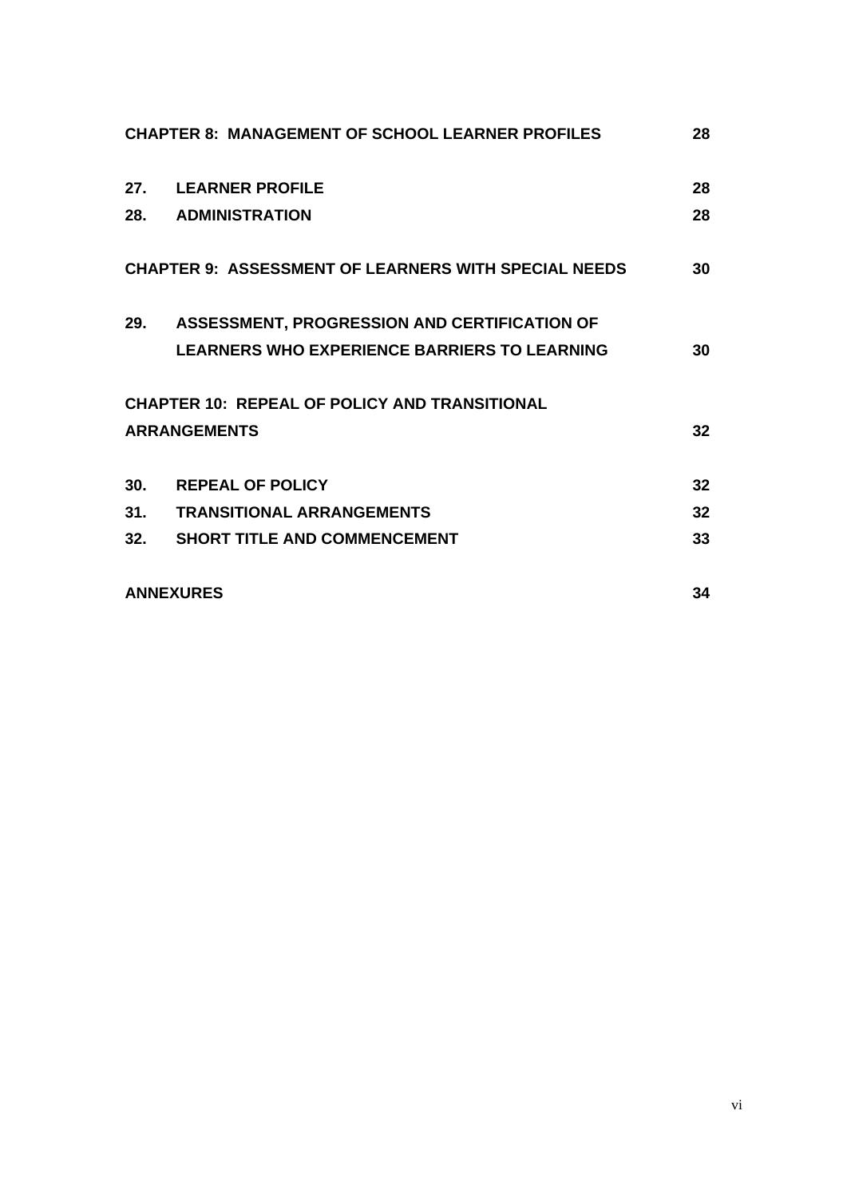| | | |
|---|---|---|
| **CHAPTER 8: MANAGEMENT OF SCHOOL LEARNER PROFILES** | | **28** |
| **27.** | **LEARNER PROFILE** | **28** |
| **28.** | **ADMINISTRATION** | **28** |
| **CHAPTER 9: ASSESSMENT OF LEARNERS WITH SPECIAL NEEDS** | | **30** |
| **29.** | **ASSESSMENT, PROGRESSION AND CERTIFICATION OF LEARNERS WHO EXPERIENCE BARRIERS TO LEARNING** | **30** |
| **CHAPTER 10: REPEAL OF POLICY AND TRANSITIONAL ARRANGEMENTS** | | **32** |
| **30.** | **REPEAL OF POLICY** | **32** |
| **31.** | **TRANSITIONAL ARRANGEMENTS** | **32** |
| **32.** | **SHORT TITLE AND COMMENCEMENT** | **33** |
| **ANNEXURES** | | **34** |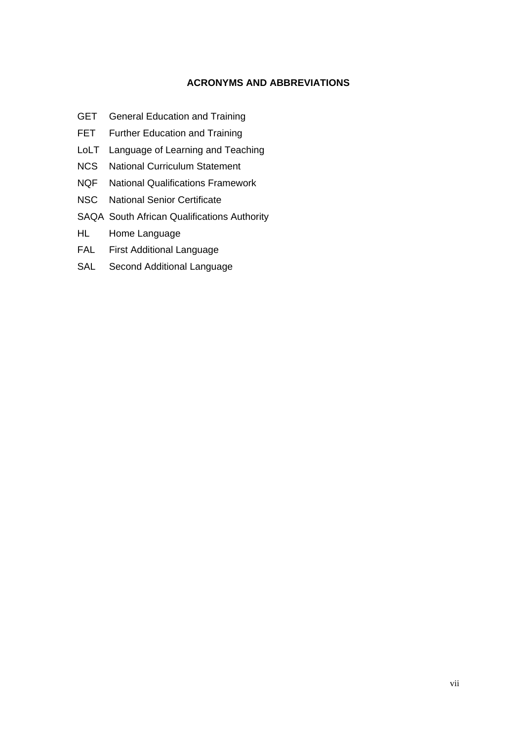## ACRONYMS AND ABBREVIATIONS

| | |
|---|---|
| GET | General Education and Training |
| FET | Further Education and Training |
| LoLT | Language of Learning and Teaching |
| NCS | National Curriculum Statement |
| NQF | National Qualifications Framework |
| NSC | National Senior Certificate |
| SAQA | South African Qualifications Authority |
| HL | Home Language |
| FAL | First Additional Language |
| SAL | Second Additional Language |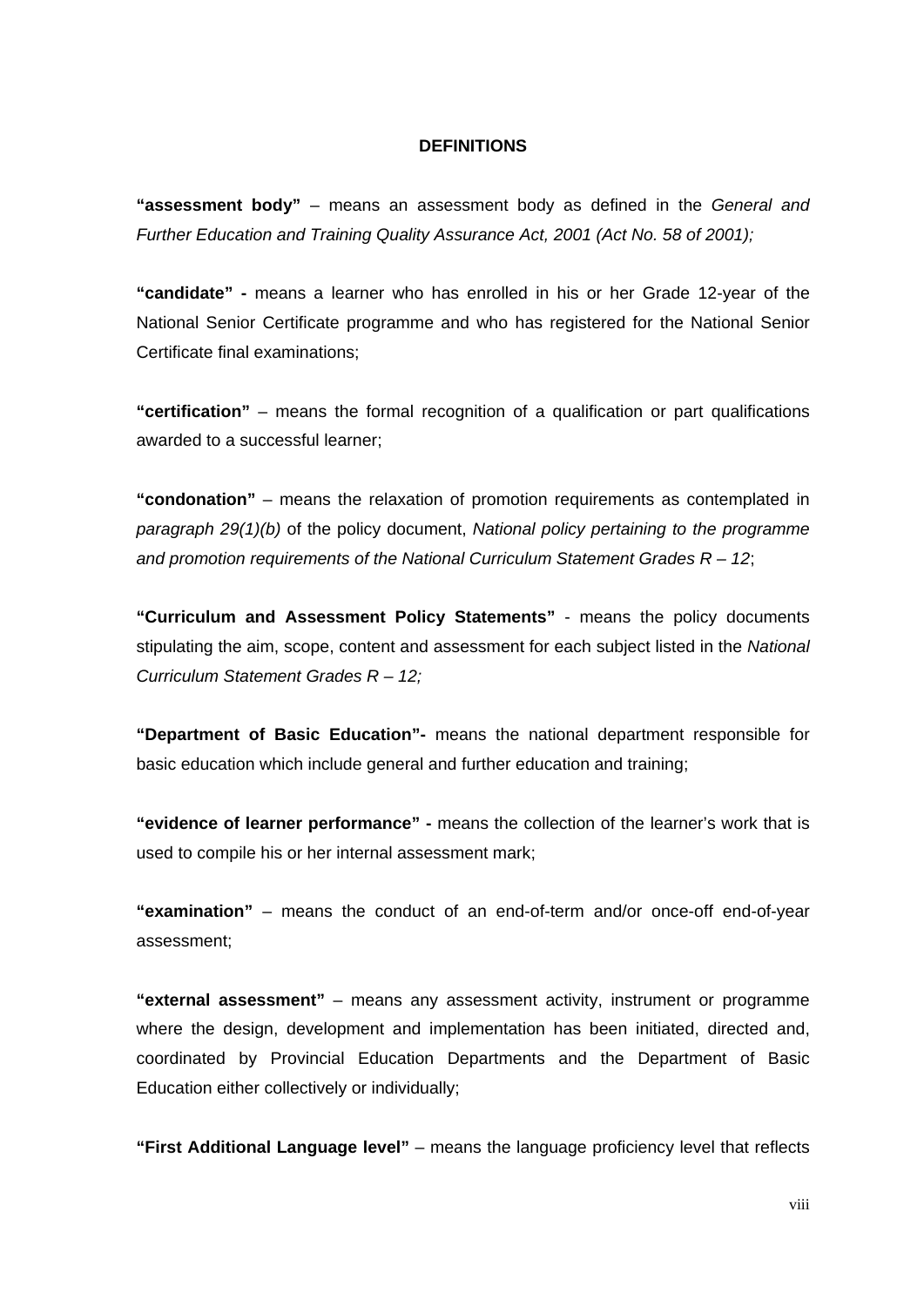## DEFINITIONS

**"assessment body"** – means an assessment body as defined in the *General and Further Education and Training Quality Assurance Act, 2001 (Act No. 58 of 2001);*

**"candidate" -** means a learner who has enrolled in his or her Grade 12-year of the National Senior Certificate programme and who has registered for the National Senior Certificate final examinations;

**"certification"** – means the formal recognition of a qualification or part qualifications awarded to a successful learner;

**"condonation"** – means the relaxation of promotion requirements as contemplated in *paragraph 29(1)(b)* of the policy document, *National policy pertaining to the programme and promotion requirements of the National Curriculum Statement Grades R – 12*;

**"Curriculum and Assessment Policy Statements"** - means the policy documents stipulating the aim, scope, content and assessment for each subject listed in the *National Curriculum Statement Grades R – 12;*

**"Department of Basic Education"-** means the national department responsible for basic education which include general and further education and training;

**"evidence of learner performance" -** means the collection of the learner's work that is used to compile his or her internal assessment mark;

**"examination"** – means the conduct of an end-of-term and/or once-off end-of-year assessment;

**"external assessment"** – means any assessment activity, instrument or programme where the design, development and implementation has been initiated, directed and, coordinated by Provincial Education Departments and the Department of Basic Education either collectively or individually;

**"First Additional Language level"** – means the language proficiency level that reflects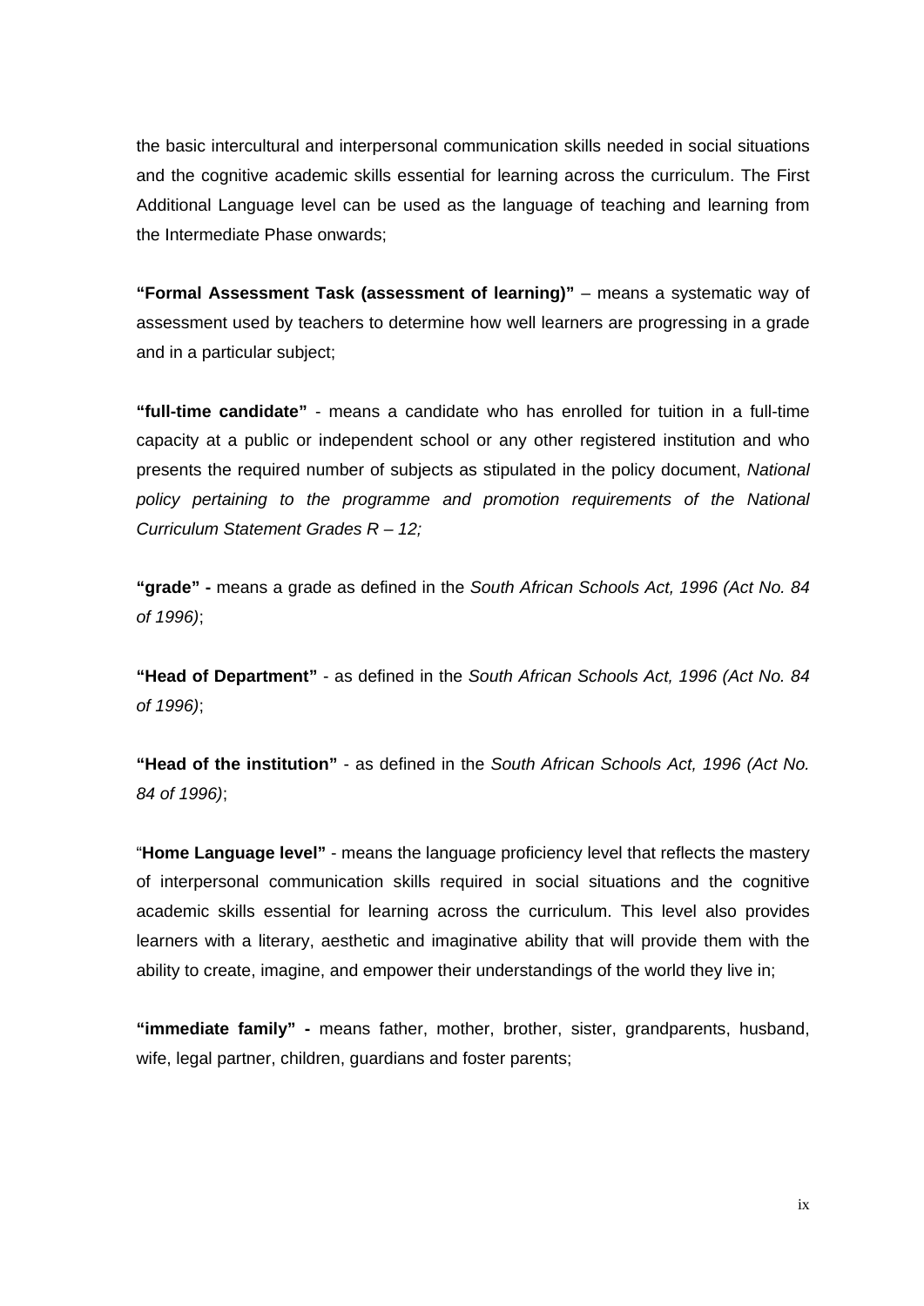the basic intercultural and interpersonal communication skills needed in social situations and the cognitive academic skills essential for learning across the curriculum. The First Additional Language level can be used as the language of teaching and learning from the Intermediate Phase onwards;

**"Formal Assessment Task (assessment of learning)"** – means a systematic way of assessment used by teachers to determine how well learners are progressing in a grade and in a particular subject;

**"full-time candidate"** - means a candidate who has enrolled for tuition in a full-time capacity at a public or independent school or any other registered institution and who presents the required number of subjects as stipulated in the policy document, *National policy pertaining to the programme and promotion requirements of the National Curriculum Statement Grades R – 12;*

**"grade" -** means a grade as defined in the *South African Schools Act, 1996 (Act No. 84 of 1996)*;

**"Head of Department"** - as defined in the *South African Schools Act, 1996 (Act No. 84 of 1996)*;

**"Head of the institution"** - as defined in the *South African Schools Act, 1996 (Act No. 84 of 1996)*;

"**Home Language level"** - means the language proficiency level that reflects the mastery of interpersonal communication skills required in social situations and the cognitive academic skills essential for learning across the curriculum. This level also provides learners with a literary, aesthetic and imaginative ability that will provide them with the ability to create, imagine, and empower their understandings of the world they live in;

**"immediate family" -** means father, mother, brother, sister, grandparents, husband, wife, legal partner, children, guardians and foster parents;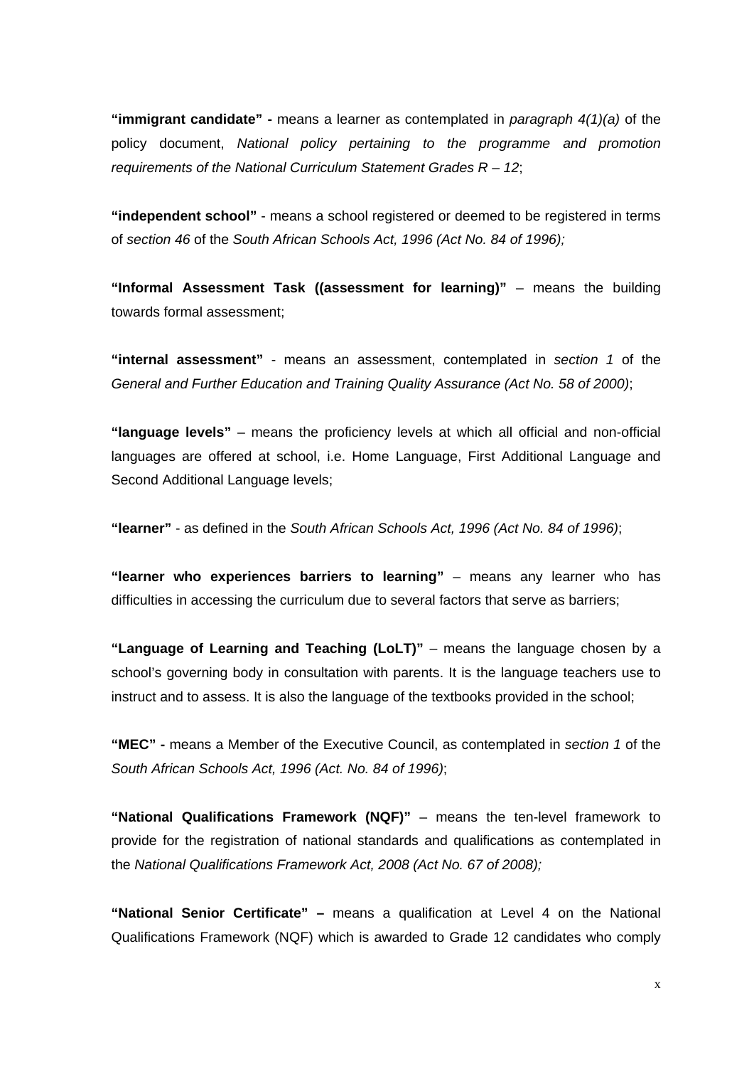**"immigrant candidate" -** means a learner as contemplated in *paragraph 4(1)(a)* of the policy document, *National policy pertaining to the programme and promotion requirements of the National Curriculum Statement Grades R – 12*;

**"independent school"** - means a school registered or deemed to be registered in terms of *section 46* of the *South African Schools Act, 1996 (Act No. 84 of 1996);*

**"Informal Assessment Task ((assessment for learning)"** – means the building towards formal assessment;

**"internal assessment"** - means an assessment, contemplated in *section 1* of the *General and Further Education and Training Quality Assurance (Act No. 58 of 2000)*;

**"language levels"** – means the proficiency levels at which all official and non-official languages are offered at school, i.e. Home Language, First Additional Language and Second Additional Language levels;

**"learner"** - as defined in the *South African Schools Act, 1996 (Act No. 84 of 1996)*;

**"learner who experiences barriers to learning"** – means any learner who has difficulties in accessing the curriculum due to several factors that serve as barriers;

**"Language of Learning and Teaching (LoLT)"** – means the language chosen by a school's governing body in consultation with parents. It is the language teachers use to instruct and to assess. It is also the language of the textbooks provided in the school;

**"MEC" -** means a Member of the Executive Council, as contemplated in *section 1* of the *South African Schools Act, 1996 (Act. No. 84 of 1996)*;

**"National Qualifications Framework (NQF)"** – means the ten-level framework to provide for the registration of national standards and qualifications as contemplated in the *National Qualifications Framework Act, 2008 (Act No. 67 of 2008);*

**"National Senior Certificate" –** means a qualification at Level 4 on the National Qualifications Framework (NQF) which is awarded to Grade 12 candidates who comply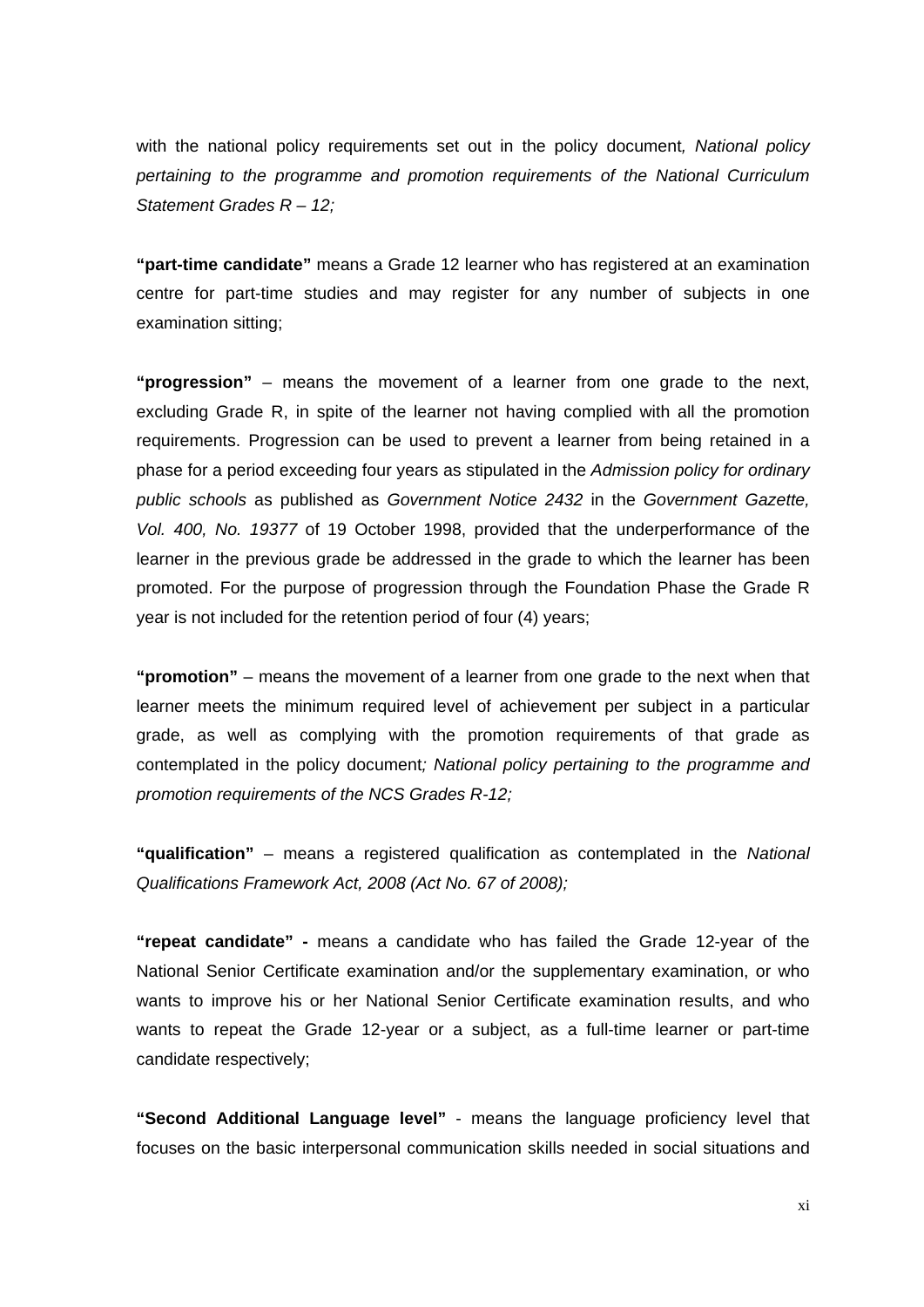with the national policy requirements set out in the policy document*, National policy pertaining to the programme and promotion requirements of the National Curriculum Statement Grades R – 12;*

**"part-time candidate"** means a Grade 12 learner who has registered at an examination centre for part-time studies and may register for any number of subjects in one examination sitting;

**"progression"** – means the movement of a learner from one grade to the next, excluding Grade R, in spite of the learner not having complied with all the promotion requirements. Progression can be used to prevent a learner from being retained in a phase for a period exceeding four years as stipulated in the *Admission policy for ordinary public schools* as published as *Government Notice 2432* in the *Government Gazette, Vol. 400, No. 19377* of 19 October 1998, provided that the underperformance of the learner in the previous grade be addressed in the grade to which the learner has been promoted. For the purpose of progression through the Foundation Phase the Grade R year is not included for the retention period of four (4) years;

**"promotion"** – means the movement of a learner from one grade to the next when that learner meets the minimum required level of achievement per subject in a particular grade, as well as complying with the promotion requirements of that grade as contemplated in the policy document*; National policy pertaining to the programme and promotion requirements of the NCS Grades R-12;*

**"qualification"** – means a registered qualification as contemplated in the *National Qualifications Framework Act, 2008 (Act No. 67 of 2008);*

**"repeat candidate" -** means a candidate who has failed the Grade 12-year of the National Senior Certificate examination and/or the supplementary examination, or who wants to improve his or her National Senior Certificate examination results, and who wants to repeat the Grade 12-year or a subject, as a full-time learner or part-time candidate respectively;

**"Second Additional Language level"** - means the language proficiency level that focuses on the basic interpersonal communication skills needed in social situations and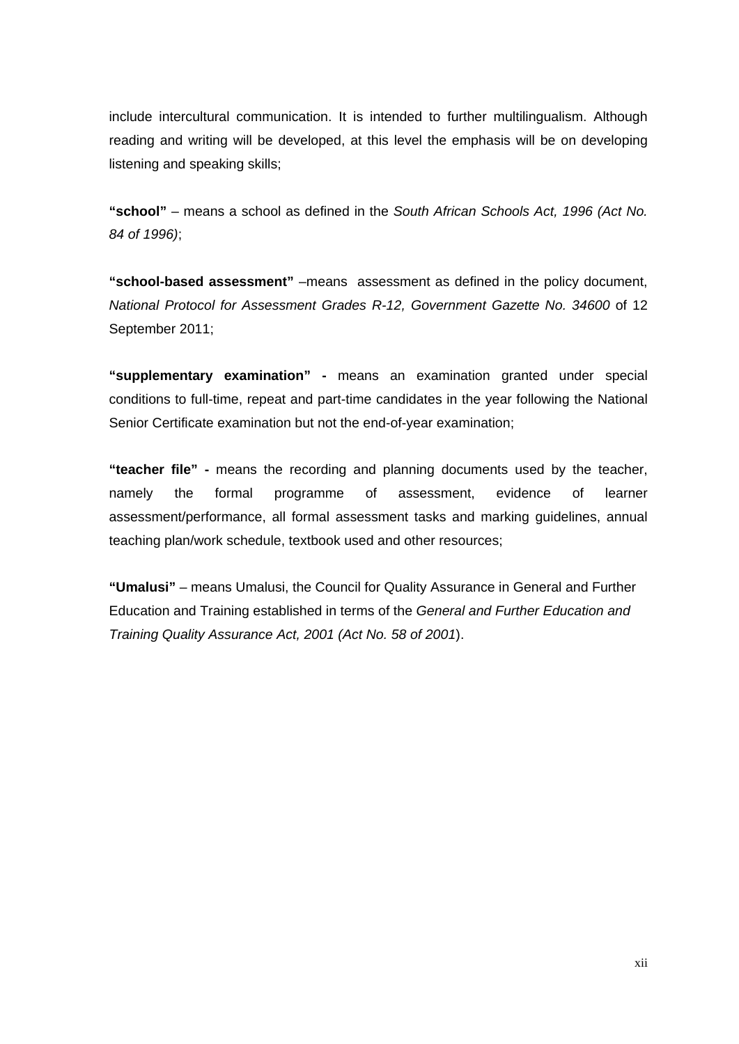include intercultural communication. It is intended to further multilingualism. Although reading and writing will be developed, at this level the emphasis will be on developing listening and speaking skills;

**"school"** – means a school as defined in the *South African Schools Act, 1996 (Act No. 84 of 1996)*;

**"school-based assessment"** –means assessment as defined in the policy document, *National Protocol for Assessment Grades R-12, Government Gazette No. 34600* of 12 September 2011;

**"supplementary examination" -** means an examination granted under special conditions to full-time, repeat and part-time candidates in the year following the National Senior Certificate examination but not the end-of-year examination;

**"teacher file" -** means the recording and planning documents used by the teacher, namely the formal programme of assessment, evidence of learner assessment/performance, all formal assessment tasks and marking guidelines, annual teaching plan/work schedule, textbook used and other resources;

**"Umalusi"** – means Umalusi, the Council for Quality Assurance in General and Further Education and Training established in terms of the *General and Further Education and Training Quality Assurance Act, 2001 (Act No. 58 of 2001*).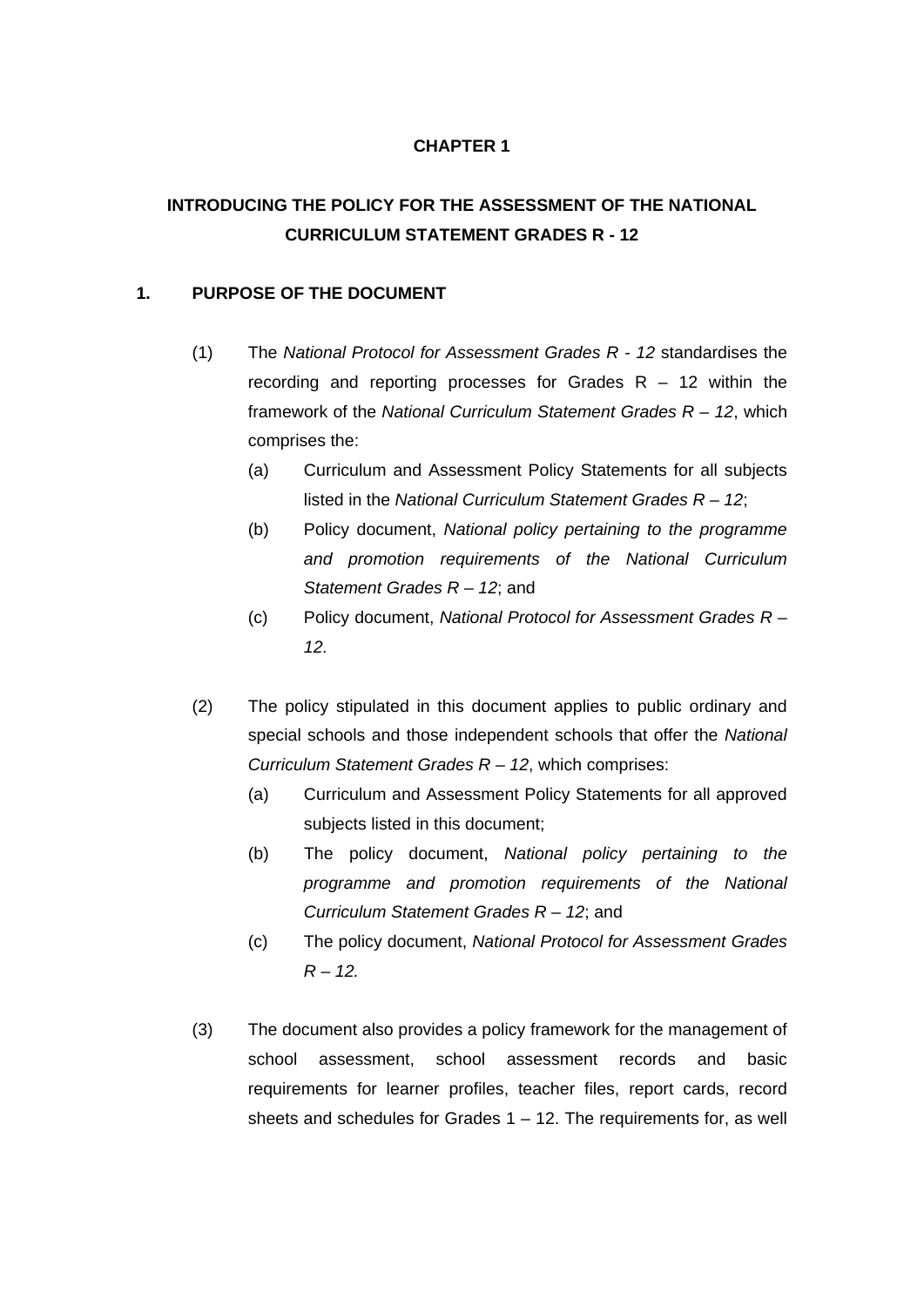# CHAPTER 1

## INTRODUCING THE POLICY FOR THE ASSESSMENT OF THE NATIONAL CURRICULUM STATEMENT GRADES R - 12

### 1. PURPOSE OF THE DOCUMENT

(1) The *National Protocol for Assessment Grades R - 12* standardises the recording and reporting processes for Grades R – 12 within the framework of the *National Curriculum Statement Grades R – 12*, which comprises the:

- (a) Curriculum and Assessment Policy Statements for all subjects listed in the *National Curriculum Statement Grades R – 12*;
- (b) Policy document, *National policy pertaining to the programme and promotion requirements of the National Curriculum Statement Grades R – 12*; and
- (c) Policy document, *National Protocol for Assessment Grades R – 12.*

(2) The policy stipulated in this document applies to public ordinary and special schools and those independent schools that offer the *National Curriculum Statement Grades R – 12*, which comprises:

- (a) Curriculum and Assessment Policy Statements for all approved subjects listed in this document;
- (b) The policy document, *National policy pertaining to the programme and promotion requirements of the National Curriculum Statement Grades R – 12*; and
- (c) The policy document, *National Protocol for Assessment Grades R – 12.*

(3) The document also provides a policy framework for the management of school assessment, school assessment records and basic requirements for learner profiles, teacher files, report cards, record sheets and schedules for Grades 1 – 12. The requirements for, as well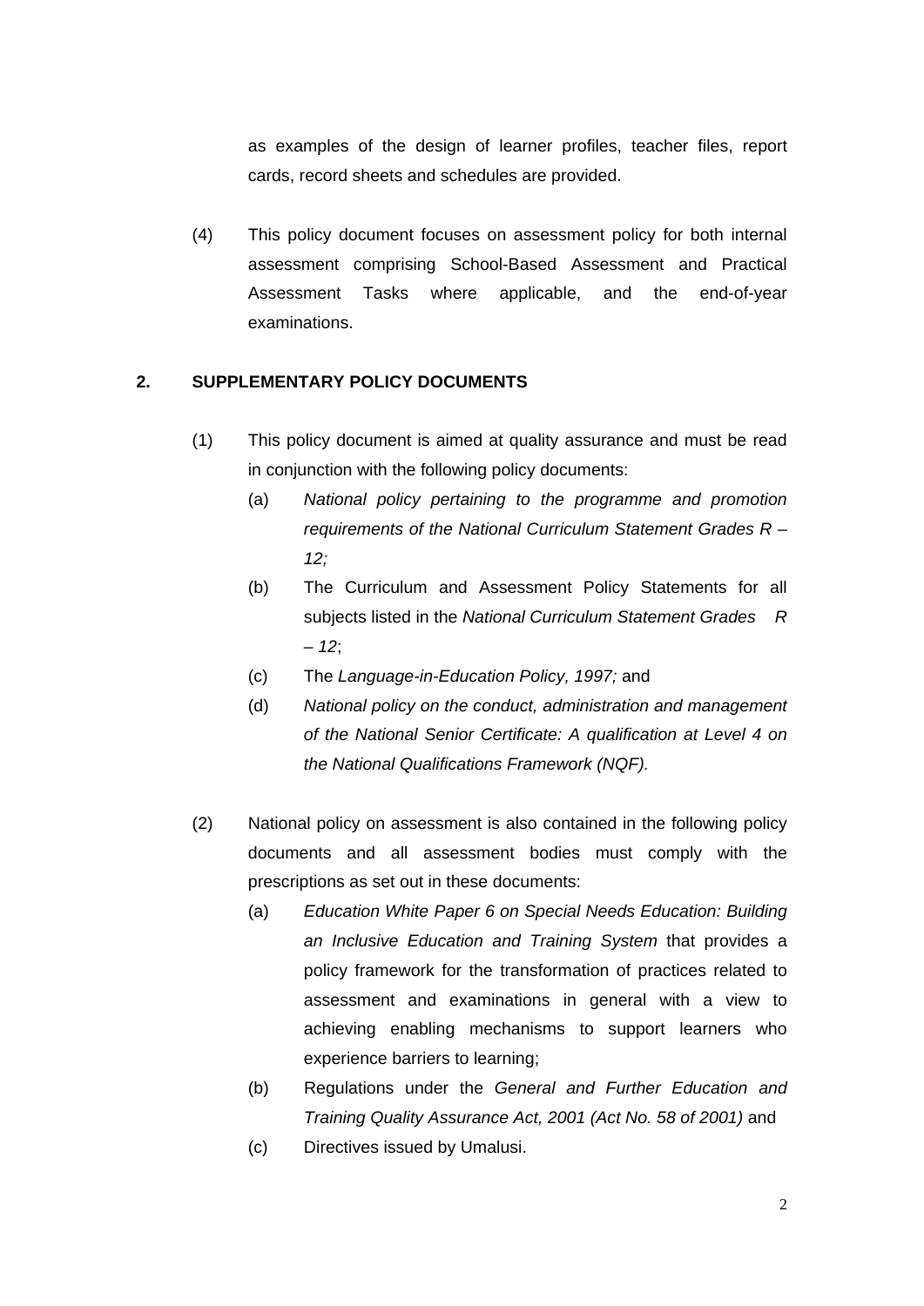as examples of the design of learner profiles, teacher files, report cards, record sheets and schedules are provided.

(4) This policy document focuses on assessment policy for both internal assessment comprising School-Based Assessment and Practical Assessment Tasks where applicable, and the end-of-year examinations.

## 2. SUPPLEMENTARY POLICY DOCUMENTS

(1) This policy document is aimed at quality assurance and must be read in conjunction with the following policy documents:

   (a) *National policy pertaining to the programme and promotion requirements of the National Curriculum Statement Grades R – 12;*

   (b) The Curriculum and Assessment Policy Statements for all subjects listed in the *National Curriculum Statement Grades R – 12*;

   (c) The *Language-in-Education Policy, 1997;* and

   (d) *National policy on the conduct, administration and management of the National Senior Certificate: A qualification at Level 4 on the National Qualifications Framework (NQF).*

(2) National policy on assessment is also contained in the following policy documents and all assessment bodies must comply with the prescriptions as set out in these documents:

   (a) *Education White Paper 6 on Special Needs Education: Building an Inclusive Education and Training System* that provides a policy framework for the transformation of practices related to assessment and examinations in general with a view to achieving enabling mechanisms to support learners who experience barriers to learning;

   (b) Regulations under the *General and Further Education and Training Quality Assurance Act, 2001 (Act No. 58 of 2001)* and

   (c) Directives issued by Umalusi.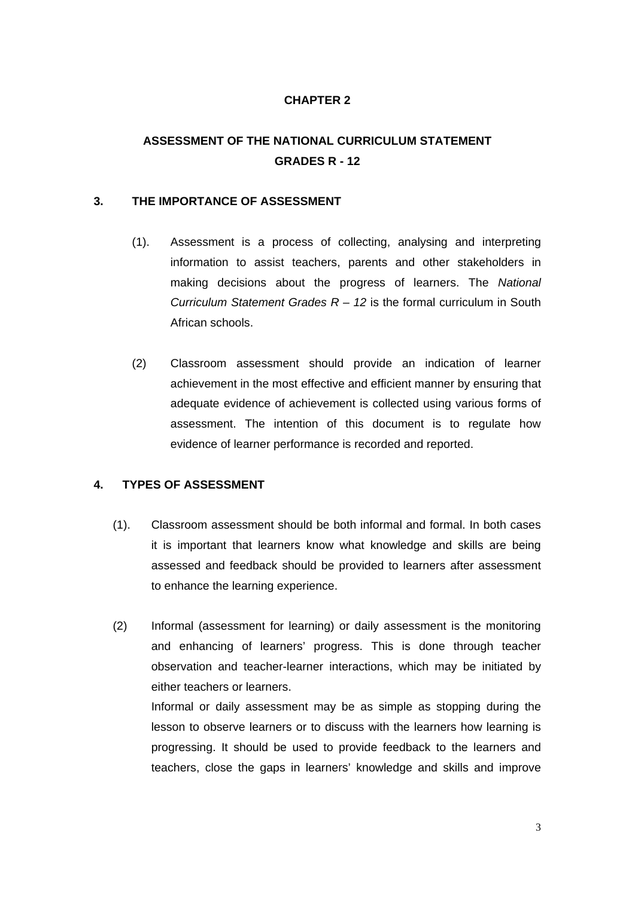# CHAPTER 2

# ASSESSMENT OF THE NATIONAL CURRICULUM STATEMENT GRADES R - 12

## 3. THE IMPORTANCE OF ASSESSMENT

(1). Assessment is a process of collecting, analysing and interpreting information to assist teachers, parents and other stakeholders in making decisions about the progress of learners. The *National Curriculum Statement Grades R – 12* is the formal curriculum in South African schools.

(2) Classroom assessment should provide an indication of learner achievement in the most effective and efficient manner by ensuring that adequate evidence of achievement is collected using various forms of assessment. The intention of this document is to regulate how evidence of learner performance is recorded and reported.

## 4. TYPES OF ASSESSMENT

(1). Classroom assessment should be both informal and formal. In both cases it is important that learners know what knowledge and skills are being assessed and feedback should be provided to learners after assessment to enhance the learning experience.

(2) Informal (assessment for learning) or daily assessment is the monitoring and enhancing of learners' progress. This is done through teacher observation and teacher-learner interactions, which may be initiated by either teachers or learners.

Informal or daily assessment may be as simple as stopping during the lesson to observe learners or to discuss with the learners how learning is progressing. It should be used to provide feedback to the learners and teachers, close the gaps in learners' knowledge and skills and improve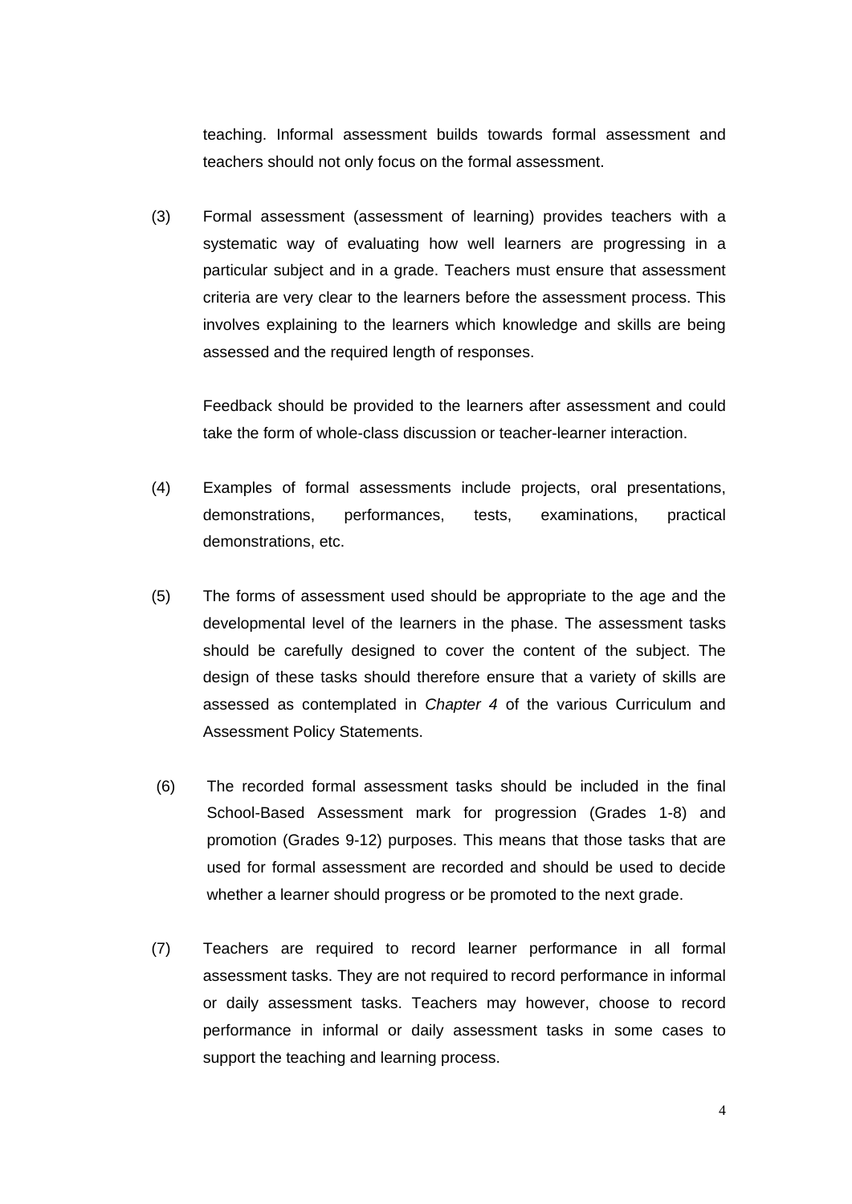teaching. Informal assessment builds towards formal assessment and teachers should not only focus on the formal assessment.

(3) Formal assessment (assessment of learning) provides teachers with a systematic way of evaluating how well learners are progressing in a particular subject and in a grade. Teachers must ensure that assessment criteria are very clear to the learners before the assessment process. This involves explaining to the learners which knowledge and skills are being assessed and the required length of responses.

Feedback should be provided to the learners after assessment and could take the form of whole-class discussion or teacher-learner interaction.

(4) Examples of formal assessments include projects, oral presentations, demonstrations, performances, tests, examinations, practical demonstrations, etc.

(5) The forms of assessment used should be appropriate to the age and the developmental level of the learners in the phase. The assessment tasks should be carefully designed to cover the content of the subject. The design of these tasks should therefore ensure that a variety of skills are assessed as contemplated in *Chapter 4* of the various Curriculum and Assessment Policy Statements.

(6) The recorded formal assessment tasks should be included in the final School-Based Assessment mark for progression (Grades 1-8) and promotion (Grades 9-12) purposes. This means that those tasks that are used for formal assessment are recorded and should be used to decide whether a learner should progress or be promoted to the next grade.

(7) Teachers are required to record learner performance in all formal assessment tasks. They are not required to record performance in informal or daily assessment tasks. Teachers may however, choose to record performance in informal or daily assessment tasks in some cases to support the teaching and learning process.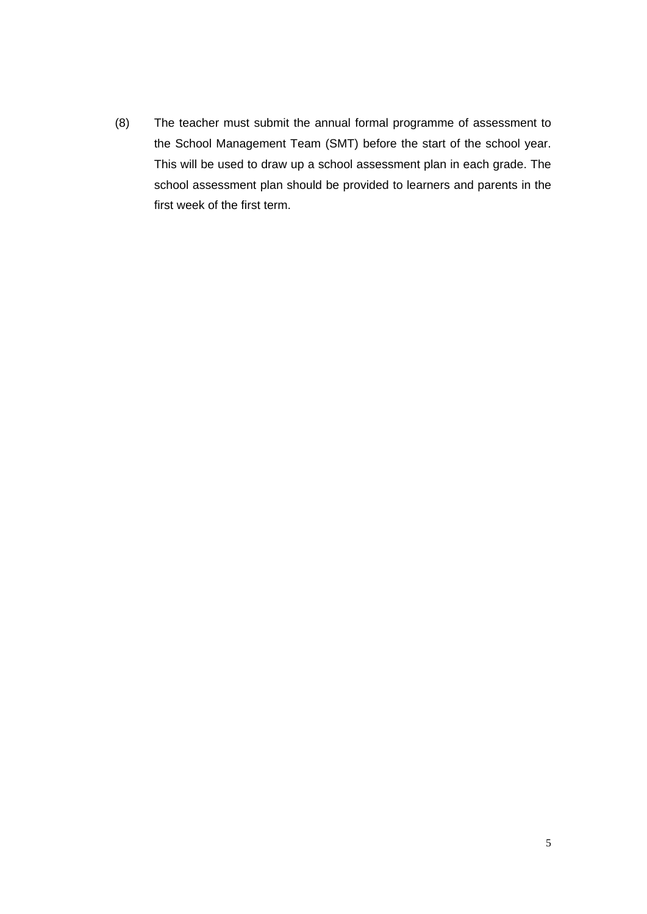(8) The teacher must submit the annual formal programme of assessment to the School Management Team (SMT) before the start of the school year. This will be used to draw up a school assessment plan in each grade. The school assessment plan should be provided to learners and parents in the first week of the first term.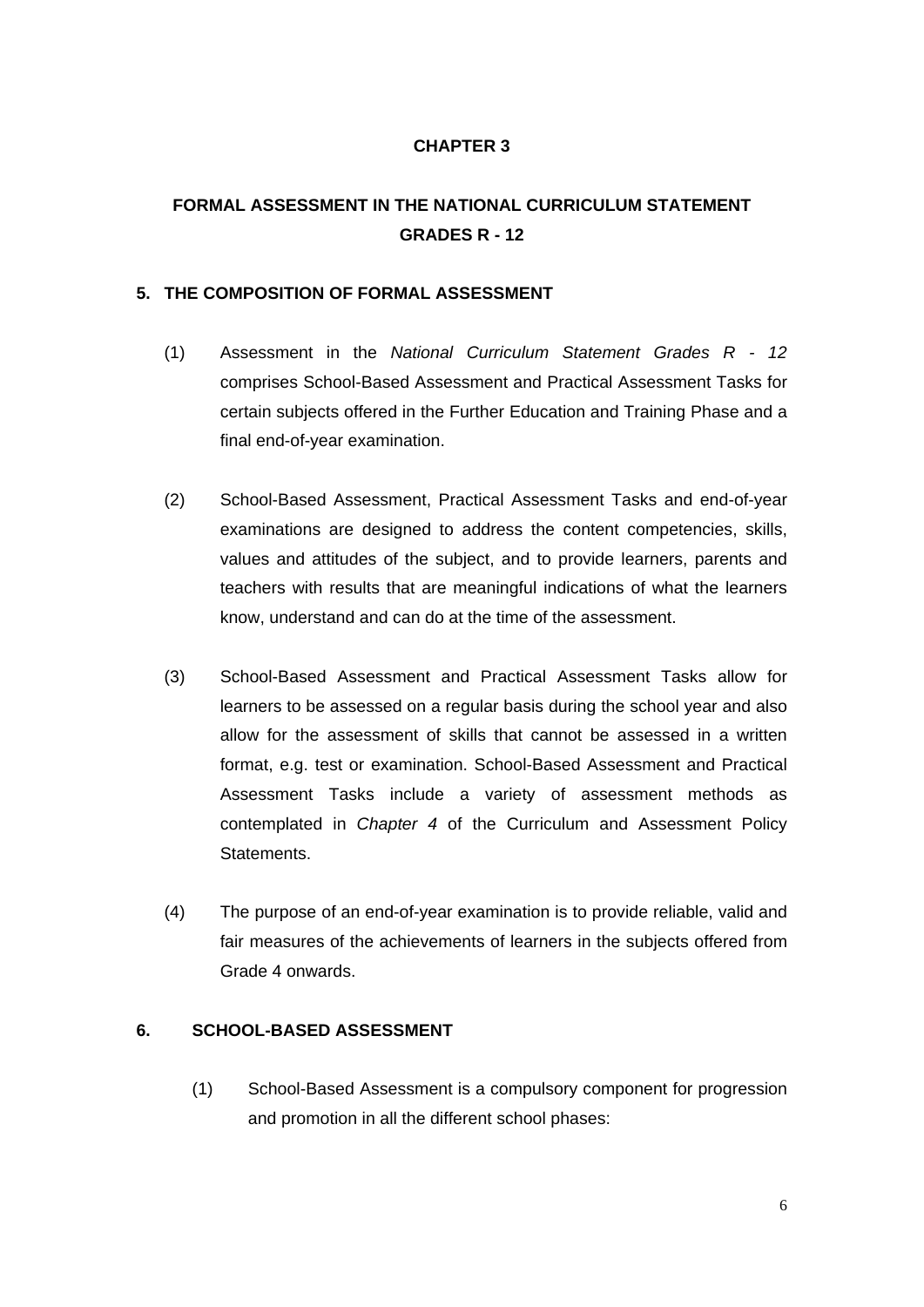**CHAPTER 3**

**FORMAL ASSESSMENT IN THE NATIONAL CURRICULUM STATEMENT GRADES R - 12**

**5. THE COMPOSITION OF FORMAL ASSESSMENT**

(1) Assessment in the *National Curriculum Statement Grades R - 12* comprises School-Based Assessment and Practical Assessment Tasks for certain subjects offered in the Further Education and Training Phase and a final end-of-year examination.

(2) School-Based Assessment, Practical Assessment Tasks and end-of-year examinations are designed to address the content competencies, skills, values and attitudes of the subject, and to provide learners, parents and teachers with results that are meaningful indications of what the learners know, understand and can do at the time of the assessment.

(3) School-Based Assessment and Practical Assessment Tasks allow for learners to be assessed on a regular basis during the school year and also allow for the assessment of skills that cannot be assessed in a written format, e.g. test or examination. School-Based Assessment and Practical Assessment Tasks include a variety of assessment methods as contemplated in *Chapter 4* of the Curriculum and Assessment Policy Statements.

(4) The purpose of an end-of-year examination is to provide reliable, valid and fair measures of the achievements of learners in the subjects offered from Grade 4 onwards.

**6. SCHOOL-BASED ASSESSMENT**

(1) School-Based Assessment is a compulsory component for progression and promotion in all the different school phases: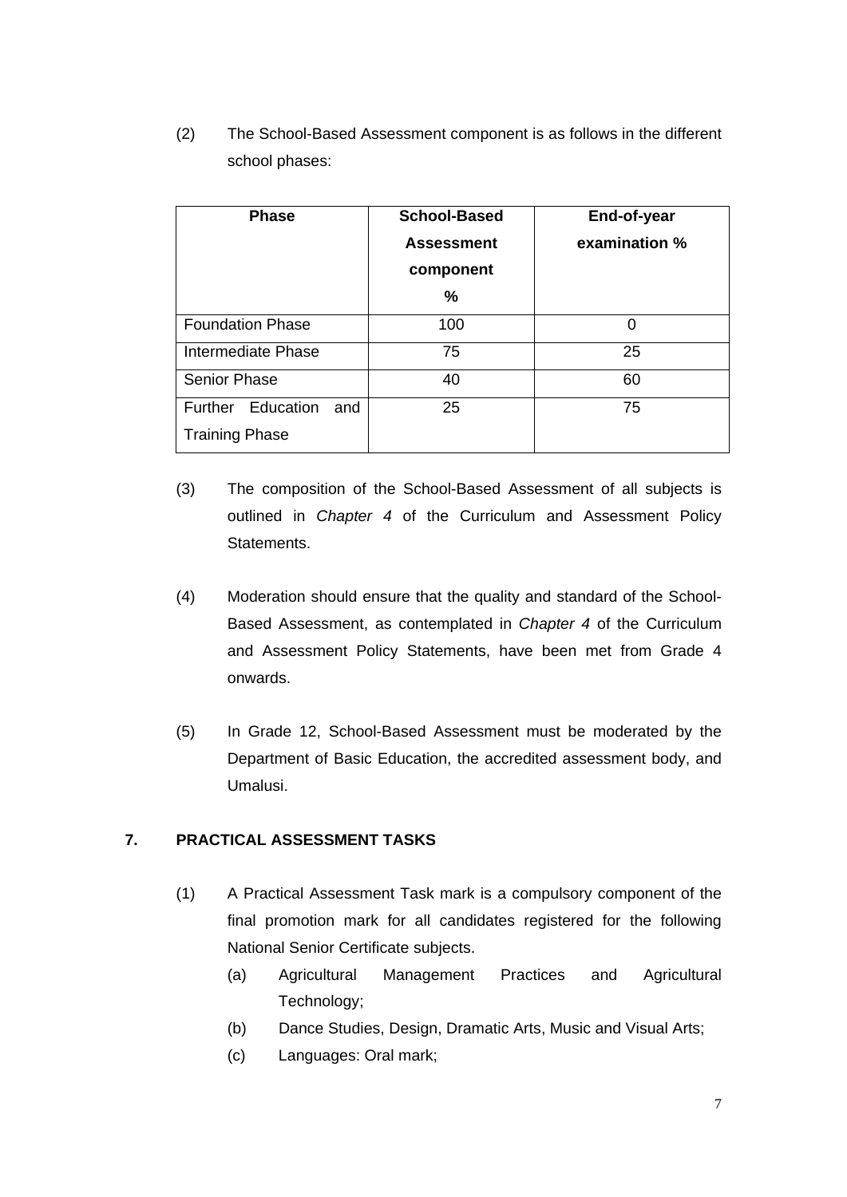(2) The School-Based Assessment component is as follows in the different school phases:

| Phase | School-Based Assessment component % | End-of-year examination % |
| --- | --- | --- |
| Foundation Phase | 100 | 0 |
| Intermediate Phase | 75 | 25 |
| Senior Phase | 40 | 60 |
| Further Education and Training Phase | 25 | 75 |

(3) The composition of the School-Based Assessment of all subjects is outlined in *Chapter 4* of the Curriculum and Assessment Policy Statements.

(4) Moderation should ensure that the quality and standard of the School-Based Assessment, as contemplated in *Chapter 4* of the Curriculum and Assessment Policy Statements, have been met from Grade 4 onwards.

(5) In Grade 12, School-Based Assessment must be moderated by the Department of Basic Education, the accredited assessment body, and Umalusi.

## 7. PRACTICAL ASSESSMENT TASKS

(1) A Practical Assessment Task mark is a compulsory component of the final promotion mark for all candidates registered for the following National Senior Certificate subjects.

(a) Agricultural Management Practices and Agricultural Technology;

(b) Dance Studies, Design, Dramatic Arts, Music and Visual Arts;

(c) Languages: Oral mark;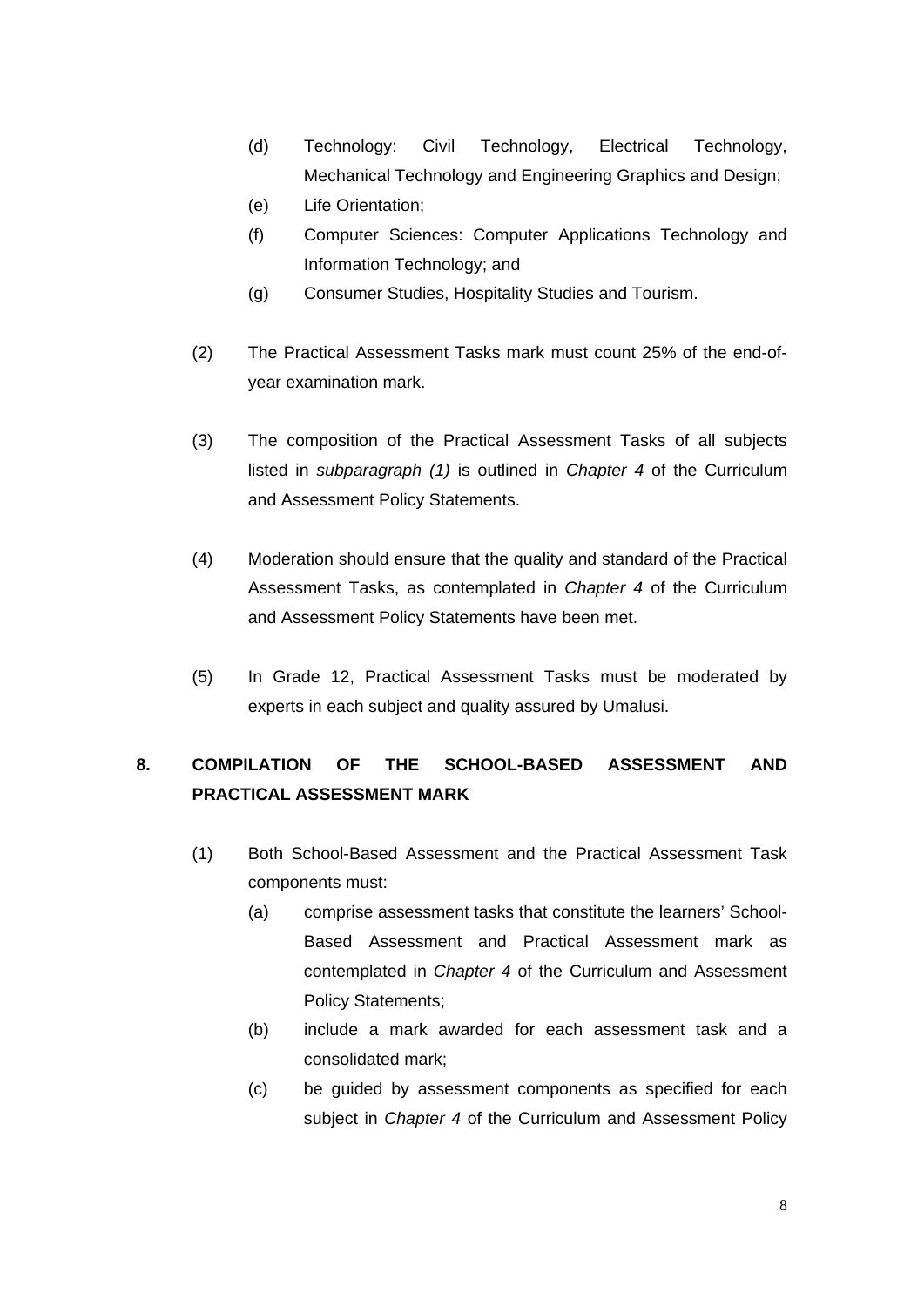(d) Technology: Civil Technology, Electrical Technology, Mechanical Technology and Engineering Graphics and Design;

(e) Life Orientation;

(f) Computer Sciences: Computer Applications Technology and Information Technology; and

(g) Consumer Studies, Hospitality Studies and Tourism.

(2) The Practical Assessment Tasks mark must count 25% of the end-of-year examination mark.

(3) The composition of the Practical Assessment Tasks of all subjects listed in *subparagraph (1)* is outlined in *Chapter 4* of the Curriculum and Assessment Policy Statements.

(4) Moderation should ensure that the quality and standard of the Practical Assessment Tasks, as contemplated in *Chapter 4* of the Curriculum and Assessment Policy Statements have been met.

(5) In Grade 12, Practical Assessment Tasks must be moderated by experts in each subject and quality assured by Umalusi.

## 8. COMPILATION OF THE SCHOOL-BASED ASSESSMENT AND PRACTICAL ASSESSMENT MARK

(1) Both School-Based Assessment and the Practical Assessment Task components must:

(a) comprise assessment tasks that constitute the learners' School-Based Assessment and Practical Assessment mark as contemplated in *Chapter 4* of the Curriculum and Assessment Policy Statements;

(b) include a mark awarded for each assessment task and a consolidated mark;

(c) be guided by assessment components as specified for each subject in *Chapter 4* of the Curriculum and Assessment Policy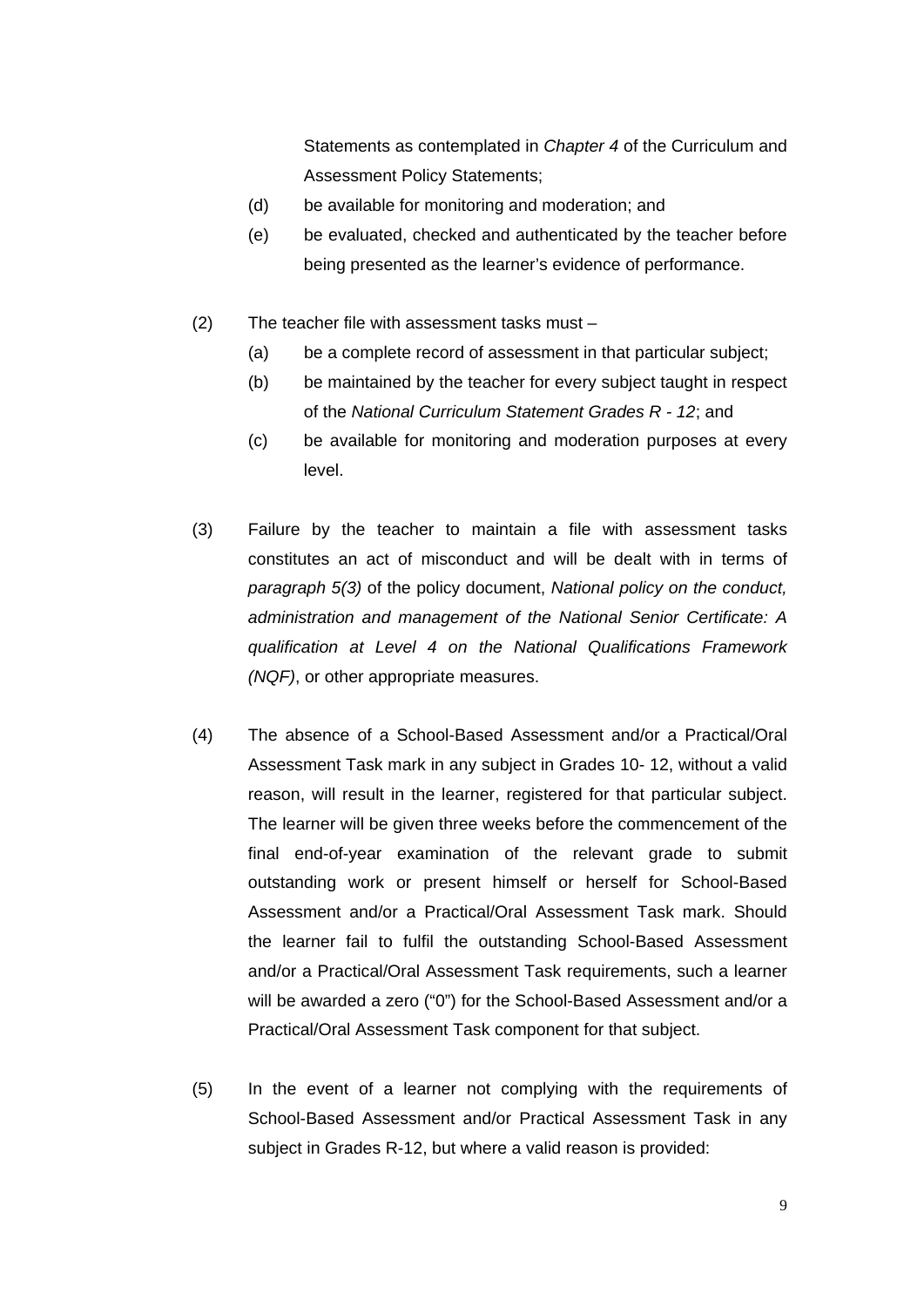Statements as contemplated in *Chapter 4* of the Curriculum and Assessment Policy Statements;

(d) be available for monitoring and moderation; and

(e) be evaluated, checked and authenticated by the teacher before being presented as the learner's evidence of performance.

(2) The teacher file with assessment tasks must –

(a) be a complete record of assessment in that particular subject;

(b) be maintained by the teacher for every subject taught in respect of the *National Curriculum Statement Grades R - 12*; and

(c) be available for monitoring and moderation purposes at every level.

(3) Failure by the teacher to maintain a file with assessment tasks constitutes an act of misconduct and will be dealt with in terms of *paragraph 5(3)* of the policy document, *National policy on the conduct, administration and management of the National Senior Certificate: A qualification at Level 4 on the National Qualifications Framework (NQF)*, or other appropriate measures.

(4) The absence of a School-Based Assessment and/or a Practical/Oral Assessment Task mark in any subject in Grades 10- 12, without a valid reason, will result in the learner, registered for that particular subject. The learner will be given three weeks before the commencement of the final end-of-year examination of the relevant grade to submit outstanding work or present himself or herself for School-Based Assessment and/or a Practical/Oral Assessment Task mark. Should the learner fail to fulfil the outstanding School-Based Assessment and/or a Practical/Oral Assessment Task requirements, such a learner will be awarded a zero ("0") for the School-Based Assessment and/or a Practical/Oral Assessment Task component for that subject.

(5) In the event of a learner not complying with the requirements of School-Based Assessment and/or Practical Assessment Task in any subject in Grades R-12, but where a valid reason is provided: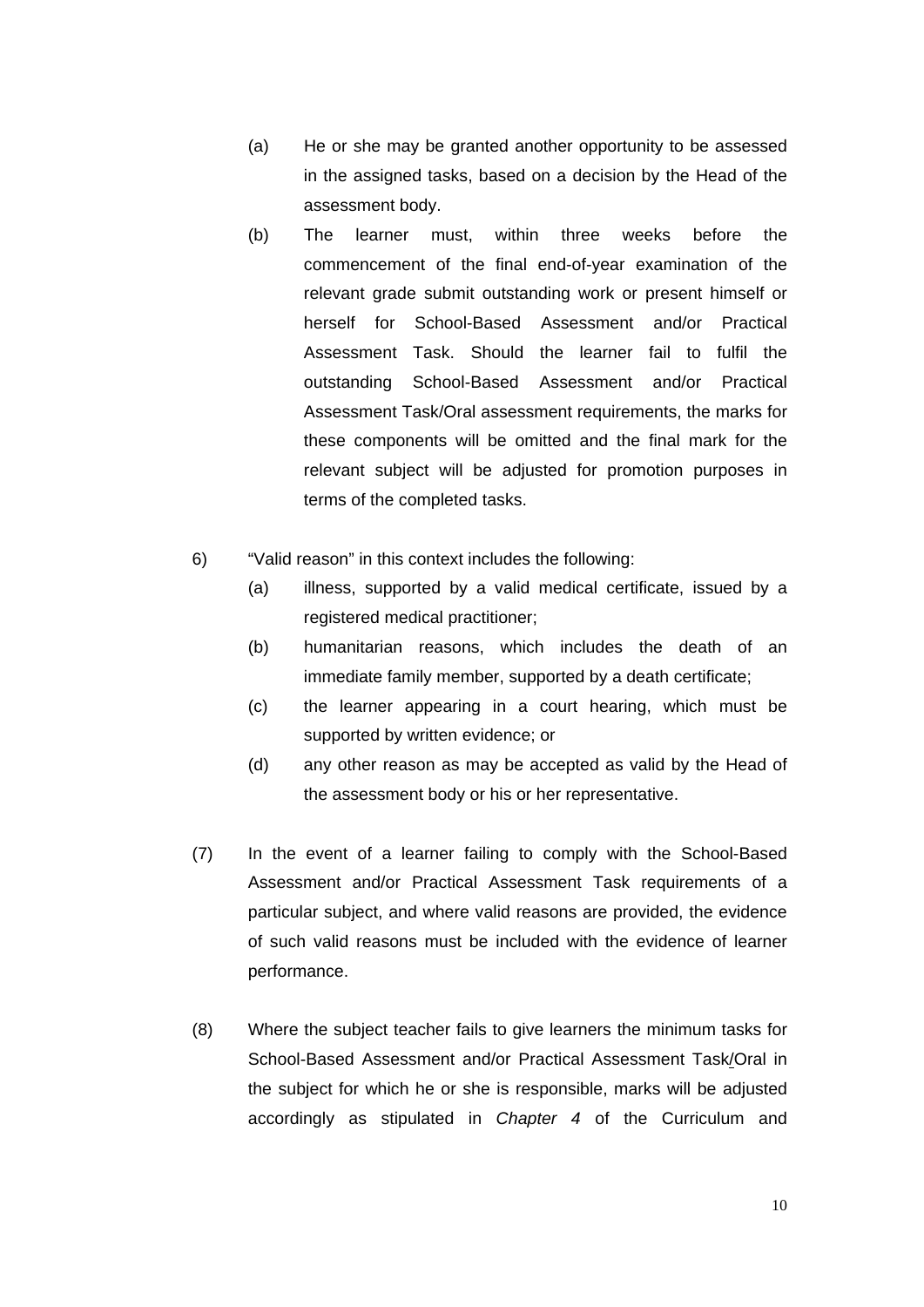(a) He or she may be granted another opportunity to be assessed in the assigned tasks, based on a decision by the Head of the assessment body.

(b) The learner must, within three weeks before the commencement of the final end-of-year examination of the relevant grade submit outstanding work or present himself or herself for School-Based Assessment and/or Practical Assessment Task. Should the learner fail to fulfil the outstanding School-Based Assessment and/or Practical Assessment Task/Oral assessment requirements, the marks for these components will be omitted and the final mark for the relevant subject will be adjusted for promotion purposes in terms of the completed tasks.

6) "Valid reason" in this context includes the following:

(a) illness, supported by a valid medical certificate, issued by a registered medical practitioner;

(b) humanitarian reasons, which includes the death of an immediate family member, supported by a death certificate;

(c) the learner appearing in a court hearing, which must be supported by written evidence; or

(d) any other reason as may be accepted as valid by the Head of the assessment body or his or her representative.

(7) In the event of a learner failing to comply with the School-Based Assessment and/or Practical Assessment Task requirements of a particular subject, and where valid reasons are provided, the evidence of such valid reasons must be included with the evidence of learner performance.

(8) Where the subject teacher fails to give learners the minimum tasks for School-Based Assessment and/or Practical Assessment Task/Oral in the subject for which he or she is responsible, marks will be adjusted accordingly as stipulated in *Chapter 4* of the Curriculum and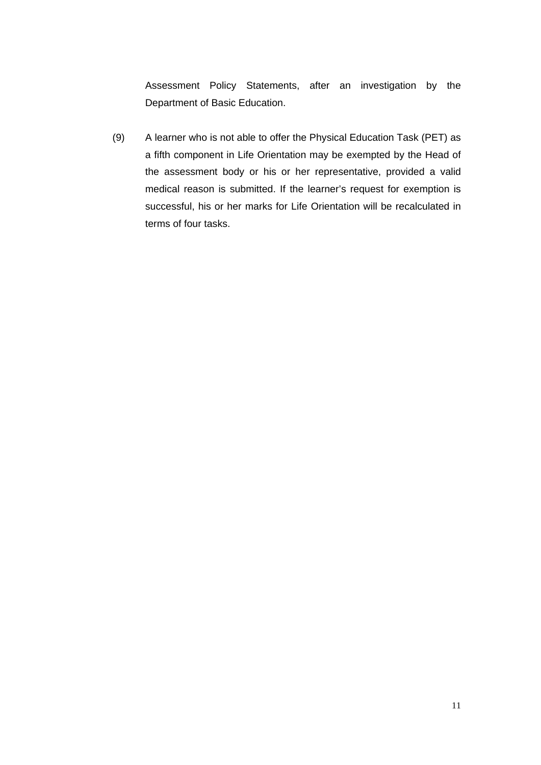Assessment Policy Statements, after an investigation by the Department of Basic Education.

(9) A learner who is not able to offer the Physical Education Task (PET) as a fifth component in Life Orientation may be exempted by the Head of the assessment body or his or her representative, provided a valid medical reason is submitted. If the learner's request for exemption is successful, his or her marks for Life Orientation will be recalculated in terms of four tasks.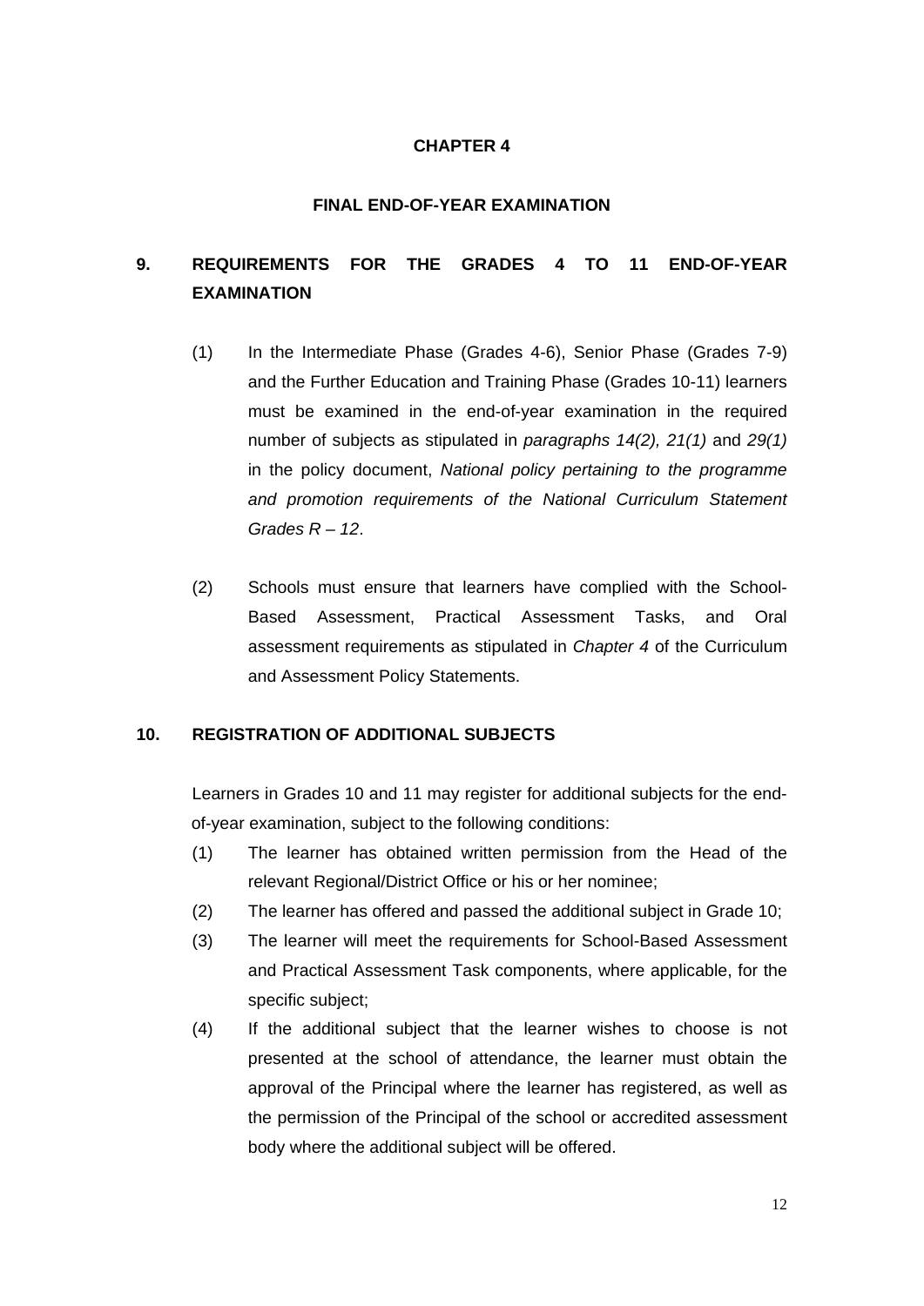# CHAPTER 4

## FINAL END-OF-YEAR EXAMINATION

### 9. REQUIREMENTS FOR THE GRADES 4 TO 11 END-OF-YEAR EXAMINATION

(1) In the Intermediate Phase (Grades 4-6), Senior Phase (Grades 7-9) and the Further Education and Training Phase (Grades 10-11) learners must be examined in the end-of-year examination in the required number of subjects as stipulated in *paragraphs 14(2), 21(1)* and *29(1)* in the policy document, *National policy pertaining to the programme and promotion requirements of the National Curriculum Statement Grades R – 12*.

(2) Schools must ensure that learners have complied with the School-Based Assessment, Practical Assessment Tasks, and Oral assessment requirements as stipulated in *Chapter 4* of the Curriculum and Assessment Policy Statements.

### 10. REGISTRATION OF ADDITIONAL SUBJECTS

Learners in Grades 10 and 11 may register for additional subjects for the end-of-year examination, subject to the following conditions:

(1) The learner has obtained written permission from the Head of the relevant Regional/District Office or his or her nominee;

(2) The learner has offered and passed the additional subject in Grade 10;

(3) The learner will meet the requirements for School-Based Assessment and Practical Assessment Task components, where applicable, for the specific subject;

(4) If the additional subject that the learner wishes to choose is not presented at the school of attendance, the learner must obtain the approval of the Principal where the learner has registered, as well as the permission of the Principal of the school or accredited assessment body where the additional subject will be offered.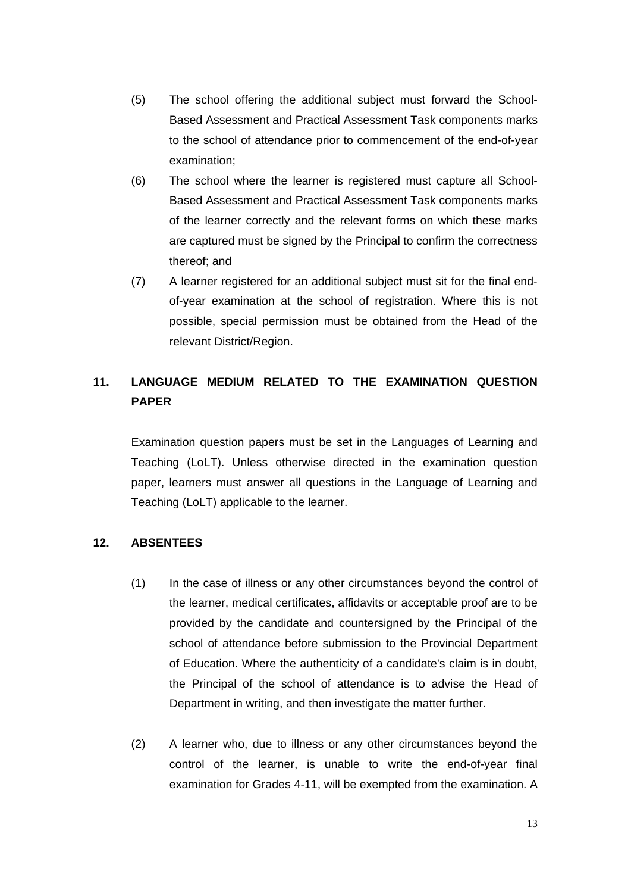(5) The school offering the additional subject must forward the School-Based Assessment and Practical Assessment Task components marks to the school of attendance prior to commencement of the end-of-year examination;

(6) The school where the learner is registered must capture all School-Based Assessment and Practical Assessment Task components marks of the learner correctly and the relevant forms on which these marks are captured must be signed by the Principal to confirm the correctness thereof; and

(7) A learner registered for an additional subject must sit for the final end-of-year examination at the school of registration. Where this is not possible, special permission must be obtained from the Head of the relevant District/Region.

## 11. LANGUAGE MEDIUM RELATED TO THE EXAMINATION QUESTION PAPER

Examination question papers must be set in the Languages of Learning and Teaching (LoLT). Unless otherwise directed in the examination question paper, learners must answer all questions in the Language of Learning and Teaching (LoLT) applicable to the learner.

## 12. ABSENTEES

(1) In the case of illness or any other circumstances beyond the control of the learner, medical certificates, affidavits or acceptable proof are to be provided by the candidate and countersigned by the Principal of the school of attendance before submission to the Provincial Department of Education. Where the authenticity of a candidate's claim is in doubt, the Principal of the school of attendance is to advise the Head of Department in writing, and then investigate the matter further.

(2) A learner who, due to illness or any other circumstances beyond the control of the learner, is unable to write the end-of-year final examination for Grades 4-11, will be exempted from the examination. A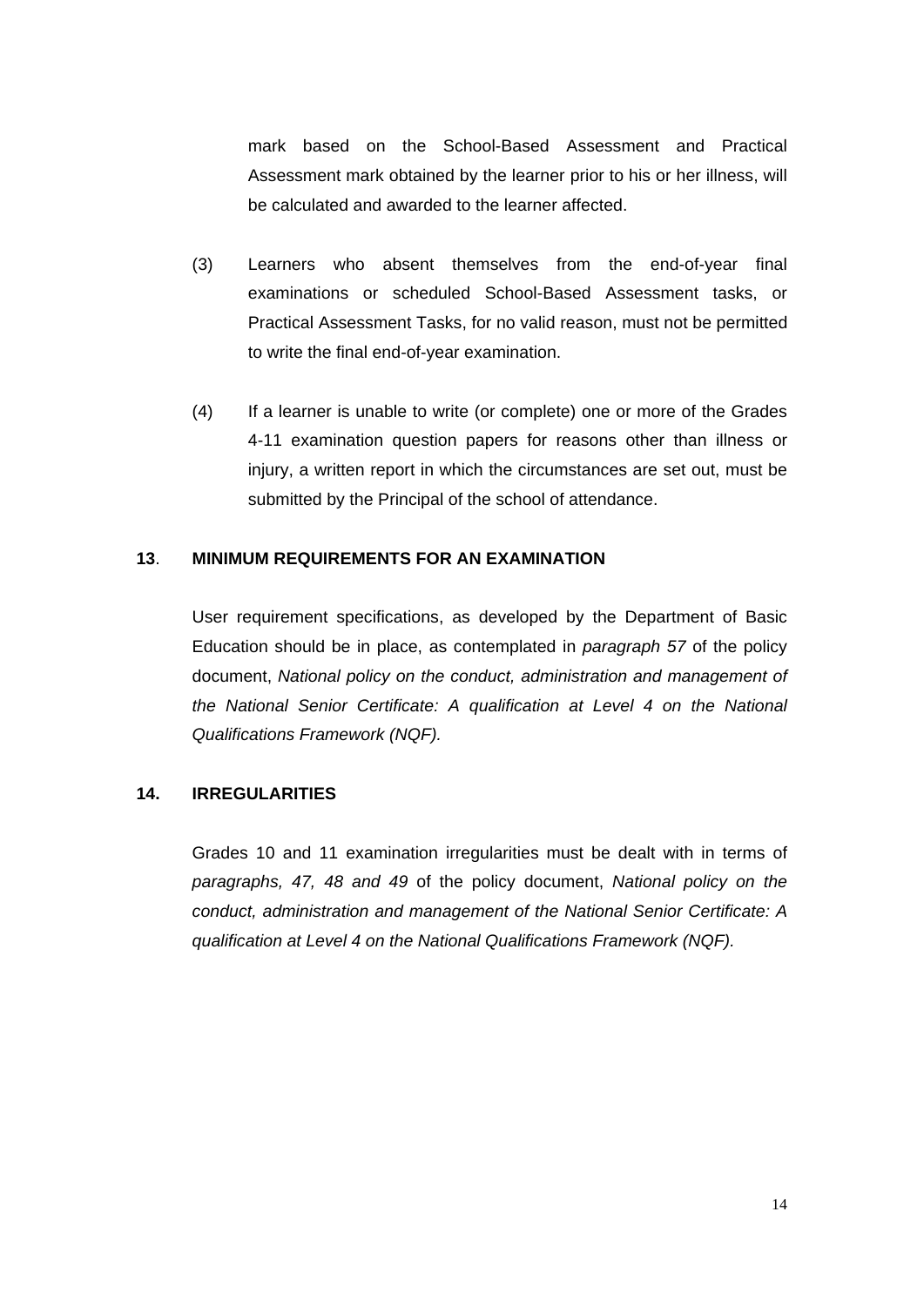mark based on the School-Based Assessment and Practical Assessment mark obtained by the learner prior to his or her illness, will be calculated and awarded to the learner affected.

(3) Learners who absent themselves from the end-of-year final examinations or scheduled School-Based Assessment tasks, or Practical Assessment Tasks, for no valid reason, must not be permitted to write the final end-of-year examination.

(4) If a learner is unable to write (or complete) one or more of the Grades 4-11 examination question papers for reasons other than illness or injury, a written report in which the circumstances are set out, must be submitted by the Principal of the school of attendance.

## 13. MINIMUM REQUIREMENTS FOR AN EXAMINATION

User requirement specifications, as developed by the Department of Basic Education should be in place, as contemplated in *paragraph 57* of the policy document, *National policy on the conduct, administration and management of the National Senior Certificate: A qualification at Level 4 on the National Qualifications Framework (NQF).*

## 14. IRREGULARITIES

Grades 10 and 11 examination irregularities must be dealt with in terms of *paragraphs, 47, 48 and 49* of the policy document, *National policy on the conduct, administration and management of the National Senior Certificate: A qualification at Level 4 on the National Qualifications Framework (NQF).*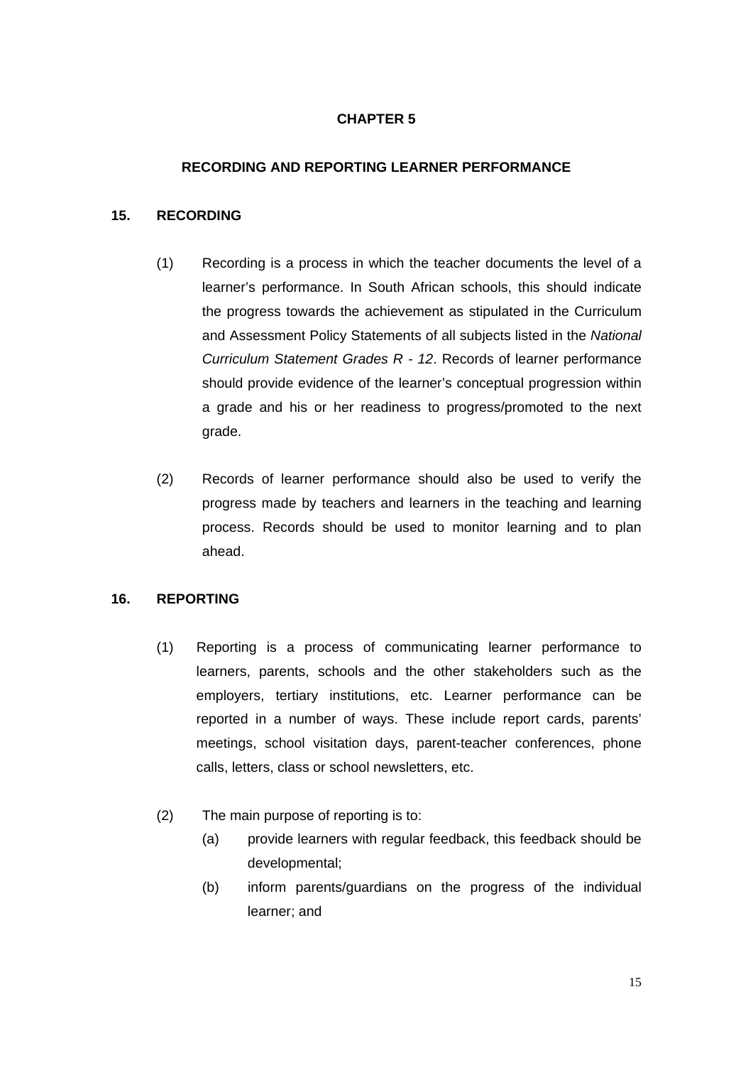# CHAPTER 5

## RECORDING AND REPORTING LEARNER PERFORMANCE

### 15. RECORDING

(1) Recording is a process in which the teacher documents the level of a learner's performance. In South African schools, this should indicate the progress towards the achievement as stipulated in the Curriculum and Assessment Policy Statements of all subjects listed in the *National Curriculum Statement Grades R - 12*. Records of learner performance should provide evidence of the learner's conceptual progression within a grade and his or her readiness to progress/promoted to the next grade.

(2) Records of learner performance should also be used to verify the progress made by teachers and learners in the teaching and learning process. Records should be used to monitor learning and to plan ahead.

### 16. REPORTING

(1) Reporting is a process of communicating learner performance to learners, parents, schools and the other stakeholders such as the employers, tertiary institutions, etc. Learner performance can be reported in a number of ways. These include report cards, parents' meetings, school visitation days, parent-teacher conferences, phone calls, letters, class or school newsletters, etc.

(2) The main purpose of reporting is to:

- (a) provide learners with regular feedback, this feedback should be developmental;
- (b) inform parents/guardians on the progress of the individual learner; and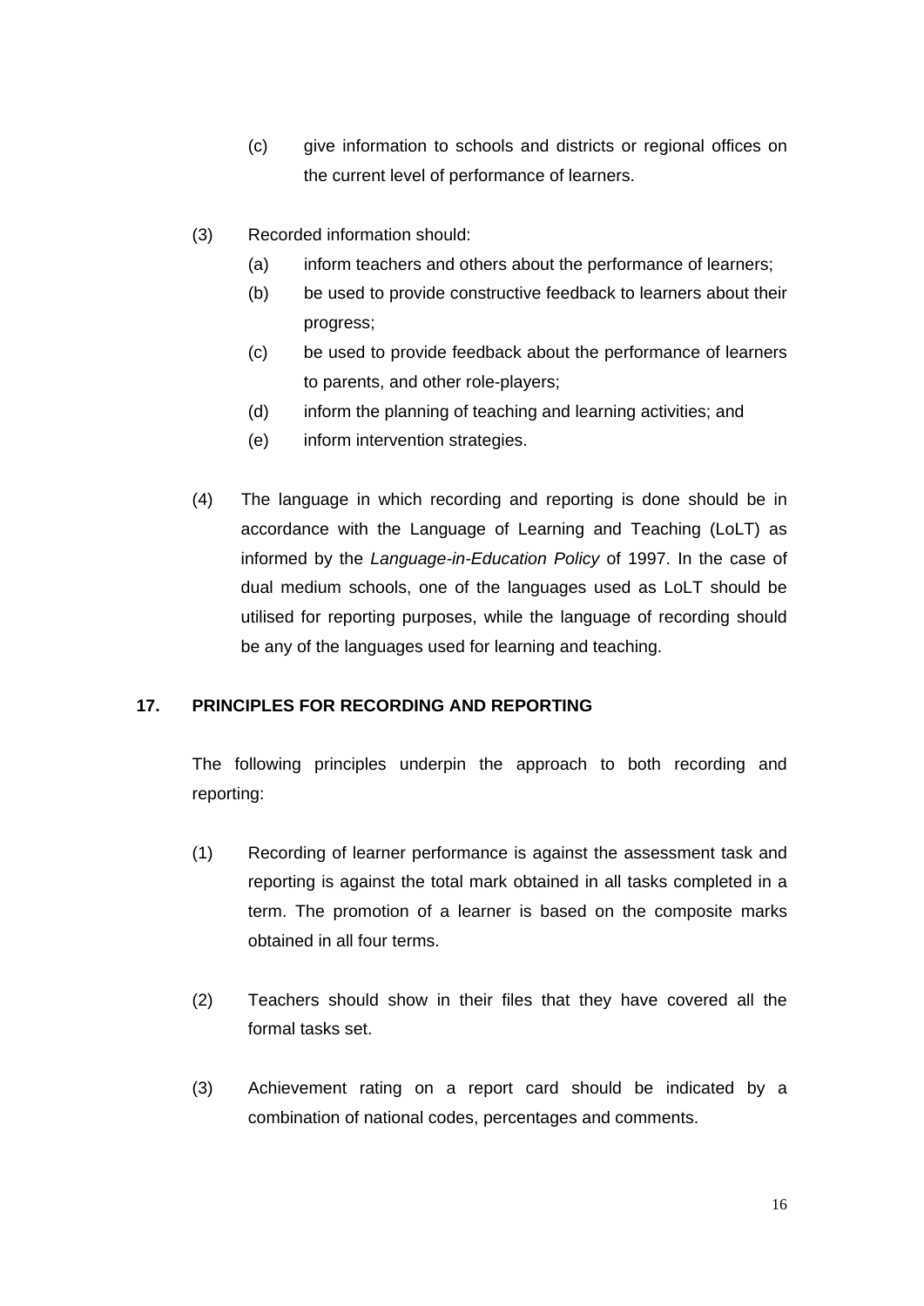(c) give information to schools and districts or regional offices on the current level of performance of learners.

(3) Recorded information should:

(a) inform teachers and others about the performance of learners;

(b) be used to provide constructive feedback to learners about their progress;

(c) be used to provide feedback about the performance of learners to parents, and other role-players;

(d) inform the planning of teaching and learning activities; and

(e) inform intervention strategies.

(4) The language in which recording and reporting is done should be in accordance with the Language of Learning and Teaching (LoLT) as informed by the *Language-in-Education Policy* of 1997. In the case of dual medium schools, one of the languages used as LoLT should be utilised for reporting purposes, while the language of recording should be any of the languages used for learning and teaching.

## 17. PRINCIPLES FOR RECORDING AND REPORTING

The following principles underpin the approach to both recording and reporting:

(1) Recording of learner performance is against the assessment task and reporting is against the total mark obtained in all tasks completed in a term. The promotion of a learner is based on the composite marks obtained in all four terms.

(2) Teachers should show in their files that they have covered all the formal tasks set.

(3) Achievement rating on a report card should be indicated by a combination of national codes, percentages and comments.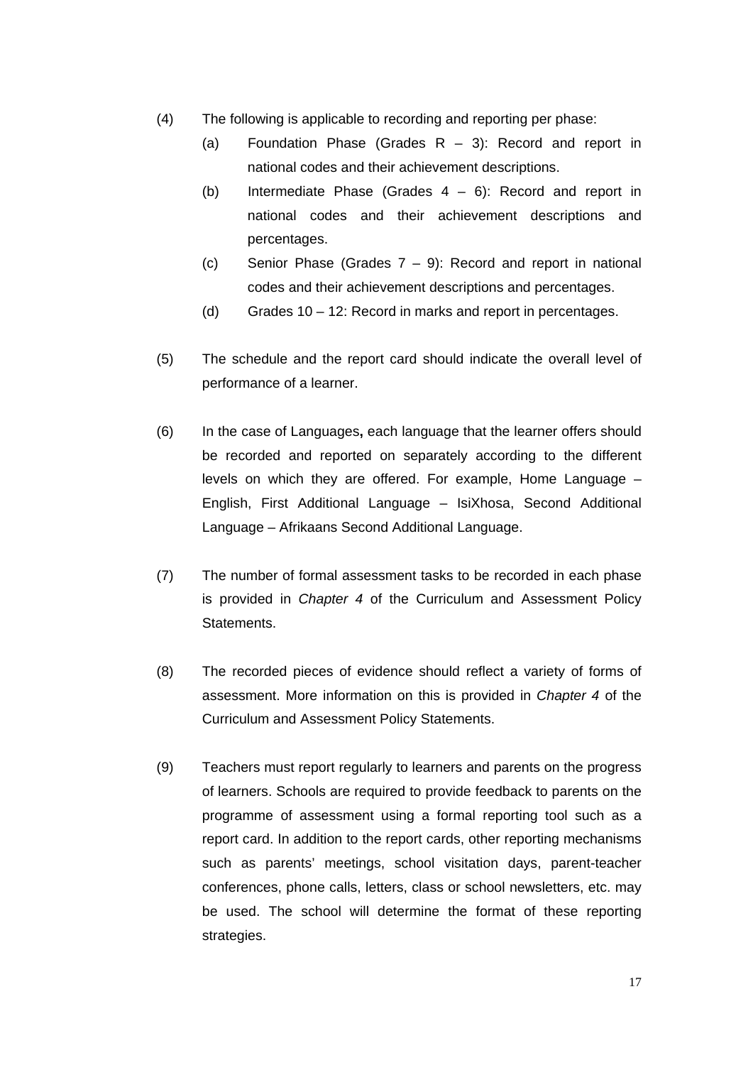(4) The following is applicable to recording and reporting per phase:

   (a) Foundation Phase (Grades R – 3): Record and report in national codes and their achievement descriptions.

   (b) Intermediate Phase (Grades 4 – 6): Record and report in national codes and their achievement descriptions and percentages.

   (c) Senior Phase (Grades 7 – 9): Record and report in national codes and their achievement descriptions and percentages.

   (d) Grades 10 – 12: Record in marks and report in percentages.

(5) The schedule and the report card should indicate the overall level of performance of a learner.

(6) In the case of Languages**,** each language that the learner offers should be recorded and reported on separately according to the different levels on which they are offered. For example, Home Language – English, First Additional Language – IsiXhosa, Second Additional Language – Afrikaans Second Additional Language.

(7) The number of formal assessment tasks to be recorded in each phase is provided in *Chapter 4* of the Curriculum and Assessment Policy Statements.

(8) The recorded pieces of evidence should reflect a variety of forms of assessment. More information on this is provided in *Chapter 4* of the Curriculum and Assessment Policy Statements.

(9) Teachers must report regularly to learners and parents on the progress of learners. Schools are required to provide feedback to parents on the programme of assessment using a formal reporting tool such as a report card. In addition to the report cards, other reporting mechanisms such as parents' meetings, school visitation days, parent-teacher conferences, phone calls, letters, class or school newsletters, etc. may be used. The school will determine the format of these reporting strategies.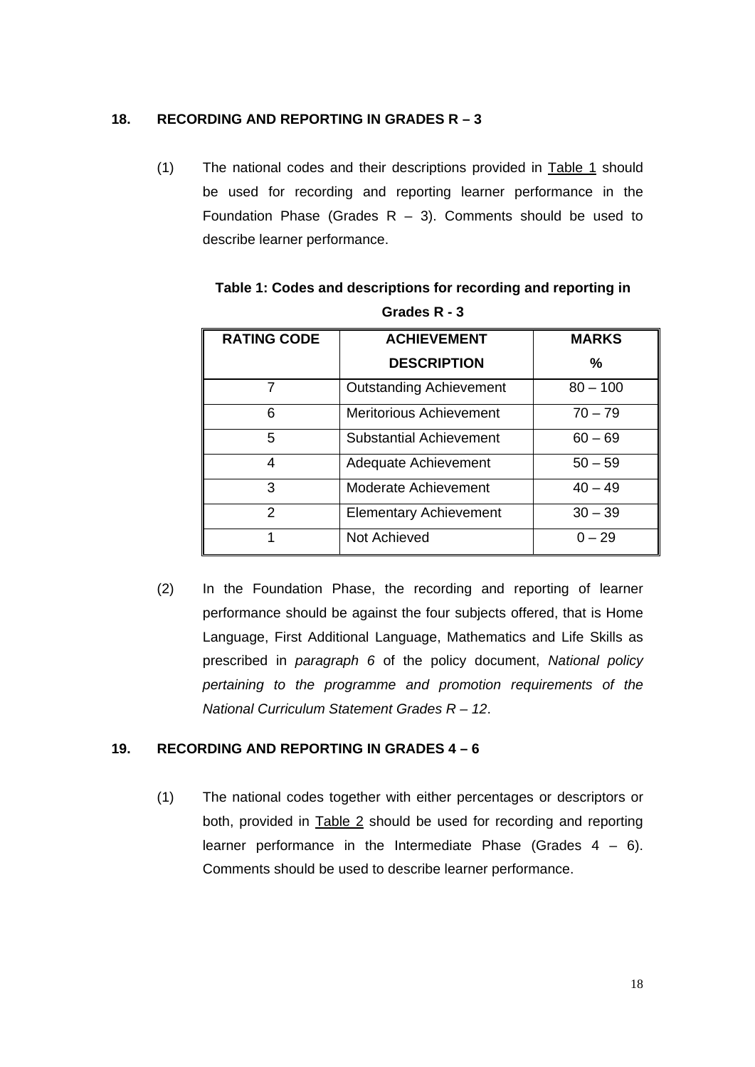## 18. RECORDING AND REPORTING IN GRADES R – 3

(1) The national codes and their descriptions provided in Table 1 should be used for recording and reporting learner performance in the Foundation Phase (Grades R – 3). Comments should be used to describe learner performance.

**Table 1: Codes and descriptions for recording and reporting in Grades R - 3**

| RATING CODE | ACHIEVEMENT DESCRIPTION | MARKS % |
|---|---|---|
| 7 | Outstanding Achievement | 80 – 100 |
| 6 | Meritorious Achievement | 70 – 79 |
| 5 | Substantial Achievement | 60 – 69 |
| 4 | Adequate Achievement | 50 – 59 |
| 3 | Moderate Achievement | 40 – 49 |
| 2 | Elementary Achievement | 30 – 39 |
| 1 | Not Achieved | 0 – 29 |

(2) In the Foundation Phase, the recording and reporting of learner performance should be against the four subjects offered, that is Home Language, First Additional Language, Mathematics and Life Skills as prescribed in *paragraph 6* of the policy document, *National policy pertaining to the programme and promotion requirements of the National Curriculum Statement Grades R – 12*.

## 19. RECORDING AND REPORTING IN GRADES 4 – 6

(1) The national codes together with either percentages or descriptors or both, provided in Table 2 should be used for recording and reporting learner performance in the Intermediate Phase (Grades 4 – 6). Comments should be used to describe learner performance.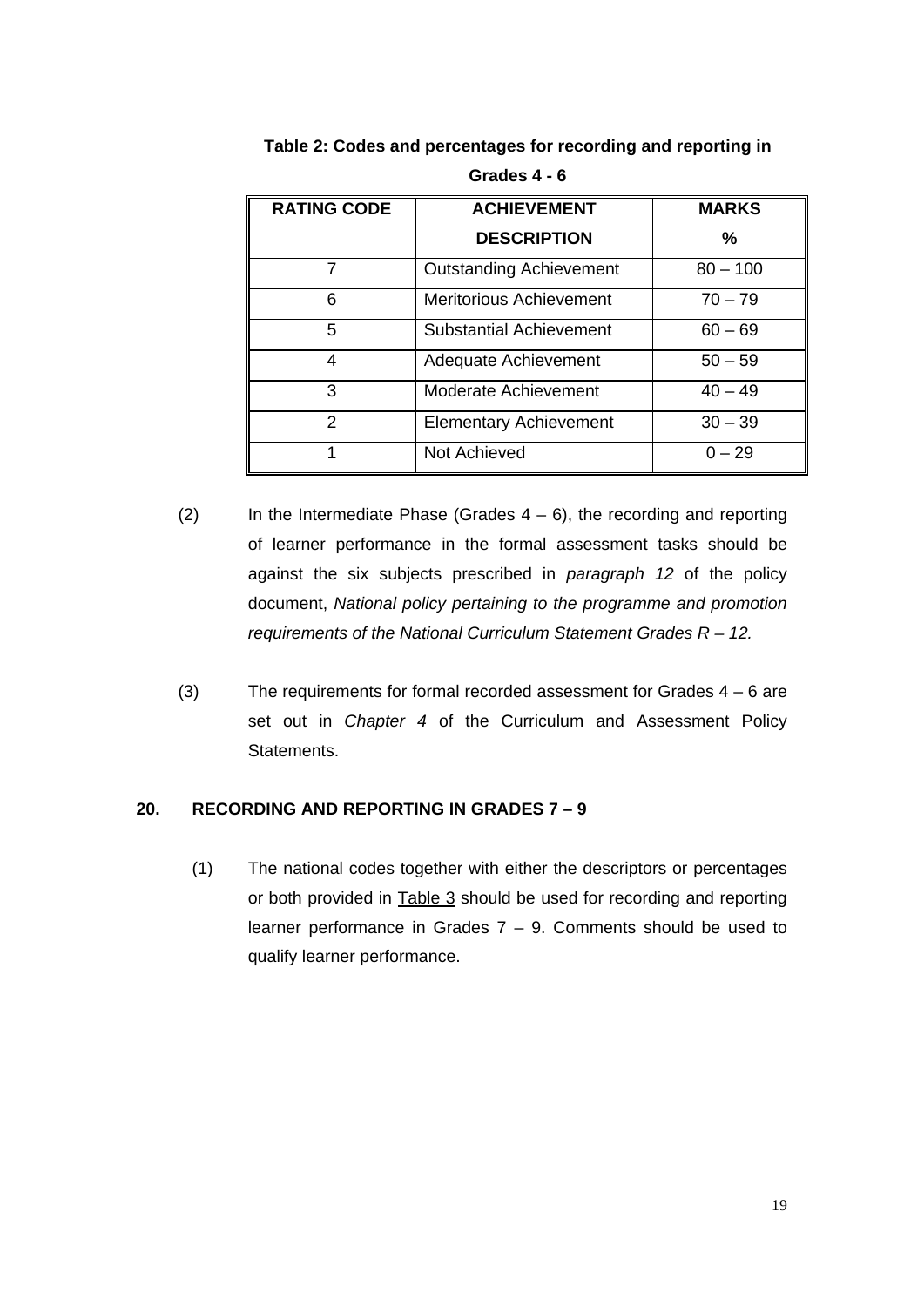**Table 2: Codes and percentages for recording and reporting in Grades 4 - 6**

| RATING CODE | ACHIEVEMENT DESCRIPTION | MARKS % |
|---|---|---|
| 7 | Outstanding Achievement | 80 – 100 |
| 6 | Meritorious Achievement | 70 – 79 |
| 5 | Substantial Achievement | 60 – 69 |
| 4 | Adequate Achievement | 50 – 59 |
| 3 | Moderate Achievement | 40 – 49 |
| 2 | Elementary Achievement | 30 – 39 |
| 1 | Not Achieved | 0 – 29 |

(2) In the Intermediate Phase (Grades 4 – 6), the recording and reporting of learner performance in the formal assessment tasks should be against the six subjects prescribed in *paragraph 12* of the policy document, *National policy pertaining to the programme and promotion requirements of the National Curriculum Statement Grades R – 12.*

(3) The requirements for formal recorded assessment for Grades 4 – 6 are set out in *Chapter 4* of the Curriculum and Assessment Policy Statements.

## 20. RECORDING AND REPORTING IN GRADES 7 – 9

(1) The national codes together with either the descriptors or percentages or both provided in Table 3 should be used for recording and reporting learner performance in Grades 7 – 9. Comments should be used to qualify learner performance.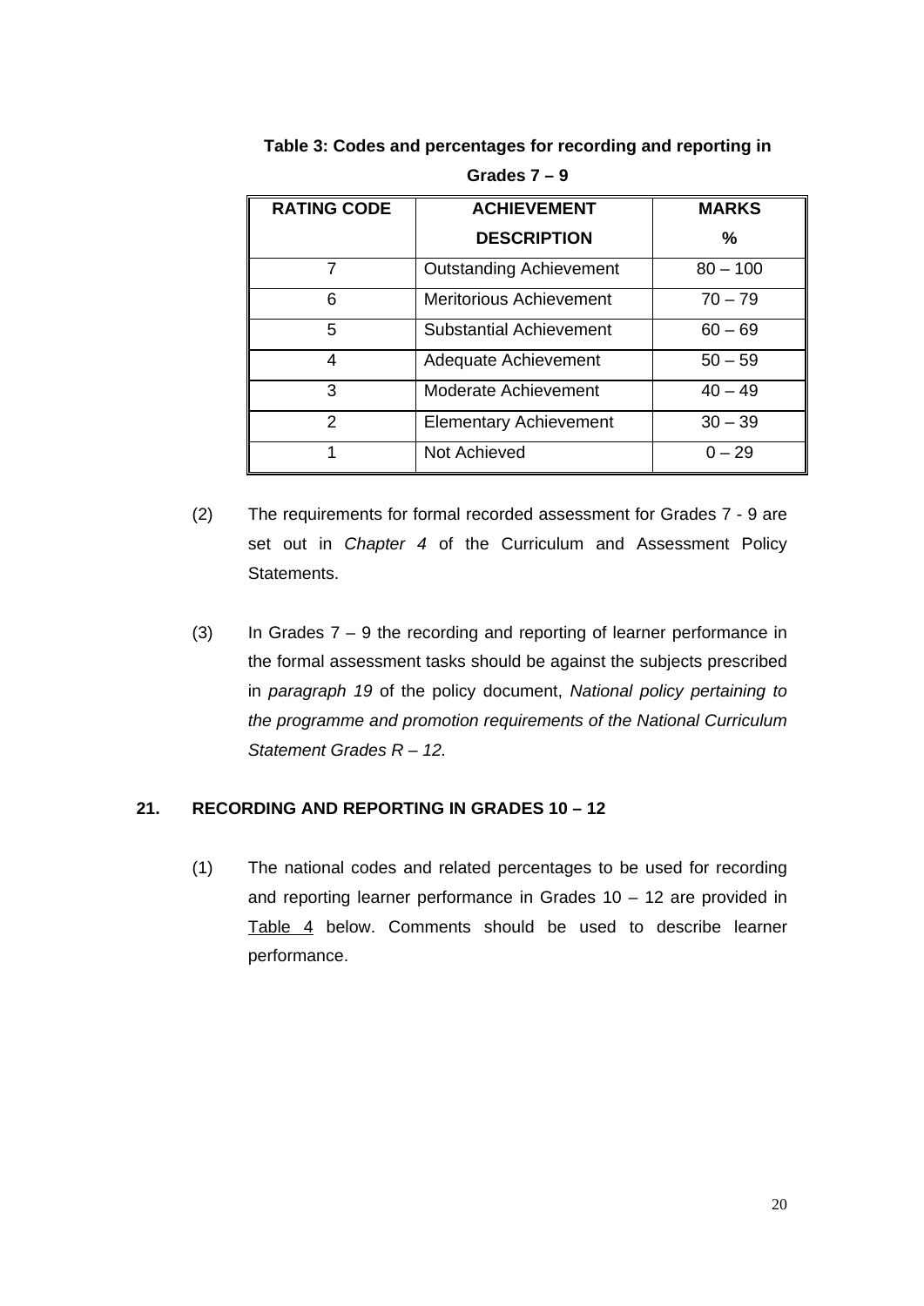**Table 3: Codes and percentages for recording and reporting in Grades 7 – 9**

| RATING CODE | ACHIEVEMENT DESCRIPTION | MARKS % |
|---|---|---|
| 7 | Outstanding Achievement | 80 – 100 |
| 6 | Meritorious Achievement | 70 – 79 |
| 5 | Substantial Achievement | 60 – 69 |
| 4 | Adequate Achievement | 50 – 59 |
| 3 | Moderate Achievement | 40 – 49 |
| 2 | Elementary Achievement | 30 – 39 |
| 1 | Not Achieved | 0 – 29 |

(2) The requirements for formal recorded assessment for Grades 7 - 9 are set out in *Chapter 4* of the Curriculum and Assessment Policy Statements.

(3) In Grades 7 – 9 the recording and reporting of learner performance in the formal assessment tasks should be against the subjects prescribed in *paragraph 19* of the policy document, *National policy pertaining to the programme and promotion requirements of the National Curriculum Statement Grades R – 12.*

## 21. RECORDING AND REPORTING IN GRADES 10 – 12

(1) The national codes and related percentages to be used for recording and reporting learner performance in Grades 10 – 12 are provided in Table 4 below. Comments should be used to describe learner performance.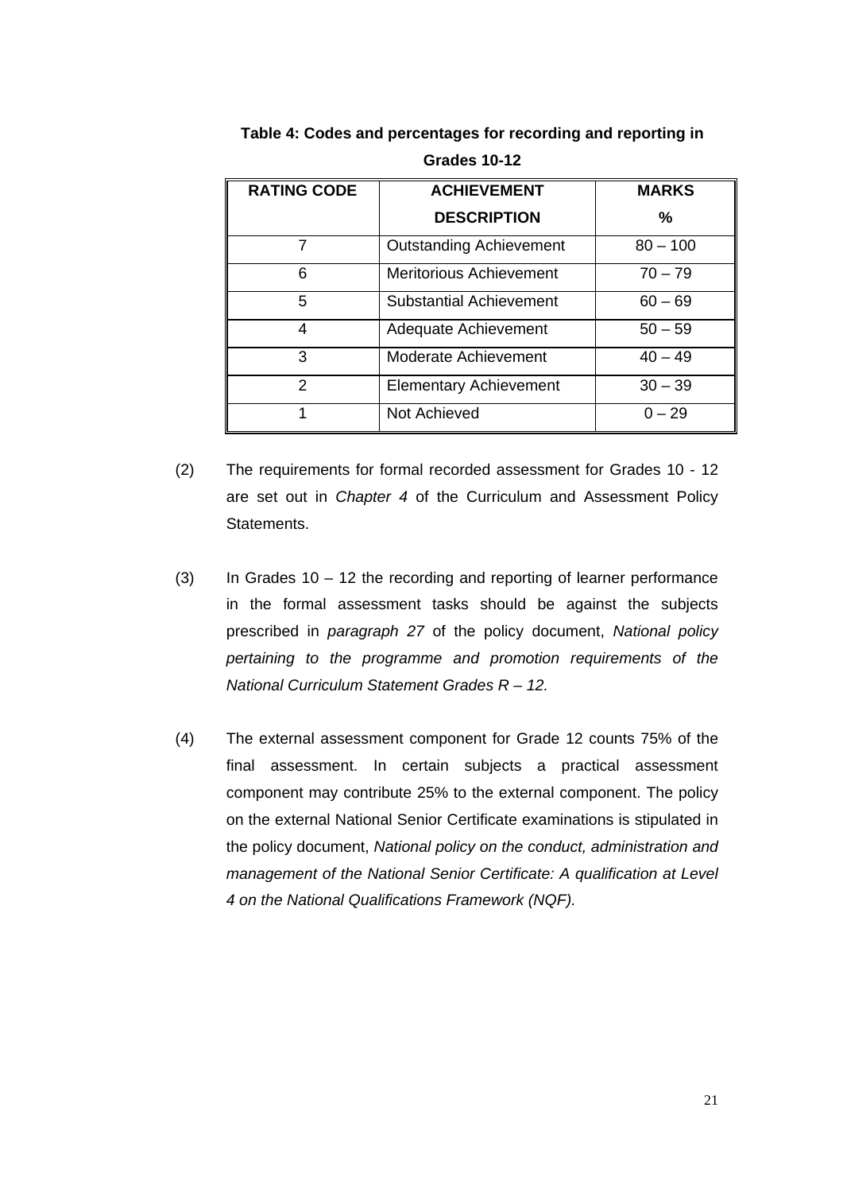**Table 4: Codes and percentages for recording and reporting in Grades 10-12**

| RATING CODE | ACHIEVEMENT DESCRIPTION | MARKS % |
|---|---|---|
| 7 | Outstanding Achievement | 80 – 100 |
| 6 | Meritorious Achievement | 70 – 79 |
| 5 | Substantial Achievement | 60 – 69 |
| 4 | Adequate Achievement | 50 – 59 |
| 3 | Moderate Achievement | 40 – 49 |
| 2 | Elementary Achievement | 30 – 39 |
| 1 | Not Achieved | 0 – 29 |

(2) The requirements for formal recorded assessment for Grades 10 - 12 are set out in *Chapter 4* of the Curriculum and Assessment Policy Statements.

(3) In Grades 10 – 12 the recording and reporting of learner performance in the formal assessment tasks should be against the subjects prescribed in *paragraph 27* of the policy document, *National policy pertaining to the programme and promotion requirements of the National Curriculum Statement Grades R – 12.*

(4) The external assessment component for Grade 12 counts 75% of the final assessment. In certain subjects a practical assessment component may contribute 25% to the external component. The policy on the external National Senior Certificate examinations is stipulated in the policy document, *National policy on the conduct, administration and management of the National Senior Certificate: A qualification at Level 4 on the National Qualifications Framework (NQF).*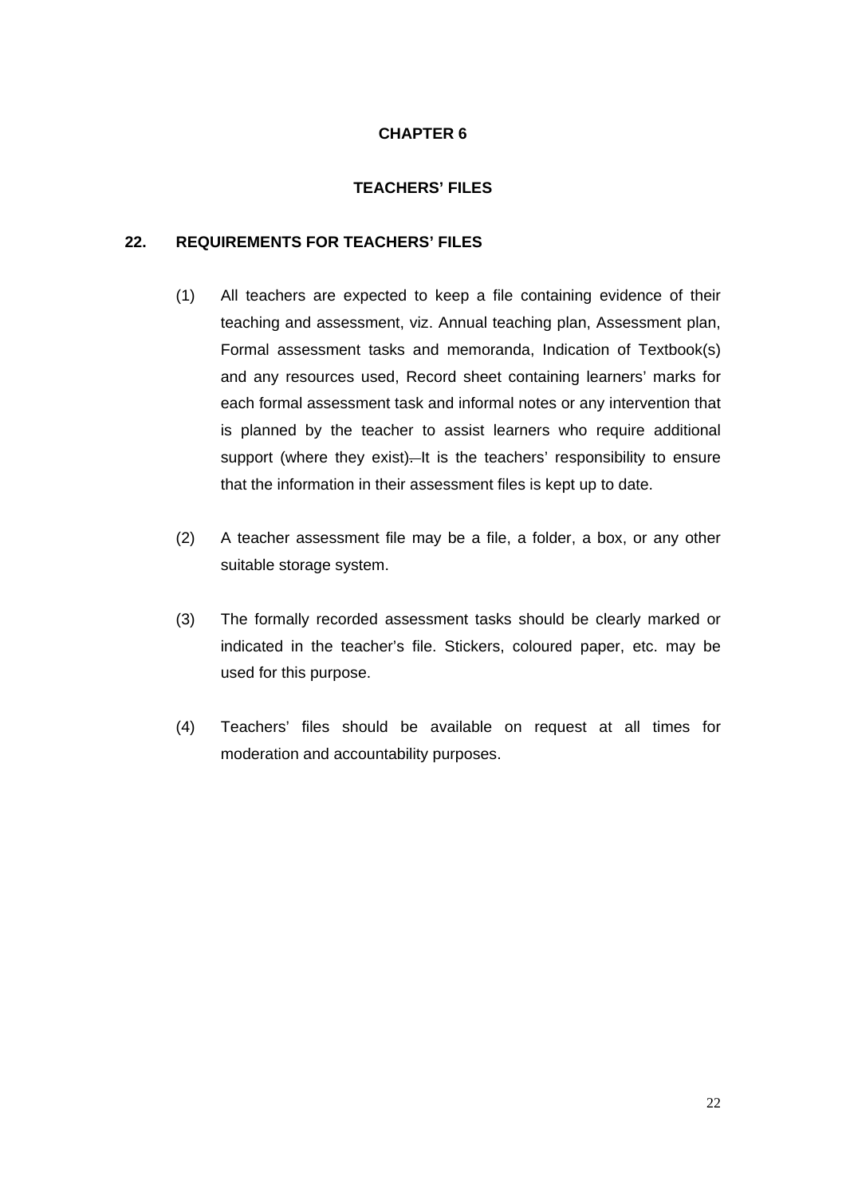# CHAPTER 6

## TEACHERS' FILES

### 22. REQUIREMENTS FOR TEACHERS' FILES

(1) All teachers are expected to keep a file containing evidence of their teaching and assessment, viz. Annual teaching plan, Assessment plan, Formal assessment tasks and memoranda, Indication of Textbook(s) and any resources used, Record sheet containing learners' marks for each formal assessment task and informal notes or any intervention that is planned by the teacher to assist learners who require additional support (where they exist). It is the teachers' responsibility to ensure that the information in their assessment files is kept up to date.

(2) A teacher assessment file may be a file, a folder, a box, or any other suitable storage system.

(3) The formally recorded assessment tasks should be clearly marked or indicated in the teacher's file. Stickers, coloured paper, etc. may be used for this purpose.

(4) Teachers' files should be available on request at all times for moderation and accountability purposes.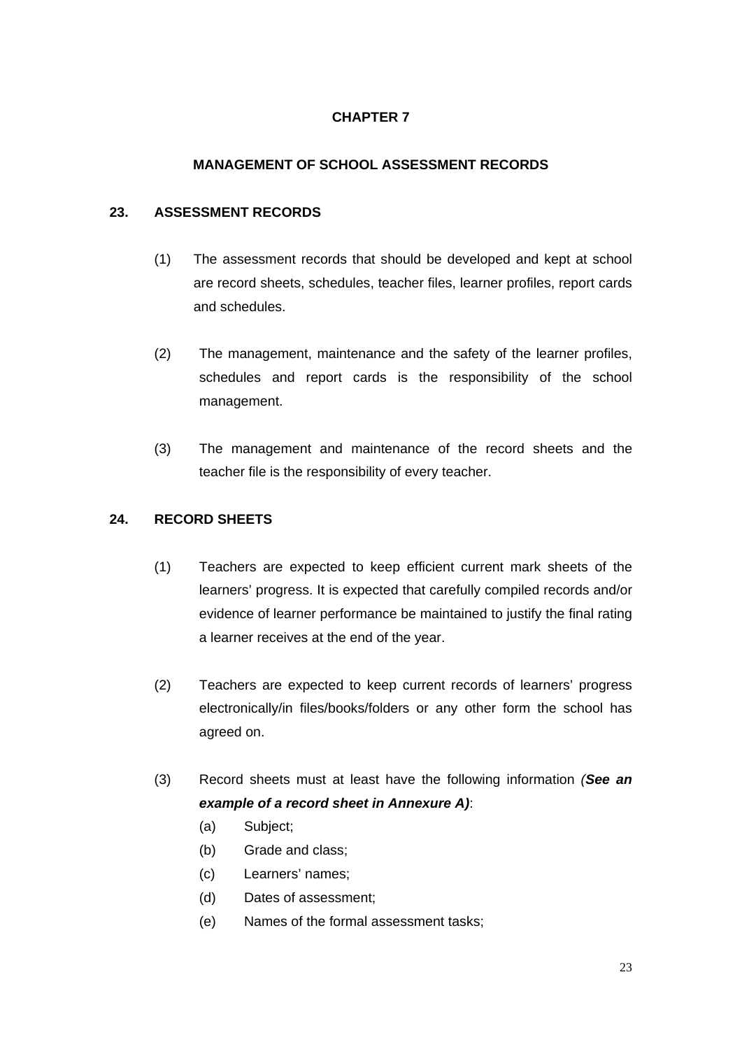# CHAPTER 7

## MANAGEMENT OF SCHOOL ASSESSMENT RECORDS

### 23. ASSESSMENT RECORDS

(1) The assessment records that should be developed and kept at school are record sheets, schedules, teacher files, learner profiles, report cards and schedules.

(2) The management, maintenance and the safety of the learner profiles, schedules and report cards is the responsibility of the school management.

(3) The management and maintenance of the record sheets and the teacher file is the responsibility of every teacher.

### 24. RECORD SHEETS

(1) Teachers are expected to keep efficient current mark sheets of the learners' progress. It is expected that carefully compiled records and/or evidence of learner performance be maintained to justify the final rating a learner receives at the end of the year.

(2) Teachers are expected to keep current records of learners' progress electronically/in files/books/folders or any other form the school has agreed on.

(3) Record sheets must at least have the following information ***(See an example of a record sheet in Annexure A)***:

- (a) Subject;
- (b) Grade and class;
- (c) Learners' names;
- (d) Dates of assessment;
- (e) Names of the formal assessment tasks;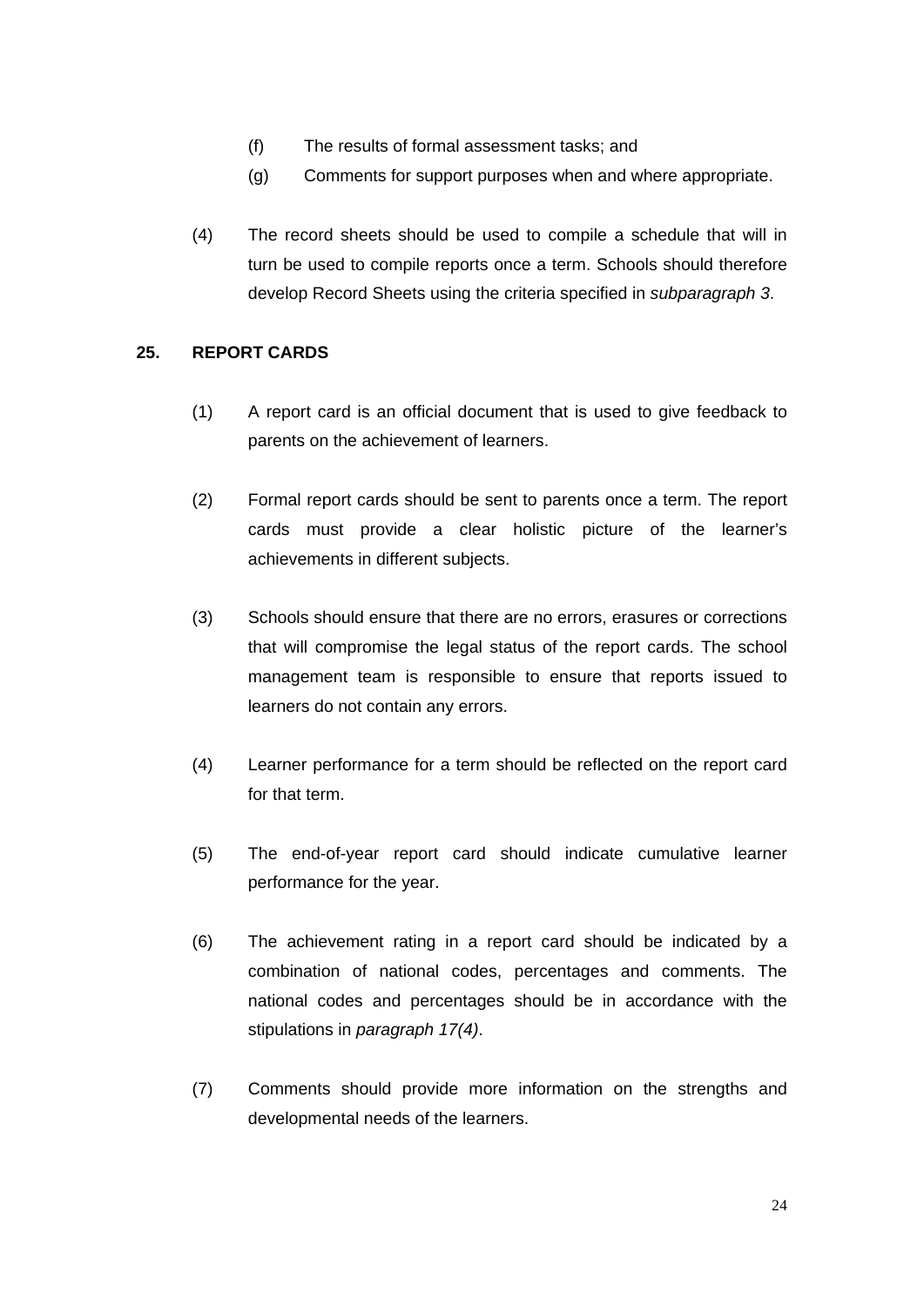(f) The results of formal assessment tasks; and

(g) Comments for support purposes when and where appropriate.

(4) The record sheets should be used to compile a schedule that will in turn be used to compile reports once a term. Schools should therefore develop Record Sheets using the criteria specified in *subparagraph 3*.

## 25. REPORT CARDS

(1) A report card is an official document that is used to give feedback to parents on the achievement of learners.

(2) Formal report cards should be sent to parents once a term. The report cards must provide a clear holistic picture of the learner's achievements in different subjects.

(3) Schools should ensure that there are no errors, erasures or corrections that will compromise the legal status of the report cards. The school management team is responsible to ensure that reports issued to learners do not contain any errors.

(4) Learner performance for a term should be reflected on the report card for that term.

(5) The end-of-year report card should indicate cumulative learner performance for the year.

(6) The achievement rating in a report card should be indicated by a combination of national codes, percentages and comments. The national codes and percentages should be in accordance with the stipulations in *paragraph 17(4)*.

(7) Comments should provide more information on the strengths and developmental needs of the learners.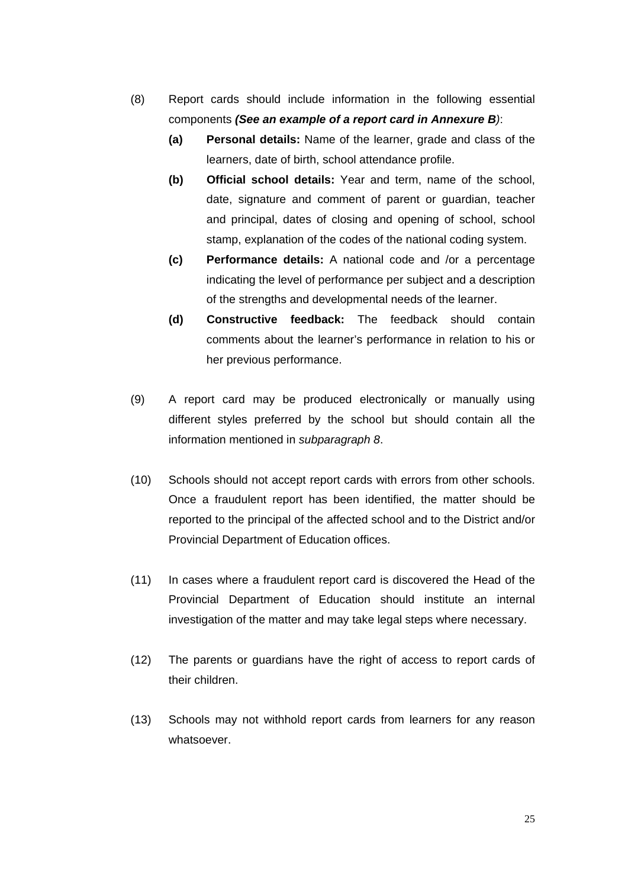(8) Report cards should include information in the following essential components ***(See an example of a report card in Annexure B)***:

- **(a) Personal details:** Name of the learner, grade and class of the learners, date of birth, school attendance profile.
- **(b) Official school details:** Year and term, name of the school, date, signature and comment of parent or guardian, teacher and principal, dates of closing and opening of school, school stamp, explanation of the codes of the national coding system.
- **(c) Performance details:** A national code and /or a percentage indicating the level of performance per subject and a description of the strengths and developmental needs of the learner.
- **(d) Constructive feedback:** The feedback should contain comments about the learner's performance in relation to his or her previous performance.

(9) A report card may be produced electronically or manually using different styles preferred by the school but should contain all the information mentioned in *subparagraph 8*.

(10) Schools should not accept report cards with errors from other schools. Once a fraudulent report has been identified, the matter should be reported to the principal of the affected school and to the District and/or Provincial Department of Education offices.

(11) In cases where a fraudulent report card is discovered the Head of the Provincial Department of Education should institute an internal investigation of the matter and may take legal steps where necessary.

(12) The parents or guardians have the right of access to report cards of their children.

(13) Schools may not withhold report cards from learners for any reason whatsoever.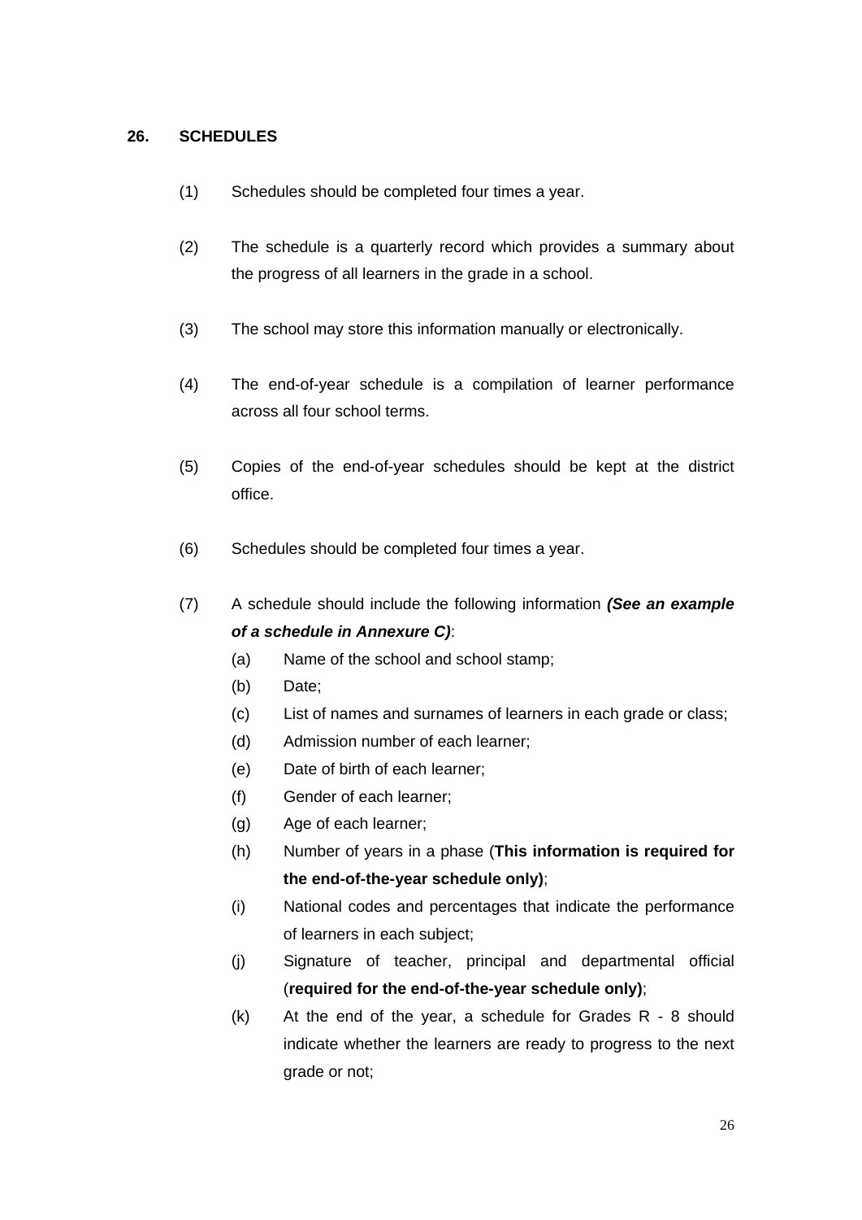## 26. SCHEDULES

(1) Schedules should be completed four times a year.

(2) The schedule is a quarterly record which provides a summary about the progress of all learners in the grade in a school.

(3) The school may store this information manually or electronically.

(4) The end-of-year schedule is a compilation of learner performance across all four school terms.

(5) Copies of the end-of-year schedules should be kept at the district office.

(6) Schedules should be completed four times a year.

(7) A schedule should include the following information ***(See an example of a schedule in Annexure C)***:

- (a) Name of the school and school stamp;
- (b) Date;
- (c) List of names and surnames of learners in each grade or class;
- (d) Admission number of each learner;
- (e) Date of birth of each learner;
- (f) Gender of each learner;
- (g) Age of each learner;
- (h) Number of years in a phase (**This information is required for the end-of-the-year schedule only)**;
- (i) National codes and percentages that indicate the performance of learners in each subject;
- (j) Signature of teacher, principal and departmental official (**required for the end-of-the-year schedule only)**;
- (k) At the end of the year, a schedule for Grades R - 8 should indicate whether the learners are ready to progress to the next grade or not;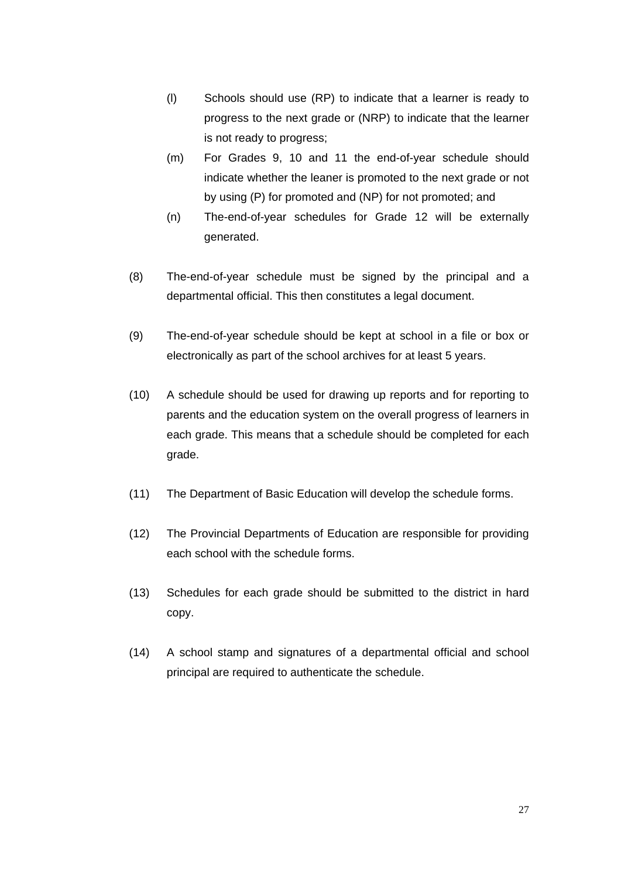(l) Schools should use (RP) to indicate that a learner is ready to progress to the next grade or (NRP) to indicate that the learner is not ready to progress;

(m) For Grades 9, 10 and 11 the end-of-year schedule should indicate whether the leaner is promoted to the next grade or not by using (P) for promoted and (NP) for not promoted; and

(n) The-end-of-year schedules for Grade 12 will be externally generated.

(8) The-end-of-year schedule must be signed by the principal and a departmental official. This then constitutes a legal document.

(9) The-end-of-year schedule should be kept at school in a file or box or electronically as part of the school archives for at least 5 years.

(10) A schedule should be used for drawing up reports and for reporting to parents and the education system on the overall progress of learners in each grade. This means that a schedule should be completed for each grade.

(11) The Department of Basic Education will develop the schedule forms.

(12) The Provincial Departments of Education are responsible for providing each school with the schedule forms.

(13) Schedules for each grade should be submitted to the district in hard copy.

(14) A school stamp and signatures of a departmental official and school principal are required to authenticate the schedule.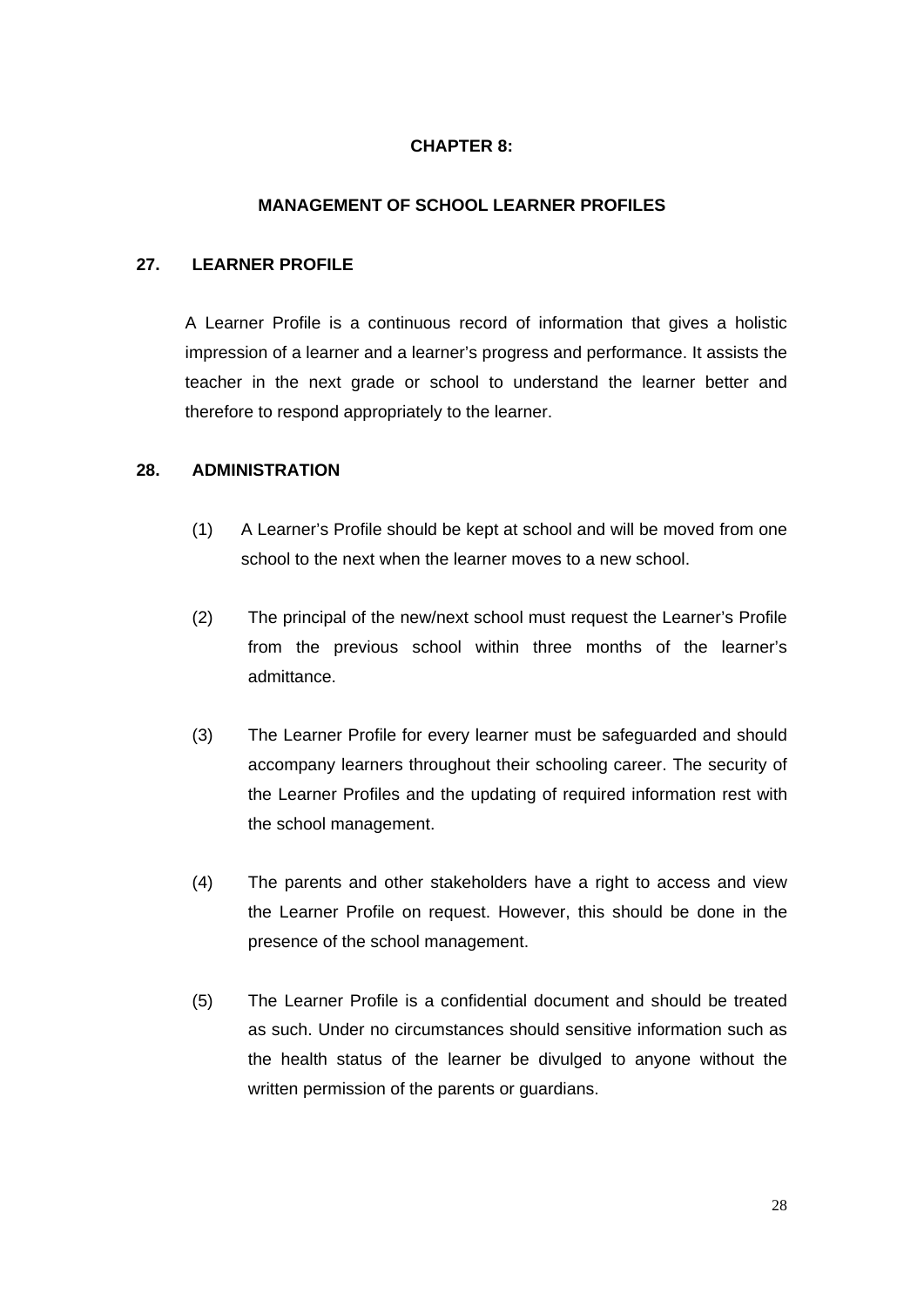# CHAPTER 8:

## MANAGEMENT OF SCHOOL LEARNER PROFILES

### 27. LEARNER PROFILE

A Learner Profile is a continuous record of information that gives a holistic impression of a learner and a learner's progress and performance. It assists the teacher in the next grade or school to understand the learner better and therefore to respond appropriately to the learner.

### 28. ADMINISTRATION

(1) A Learner's Profile should be kept at school and will be moved from one school to the next when the learner moves to a new school.

(2) The principal of the new/next school must request the Learner's Profile from the previous school within three months of the learner's admittance.

(3) The Learner Profile for every learner must be safeguarded and should accompany learners throughout their schooling career. The security of the Learner Profiles and the updating of required information rest with the school management.

(4) The parents and other stakeholders have a right to access and view the Learner Profile on request. However, this should be done in the presence of the school management.

(5) The Learner Profile is a confidential document and should be treated as such. Under no circumstances should sensitive information such as the health status of the learner be divulged to anyone without the written permission of the parents or guardians.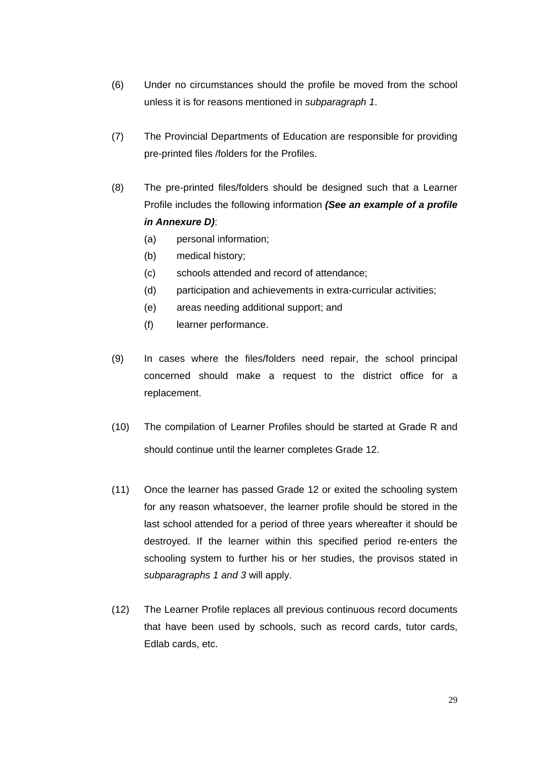(6) Under no circumstances should the profile be moved from the school unless it is for reasons mentioned in *subparagraph 1*.

(7) The Provincial Departments of Education are responsible for providing pre-printed files /folders for the Profiles.

(8) The pre-printed files/folders should be designed such that a Learner Profile includes the following information ***(See an example of a profile in Annexure D)***:

   (a) personal information;
   
   (b) medical history;
   
   (c) schools attended and record of attendance;
   
   (d) participation and achievements in extra-curricular activities;
   
   (e) areas needing additional support; and
   
   (f) learner performance.

(9) In cases where the files/folders need repair, the school principal concerned should make a request to the district office for a replacement.

(10) The compilation of Learner Profiles should be started at Grade R and should continue until the learner completes Grade 12.

(11) Once the learner has passed Grade 12 or exited the schooling system for any reason whatsoever, the learner profile should be stored in the last school attended for a period of three years whereafter it should be destroyed. If the learner within this specified period re-enters the schooling system to further his or her studies, the provisos stated in *subparagraphs 1 and 3* will apply.

(12) The Learner Profile replaces all previous continuous record documents that have been used by schools, such as record cards, tutor cards, Edlab cards, etc.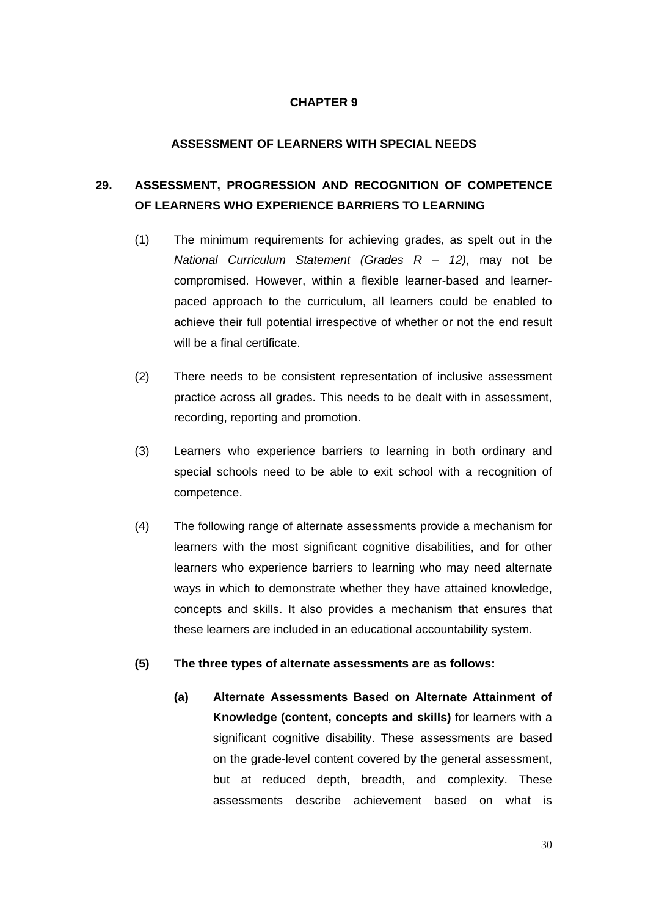# CHAPTER 9

## ASSESSMENT OF LEARNERS WITH SPECIAL NEEDS

### 29. ASSESSMENT, PROGRESSION AND RECOGNITION OF COMPETENCE OF LEARNERS WHO EXPERIENCE BARRIERS TO LEARNING

(1) The minimum requirements for achieving grades, as spelt out in the *National Curriculum Statement (Grades R – 12)*, may not be compromised. However, within a flexible learner-based and learner-paced approach to the curriculum, all learners could be enabled to achieve their full potential irrespective of whether or not the end result will be a final certificate.

(2) There needs to be consistent representation of inclusive assessment practice across all grades. This needs to be dealt with in assessment, recording, reporting and promotion.

(3) Learners who experience barriers to learning in both ordinary and special schools need to be able to exit school with a recognition of competence.

(4) The following range of alternate assessments provide a mechanism for learners with the most significant cognitive disabilities, and for other learners who experience barriers to learning who may need alternate ways in which to demonstrate whether they have attained knowledge, concepts and skills. It also provides a mechanism that ensures that these learners are included in an educational accountability system.

**(5) The three types of alternate assessments are as follows:**

**(a) Alternate Assessments Based on Alternate Attainment of Knowledge (content, concepts and skills)** for learners with a significant cognitive disability. These assessments are based on the grade-level content covered by the general assessment, but at reduced depth, breadth, and complexity. These assessments describe achievement based on what is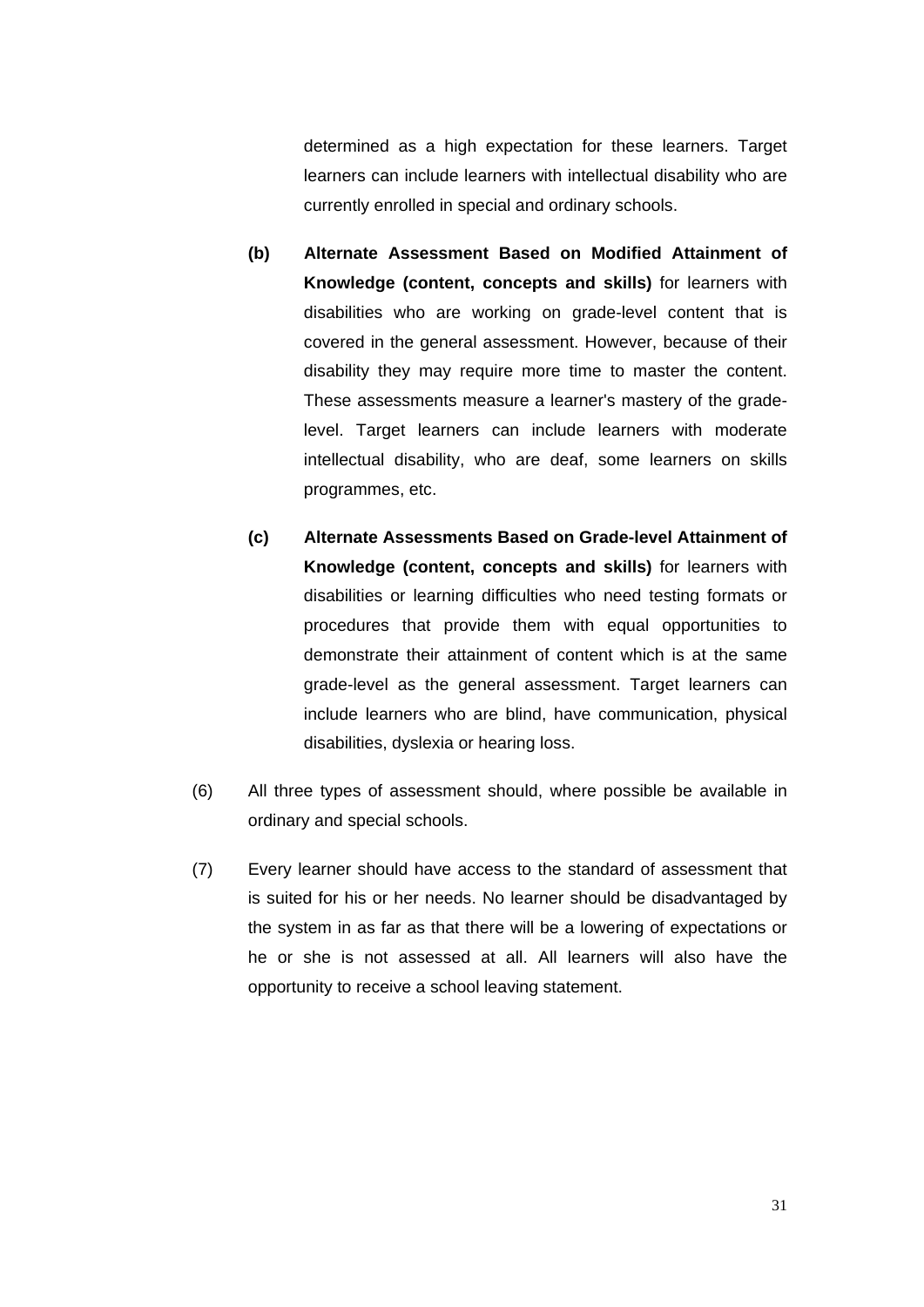determined as a high expectation for these learners. Target learners can include learners with intellectual disability who are currently enrolled in special and ordinary schools.

**(b)** **Alternate Assessment Based on Modified Attainment of Knowledge (content, concepts and skills)** for learners with disabilities who are working on grade-level content that is covered in the general assessment. However, because of their disability they may require more time to master the content. These assessments measure a learner's mastery of the grade-level. Target learners can include learners with moderate intellectual disability, who are deaf, some learners on skills programmes, etc.

**(c)** **Alternate Assessments Based on Grade-level Attainment of Knowledge (content, concepts and skills)** for learners with disabilities or learning difficulties who need testing formats or procedures that provide them with equal opportunities to demonstrate their attainment of content which is at the same grade-level as the general assessment. Target learners can include learners who are blind, have communication, physical disabilities, dyslexia or hearing loss.

(6) All three types of assessment should, where possible be available in ordinary and special schools.

(7) Every learner should have access to the standard of assessment that is suited for his or her needs. No learner should be disadvantaged by the system in as far as that there will be a lowering of expectations or he or she is not assessed at all. All learners will also have the opportunity to receive a school leaving statement.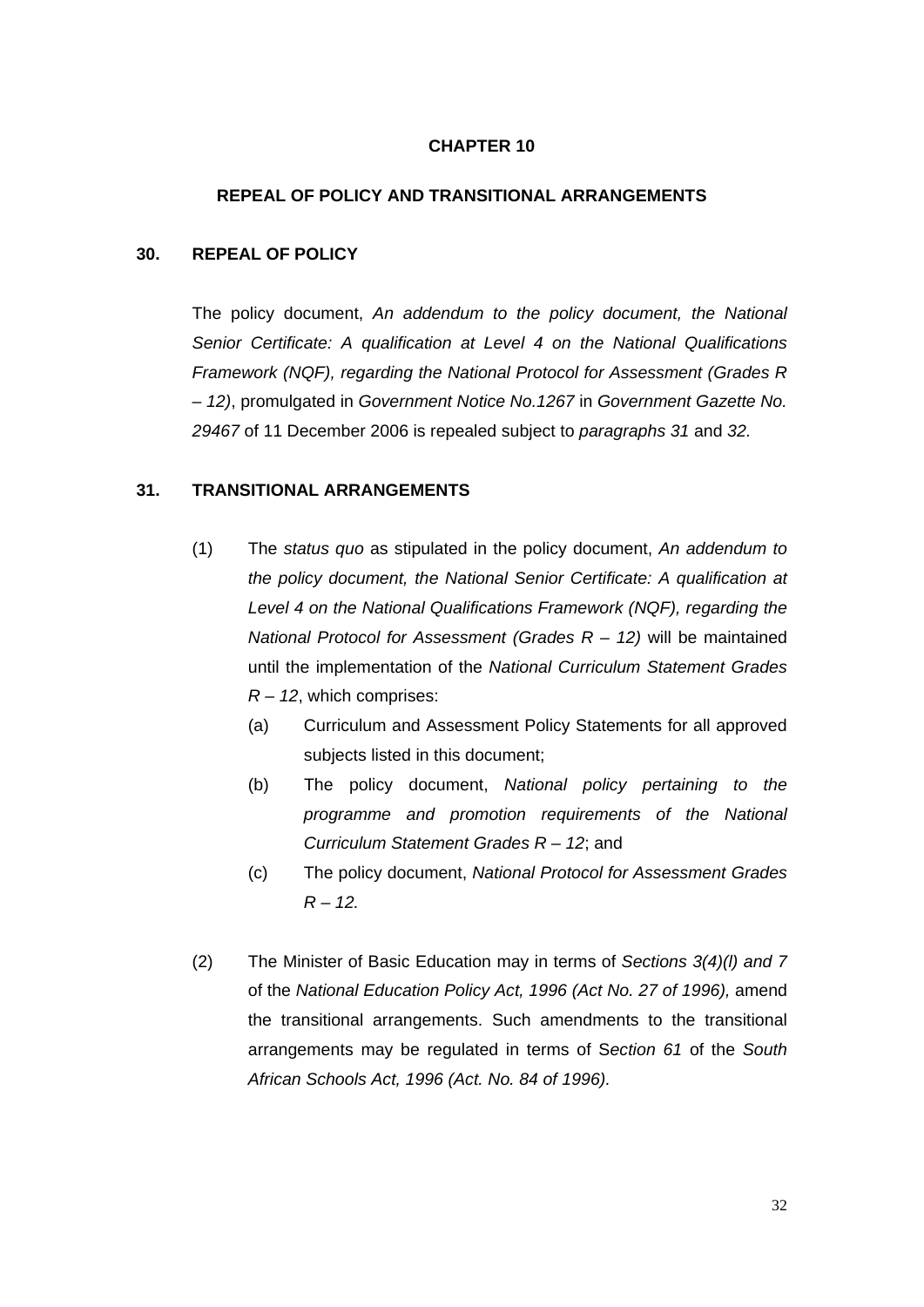# CHAPTER 10

## REPEAL OF POLICY AND TRANSITIONAL ARRANGEMENTS

### 30. REPEAL OF POLICY

The policy document, *An addendum to the policy document, the National Senior Certificate: A qualification at Level 4 on the National Qualifications Framework (NQF), regarding the National Protocol for Assessment (Grades R – 12)*, promulgated in *Government Notice No.1267* in *Government Gazette No. 29467* of 11 December 2006 is repealed subject to *paragraphs 31* and *32*.

### 31. TRANSITIONAL ARRANGEMENTS

(1) The *status quo* as stipulated in the policy document, *An addendum to the policy document, the National Senior Certificate: A qualification at Level 4 on the National Qualifications Framework (NQF), regarding the National Protocol for Assessment (Grades R – 12)* will be maintained until the implementation of the *National Curriculum Statement Grades R – 12*, which comprises:

- (a) Curriculum and Assessment Policy Statements for all approved subjects listed in this document;
- (b) The policy document, *National policy pertaining to the programme and promotion requirements of the National Curriculum Statement Grades R – 12*; and
- (c) The policy document, *National Protocol for Assessment Grades R – 12.*

(2) The Minister of Basic Education may in terms of *Sections 3(4)(l) and 7* of the *National Education Policy Act, 1996 (Act No. 27 of 1996),* amend the transitional arrangements. Such amendments to the transitional arrangements may be regulated in terms of S*ection 61* of the *South African Schools Act, 1996 (Act. No. 84 of 1996).*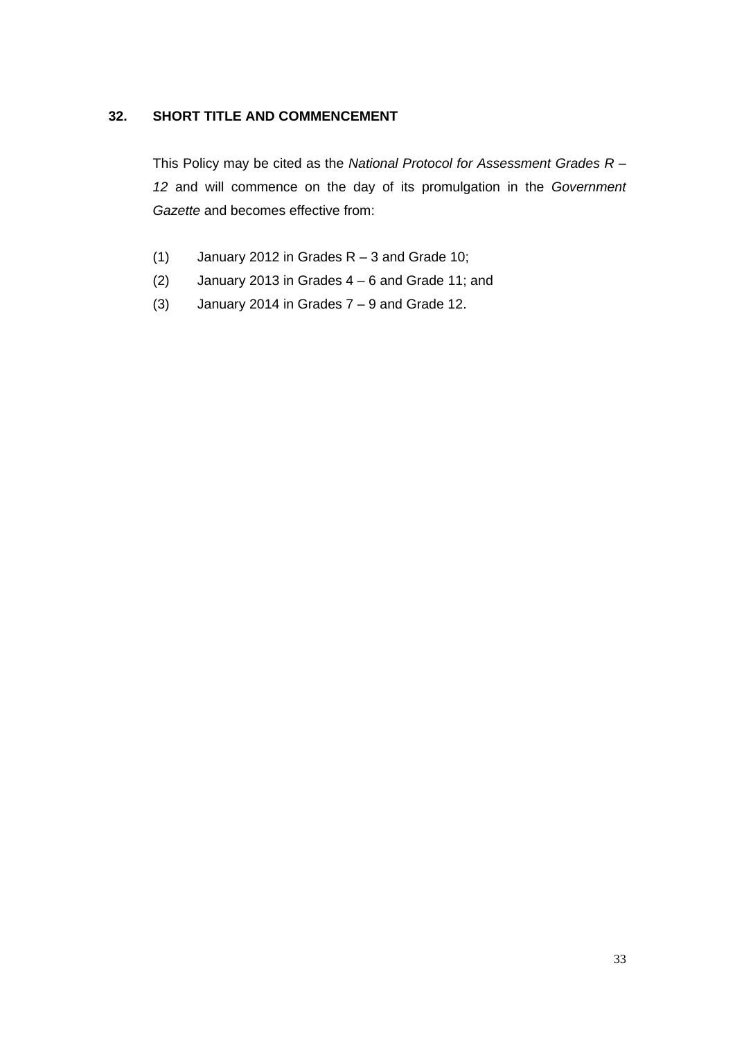## 32. SHORT TITLE AND COMMENCEMENT

This Policy may be cited as the *National Protocol for Assessment Grades R – 12* and will commence on the day of its promulgation in the *Government Gazette* and becomes effective from:

(1) January 2012 in Grades R – 3 and Grade 10;

(2) January 2013 in Grades 4 – 6 and Grade 11; and

(3) January 2014 in Grades 7 – 9 and Grade 12.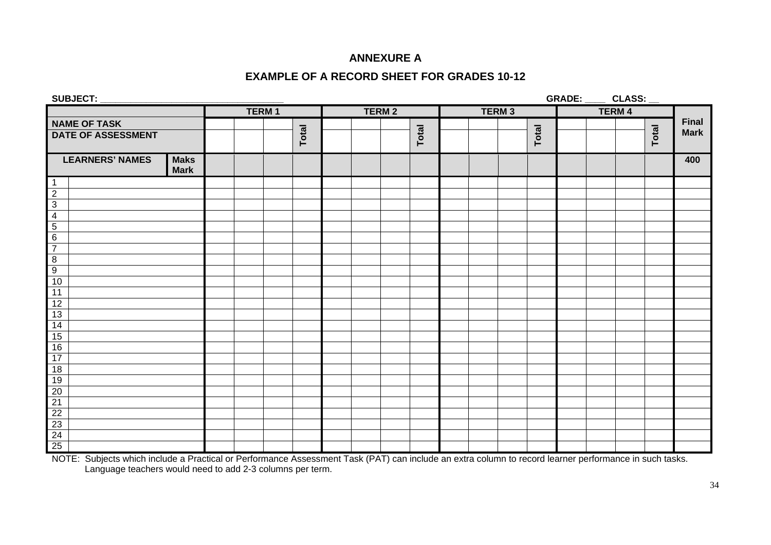## ANNEXURE A

### EXAMPLE OF A RECORD SHEET FOR GRADES 10-12

**SUBJECT:** ___________________________________ **GRADE:** ____ **CLASS:** __

| | | | TERM 1 | | | | TERM 2 | | | | TERM 3 | | | | TERM 4 | | | | |
|---|---|---|---|---|---|---|---|---|---|---|---|---|---|---|---|---|---|---|---|
| NAME OF TASK | | | | | | Total | | | | Total | | | | Total | | | | Total | Final Mark |
| DATE OF ASSESSMENT | | | | | | | | | | | | | | | | | | | |
| LEARNERS' NAMES | | Maks Mark | | | | | | | | | | | | | | | | | 400 |
| 1 | | | | | | | | | | | | | | | | | | | |
| 2 | | | | | | | | | | | | | | | | | | | |
| 3 | | | | | | | | | | | | | | | | | | | |
| 4 | | | | | | | | | | | | | | | | | | | |
| 5 | | | | | | | | | | | | | | | | | | | |
| 6 | | | | | | | | | | | | | | | | | | | |
| 7 | | | | | | | | | | | | | | | | | | | |
| 8 | | | | | | | | | | | | | | | | | | | |
| 9 | | | | | | | | | | | | | | | | | | | |
| 10 | | | | | | | | | | | | | | | | | | | |
| 11 | | | | | | | | | | | | | | | | | | | |
| 12 | | | | | | | | | | | | | | | | | | | |
| 13 | | | | | | | | | | | | | | | | | | | |
| 14 | | | | | | | | | | | | | | | | | | | |
| 15 | | | | | | | | | | | | | | | | | | | |
| 16 | | | | | | | | | | | | | | | | | | | |
| 17 | | | | | | | | | | | | | | | | | | | |
| 18 | | | | | | | | | | | | | | | | | | | |
| 19 | | | | | | | | | | | | | | | | | | | |
| 20 | | | | | | | | | | | | | | | | | | | |
| 21 | | | | | | | | | | | | | | | | | | | |
| 22 | | | | | | | | | | | | | | | | | | | |
| 23 | | | | | | | | | | | | | | | | | | | |
| 24 | | | | | | | | | | | | | | | | | | | |
| 25 | | | | | | | | | | | | | | | | | | | |

NOTE: Subjects which include a Practical or Performance Assessment Task (PAT) can include an extra column to record learner performance in such tasks. Language teachers would need to add 2-3 columns per term.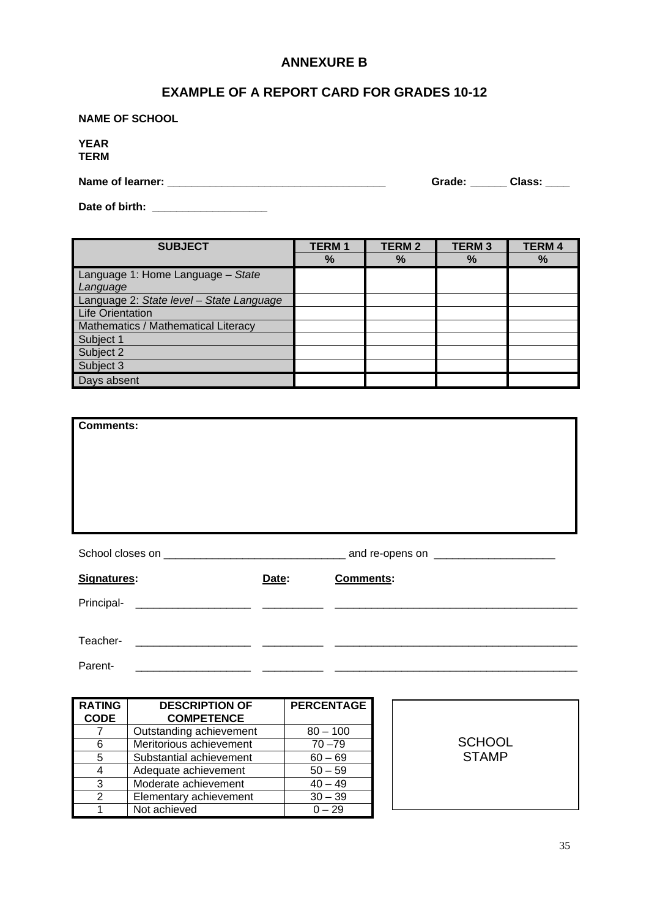## ANNEXURE B

## EXAMPLE OF A REPORT CARD FOR GRADES 10-12

**NAME OF SCHOOL**

**YEAR**
**TERM**

**Name of learner:** ____________________________________ **Grade:** ______ **Class:** ____

**Date of birth:** ___________________

| SUBJECT | TERM 1 % | TERM 2 % | TERM 3 % | TERM 4 % |
|---|---|---|---|---|
| Language 1: Home Language – *State Language* | | | | |
| Language 2: *State level – State Language* | | | | |
| Life Orientation | | | | |
| Mathematics / Mathematical Literacy | | | | |
| Subject 1 | | | | |
| Subject 2 | | | | |
| Subject 3 | | | | |
| Days absent | | | | |

**Comments:**

School closes on ______________________________ and re-opens on ____________________

| **Signatures:** | **Date:** | **Comments:** |
|---|---|---|
| Principal- ___________________ | __________ | ________________________________________ |
| Teacher- ___________________ | __________ | ________________________________________ |
| Parent- ___________________ | __________ | ________________________________________ |

| RATING CODE | DESCRIPTION OF COMPETENCE | PERCENTAGE |
|---|---|---|
| 7 | Outstanding achievement | 80 – 100 |
| 6 | Meritorious achievement | 70 –79 |
| 5 | Substantial achievement | 60 – 69 |
| 4 | Adequate achievement | 50 – 59 |
| 3 | Moderate achievement | 40 – 49 |
| 2 | Elementary achievement | 30 – 39 |
| 1 | Not achieved | 0 – 29 |

SCHOOL STAMP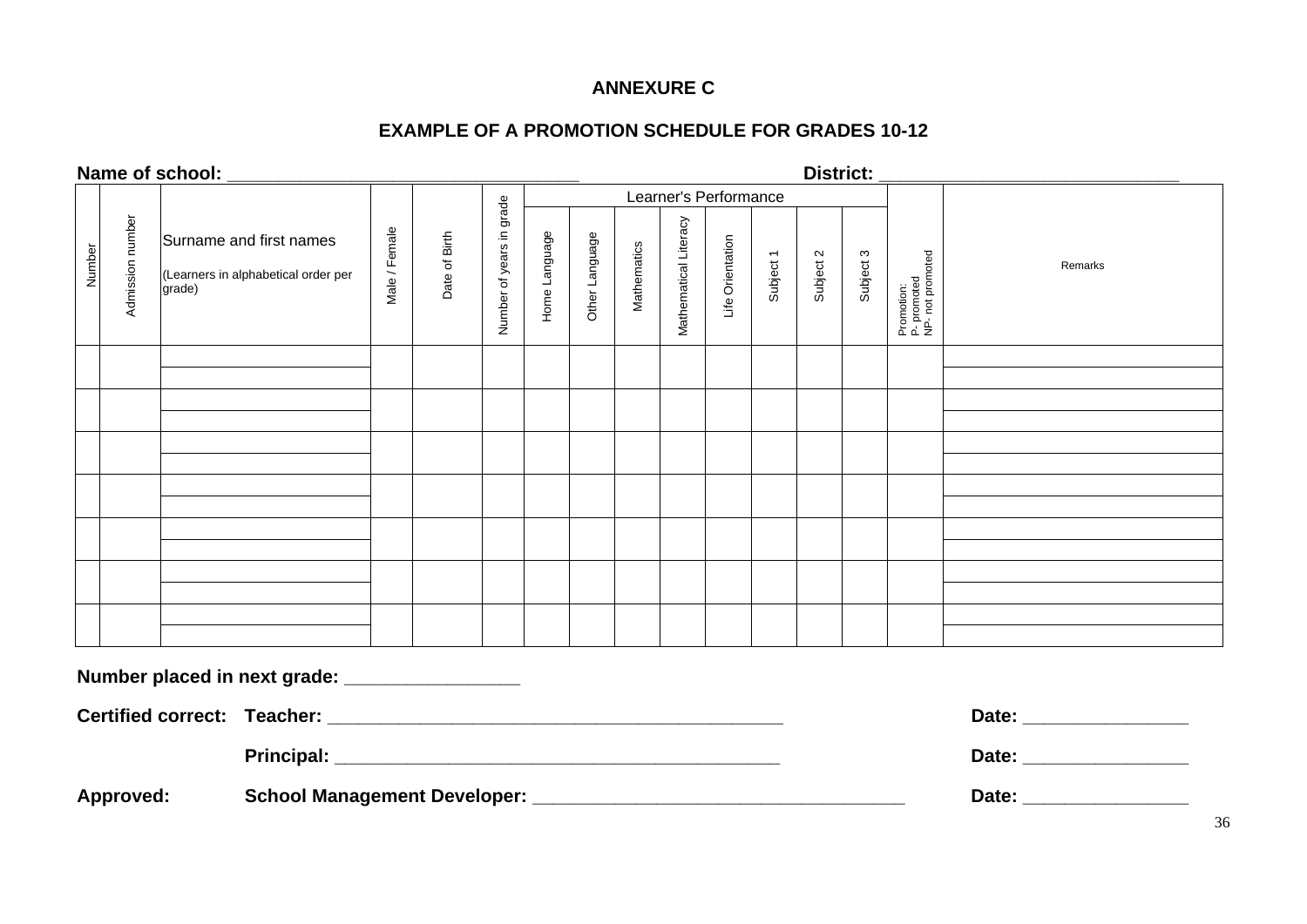# ANNEXURE C

## EXAMPLE OF A PROMOTION SCHEDULE FOR GRADES 10-12

**Name of school:** ___________________________________ **District:** ______________________________

| Number | Admission number | Surname and first names (Learners in alphabetical order per grade) | Male / Female | Date of Birth | Number of years in grade | Learner's Performance | | | | | | | | Promotion: P- promoted NP- not promoted | Remarks |
|---|---|---|---|---|---|---|---|---|---|---|---|---|---|---|---|
| | | | | | | Home Language | Other Language | Mathematics | Mathematical Literacy | Life Orientation | Subject 1 | Subject 2 | Subject 3 | | |
| | | | | | | | | | | | | | | | |
| | | | | | | | | | | | | | | | |
| | | | | | | | | | | | | | | | |
| | | | | | | | | | | | | | | | |
| | | | | | | | | | | | | | | | |
| | | | | | | | | | | | | | | | |
| | | | | | | | | | | | | | | | |

**Number placed in next grade:** _________________

**Certified correct:** **Teacher:** _______________________________________________ **Date:** ________________

**Principal:** _______________________________________________ **Date:** ________________

**Approved:** **School Management Developer:** ______________________________________ **Date:** ________________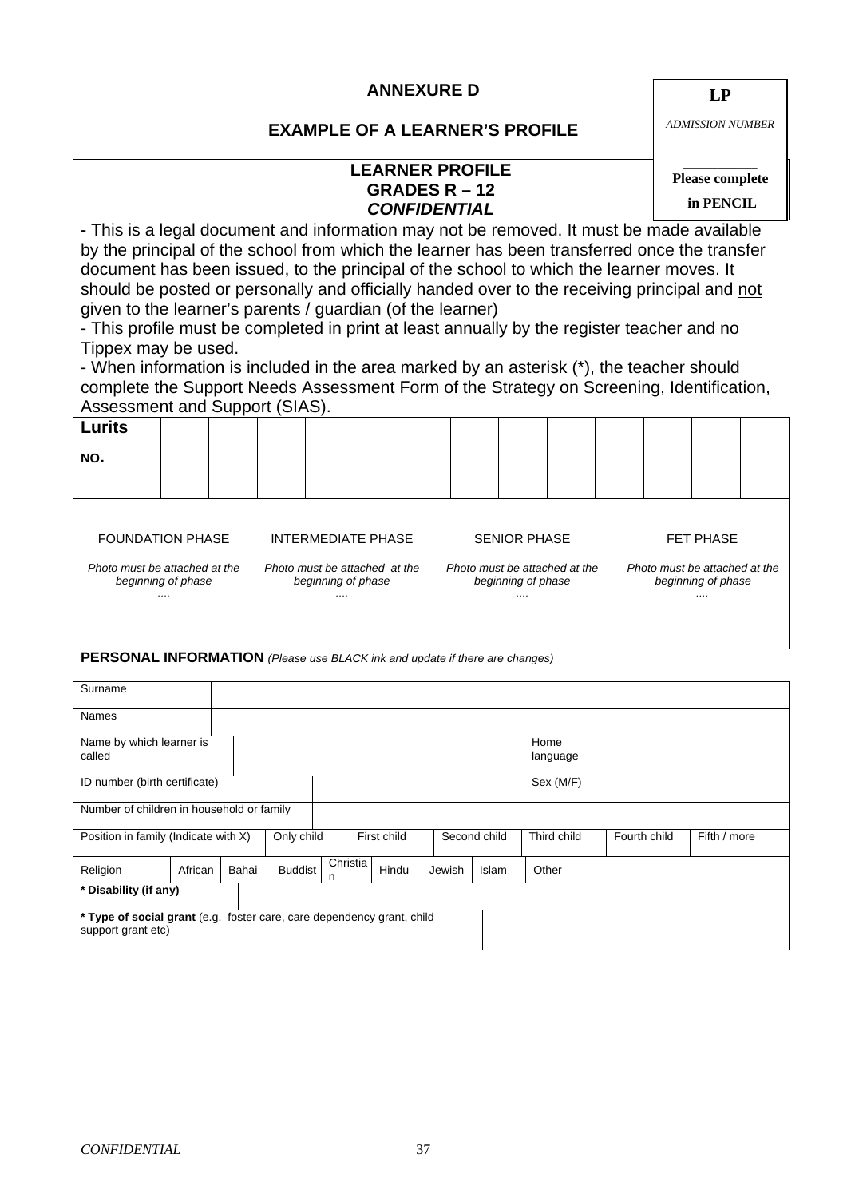# ANNEXURE D

## EXAMPLE OF A LEARNER'S PROFILE

**LP**

*ADMISSION NUMBER*

\_\_\_\_\_\_\_\_\_\_\_\_

**Please complete in PENCIL**

**LEARNER PROFILE**
**GRADES R – 12**
***CONFIDENTIAL***

**-** This is a legal document and information may not be removed. It must be made available by the principal of the school from which the learner has been transferred once the transfer document has been issued, to the principal of the school to which the learner moves. It should be posted or personally and officially handed over to the receiving principal and not given to the learner's parents / guardian (of the learner)

- This profile must be completed in print at least annually by the register teacher and no Tippex may be used.

- When information is included in the area marked by an asterisk (*), the teacher should complete the Support Needs Assessment Form of the Strategy on Screening, Identification, Assessment and Support (SIAS).

| **Lurits NO.** | | | | | | | | | | | | | |
|---|---|---|---|---|---|---|---|---|---|---|---|---|---|

| FOUNDATION PHASE | INTERMEDIATE PHASE | SENIOR PHASE | FET PHASE |
|---|---|---|---|
| *Photo must be attached at the beginning of phase ….* | *Photo must be attached at the beginning of phase ….* | *Photo must be attached at the beginning of phase ….* | *Photo must be attached at the beginning of phase ….* |

**PERSONAL INFORMATION** *(Please use BLACK ink and update if there are changes)*

| Surname | | | | | | | | | |
|---|---|---|---|---|---|---|---|---|---|
| Names | | | | | | | | | |
| Name by which learner is called | | | | | | Home language | | | |
| ID number (birth certificate) | | | | | | Sex (M/F) | | | |
| Number of children in household or family | | | | | | | | | |
| Position in family (Indicate with X) | Only child | First child | Second child | Third child | Fourth child | Fifth / more | | | |
| Religion | African | Bahai | Buddist | Christian | Hindu | Jewish | Islam | Other | |
| **\* Disability (if any)** | | | | | | | | | |
| **\* Type of social grant** (e.g. foster care, care dependency grant, child support grant etc) | | | | | | | | | |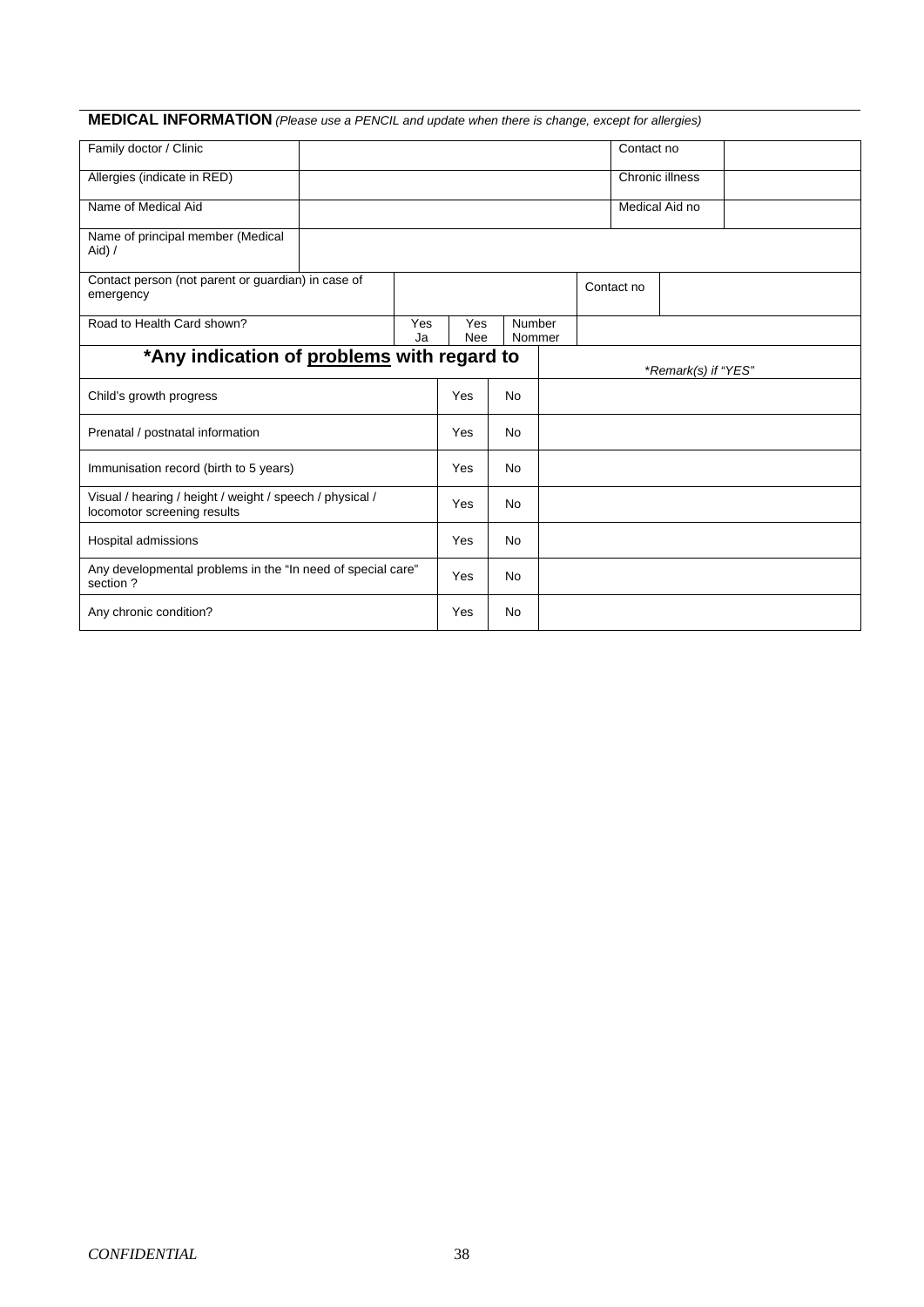**MEDICAL INFORMATION** *(Please use a PENCIL and update when there is change, except for allergies)*

| | | | |
|---|---|---|---|
| Family doctor / Clinic | | Contact no | |
| Allergies (indicate in RED) | | Chronic illness | |
| Name of Medical Aid | | Medical Aid no | |
| Name of principal member (Medical Aid) / | | | |

| | | | |
|---|---|---|---|
| Contact person (not parent or guardian) in case of emergency | | Contact no | |

| | | | | |
|---|---|---|---|---|
| Road to Health Card shown? | Yes Ja | Yes Nee | Number Nommer | |

| **\*Any indication of <u>problems</u> with regard to** | | | *\*Remark(s) if "YES"* |
|---|---|---|---|
| Child's growth progress | Yes | No | |
| Prenatal / postnatal information | Yes | No | |
| Immunisation record (birth to 5 years) | Yes | No | |
| Visual / hearing / height / weight / speech / physical / locomotor screening results | Yes | No | |
| Hospital admissions | Yes | No | |
| Any developmental problems in the "In need of special care" section ? | Yes | No | |
| Any chronic condition? | Yes | No | |

*CONFIDENTIAL*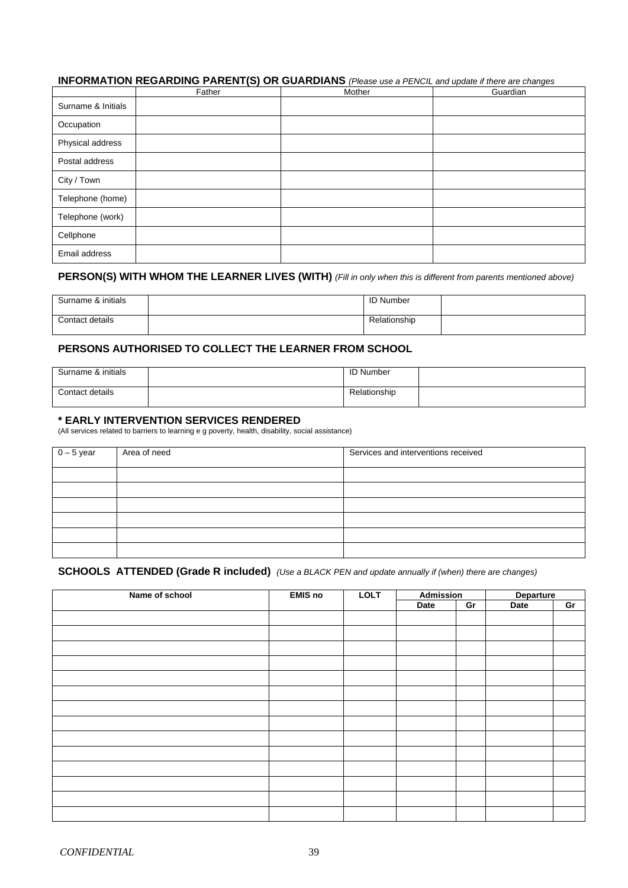## INFORMATION REGARDING PARENT(S) OR GUARDIANS *(Please use a PENCIL and update if there are changes*

| | Father | Mother | Guardian |
|---|---|---|---|
| Surname & Initials | | | |
| Occupation | | | |
| Physical address | | | |
| Postal address | | | |
| City / Town | | | |
| Telephone (home) | | | |
| Telephone (work) | | | |
| Cellphone | | | |
| Email address | | | |

## PERSON(S) WITH WHOM THE LEARNER LIVES (WITH) *(Fill in only when this is different from parents mentioned above)*

| Surname & initials | | ID Number | |
|---|---|---|---|
| Contact details | | Relationship | |

## PERSONS AUTHORISED TO COLLECT THE LEARNER FROM SCHOOL

| Surname & initials | | ID Number | |
|---|---|---|---|
| Contact details | | Relationship | |

## * EARLY INTERVENTION SERVICES RENDERED

(All services related to barriers to learning e g poverty, health, disability, social assistance)

| 0 – 5 year | Area of need | Services and interventions received |
|---|---|---|
| | | |
| | | |
| | | |
| | | |
| | | |
| | | |

## SCHOOLS ATTENDED (Grade R included) *(Use a BLACK PEN and update annually if (when) there are changes)*

| Name of school | EMIS no | LOLT | Admission | | Departure | |
|---|---|---|---|---|---|---|
| | | | Date | Gr | Date | Gr |
| | | | | | | |
| | | | | | | |
| | | | | | | |
| | | | | | | |
| | | | | | | |
| | | | | | | |
| | | | | | | |
| | | | | | | |
| | | | | | | |
| | | | | | | |
| | | | | | | |
| | | | | | | |
| | | | | | | |
| | | | | | | |

*CONFIDENTIAL*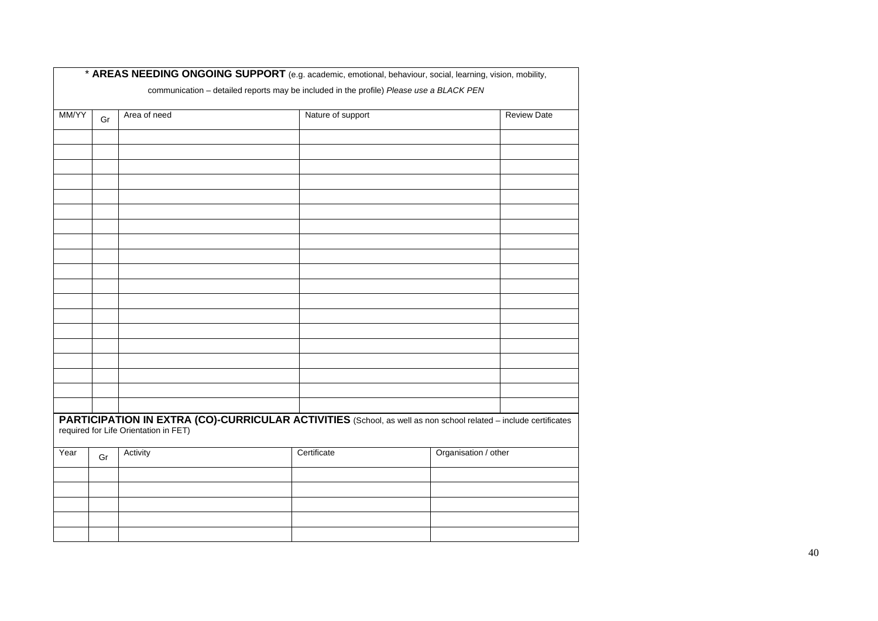**\* AREAS NEEDING ONGOING SUPPORT** (e.g. academic, emotional, behaviour, social, learning, vision, mobility, communication – detailed reports may be included in the profile) *Please use a BLACK PEN*

| MM/YY | Gr | Area of need | Nature of support | Review Date |
|---|---|---|---|---|
| | | | | |
| | | | | |
| | | | | |
| | | | | |
| | | | | |
| | | | | |
| | | | | |
| | | | | |
| | | | | |
| | | | | |
| | | | | |
| | | | | |
| | | | | |
| | | | | |
| | | | | |
| | | | | |
| | | | | |
| | | | | |
| | | | | |

**PARTICIPATION IN EXTRA (CO)-CURRICULAR ACTIVITIES** (School, as well as non school related – include certificates required for Life Orientation in FET)

| Year | Gr | Activity | Certificate | Organisation / other |
|---|---|---|---|---|
| | | | | |
| | | | | |
| | | | | |
| | | | | |
| | | | | |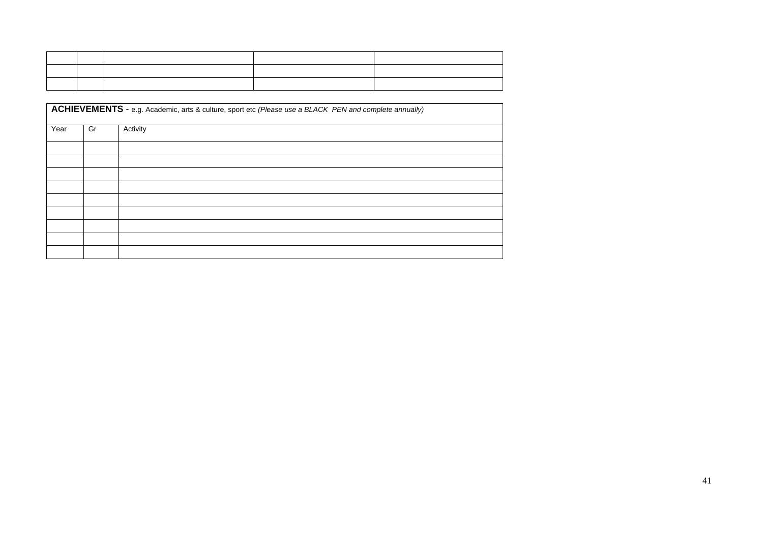| | | | | |
|---|---|---|---|---|
| | | | | |
| | | | | |
| | | | | |

| **ACHIEVEMENTS** - e.g. Academic, arts & culture, sport etc *(Please use a BLACK PEN and complete annually)* | | |
|---|---|---|
| Year | Gr | Activity |
| | | |
| | | |
| | | |
| | | |
| | | |
| | | |
| | | |
| | | |
| | | |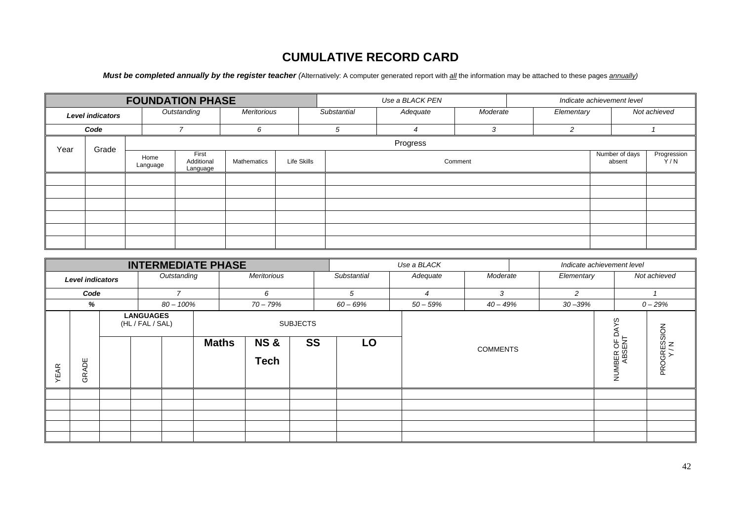# CUMULATIVE RECORD CARD

***Must be completed annually by the register teacher*** *(Alternatively: A computer generated report with* ***all*** *the information may be attached to these pages* ***annually****)*

| **FOUNDATION PHASE** | | | | | | *Use a BLACK PEN* | | | *Indicate achievement level* | |
|---|---|---|---|---|---|---|---|---|---|---|
| ***Level indicators*** | | *Outstanding* | *Meritorious* | | *Substantial* | *Adequate* | *Moderate* | *Elementary* | | *Not achieved* |
| ***Code*** | | *7* | *6* | | *5* | *4* | *3* | *2* | | *1* |
| Year | Grade | Progress | | | | | | | | |
| | | Home Language | First Additional Language | Mathematics | Life Skills | Comment | | | Number of days absent | Progression Y / N |
| | | | | | | | | | | |
| | | | | | | | | | | |
| | | | | | | | | | | |
| | | | | | | | | | | |
| | | | | | | | | | | |
| | | | | | | | | | | |

| **INTERMEDIATE PHASE** | | | | | | | | | *Use a BLACK* | | *Indicate achievement level* | |
|---|---|---|---|---|---|---|---|---|---|---|---|---|
| ***Level indicators*** | | | *Outstanding* | | *Meritorious* | | *Substantial* | *Adequate* | *Moderate* | *Elementary* | | *Not achieved* |
| ***Code*** | | | *7* | | *6* | | *5* | *4* | *3* | *2* | | *1* |
| ***%*** | | | *80 – 100%* | | *70 – 79%* | | *60 – 69%* | *50 – 59%* | *40 – 49%* | *30 –39%* | | *0 – 29%* |
| YEAR | GRADE | **LANGUAGES** (HL / FAL / SAL) | | | SUBJECTS | | | | COMMENTS | | NUMBER OF DAYS ABSENT | PROGRESSION Y / N |
| | | | | | **Maths** | **NS & Tech** | **SS** | **LO** | | | | |
| | | | | | | | | | | | | |
| | | | | | | | | | | | | |
| | | | | | | | | | | | | |
| | | | | | | | | | | | | |
| | | | | | | | | | | | | |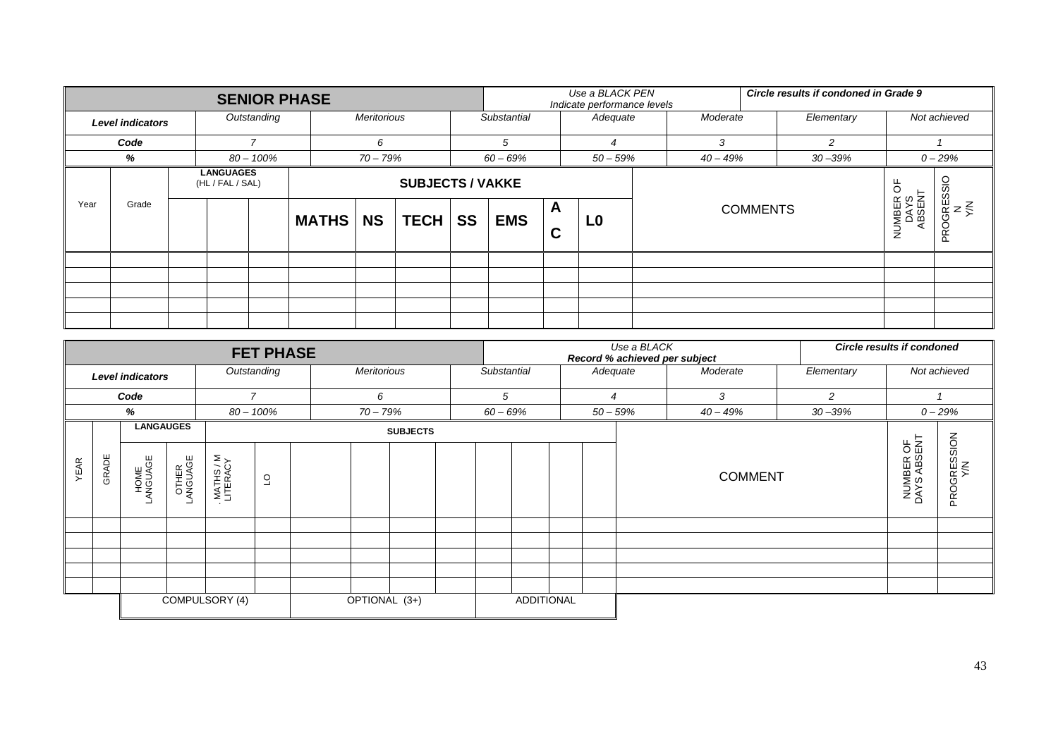| SENIOR PHASE | | | | | | | | | | | | | | | |
|---|---|---|---|---|---|---|---|---|---|---|---|---|---|---|---|
| *Use a BLACK PEN* *Indicate performance levels* | | | | | | | | | | | | | | | |
| ***Circle results if condoned in Grade 9*** | | | | | | | | | | | | | | | |
| ***Level indicators*** | | *Outstanding* | | | *Meritorious* | | | *Substantial* | | *Adequate* | | *Moderate* | *Elementary* | *Not achieved* | |
| ***Code*** | | *7* | | | *6* | | | *5* | | *4* | | *3* | *2* | *1* | |
| ***%*** | | *80 – 100%* | | | *70 – 79%* | | | *60 – 69%* | | *50 – 59%* | | *40 – 49%* | *30 –39%* | *0 – 29%* | |
| Year | Grade | **LANGUAGES** (HL / FAL / SAL) | | | **SUBJECTS / VAKKE** | | | | | | | COMMENTS | | NUMBER OF DAYS ABSENT | PROGRESSION Y/N |
| | | | | | **MATHS** | **NS** | **TECH** | **SS** | **EMS** | **AC** | **L0** | | | | |
| | | | | | | | | | | | | | | | |
| | | | | | | | | | | | | | | | |
| | | | | | | | | | | | | | | | |
| | | | | | | | | | | | | | | | |
| | | | | | | | | | | | | | | | |

| FET PHASE | | | | | | | | | | | | | | | | |
|---|---|---|---|---|---|---|---|---|---|---|---|---|---|---|---|---|
| *Use a BLACK* ***Record % achieved per subject*** | | | | | | | | | | | | | | | | |
| ***Circle results if condoned*** | | | | | | | | | | | | | | | | |
| ***Level indicators*** | | | *Outstanding* | | *Meritorious* | | | *Substantial* | | *Adequate* | | | *Moderate* | *Elementary* | *Not achieved* | |
| ***Code*** | | | *7* | | *6* | | | *5* | | *4* | | | *3* | *2* | *1* | |
| ***%*** | | | *80 – 100%* | | *70 – 79%* | | | *60 – 69%* | | *50 – 59%* | | | *40 – 49%* | *30 –39%* | *0 – 29%* | |
| YEAR | GRADE | **LANGAUGES** | | **SUBJECTS** | | | | | | | | | COMMENT | | NUMBER OF DAYS ABSENT | PROGRESSION Y/N |
| | | HOME LANGUAGE | OTHER LANGUAGE | . MATHS / M LITERACY | LO | | | | | | | | | | | |
| | | | | | | | | | | | | | | | | |
| | | | | | | | | | | | | | | | | |
| | | | | | | | | | | | | | | | | |
| | | | | | | | | | | | | | | | | |
| | | | | | | | | | | | | | | | | |
| | | COMPULSORY (4) | | | | OPTIONAL (3+) | | | | ADDITIONAL | | | | | | |